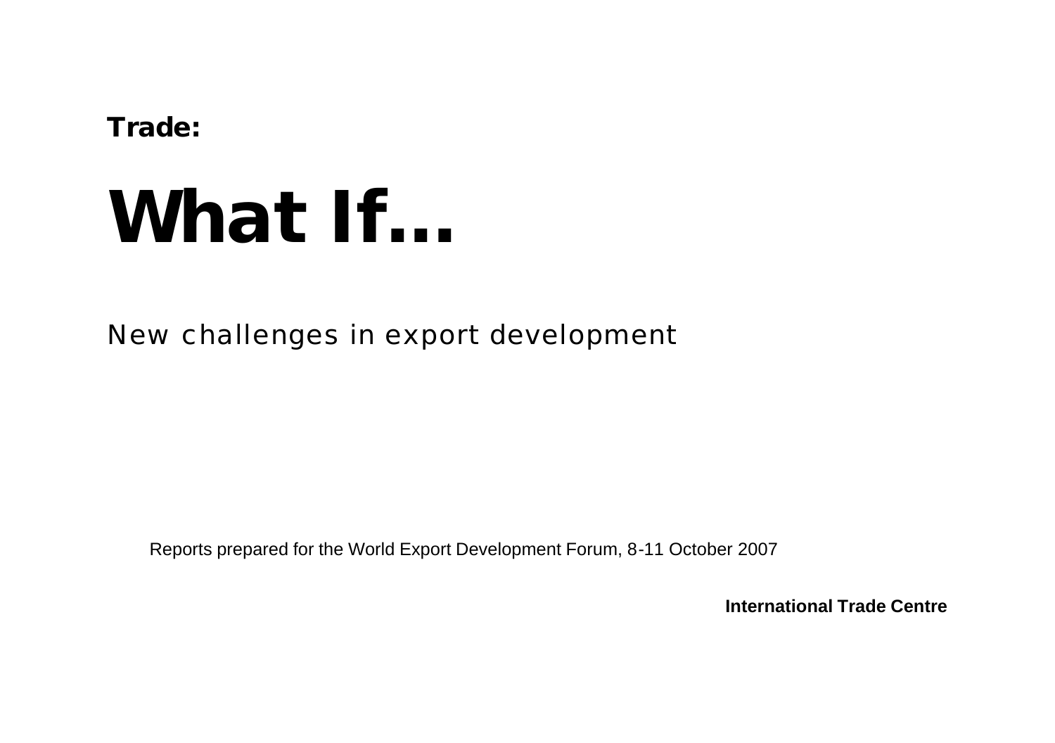**Trade:**

# What If…

New challenges in export development

Reports prepared for the World Export Development Forum, 8-11 October 2007

**International Trade Centre**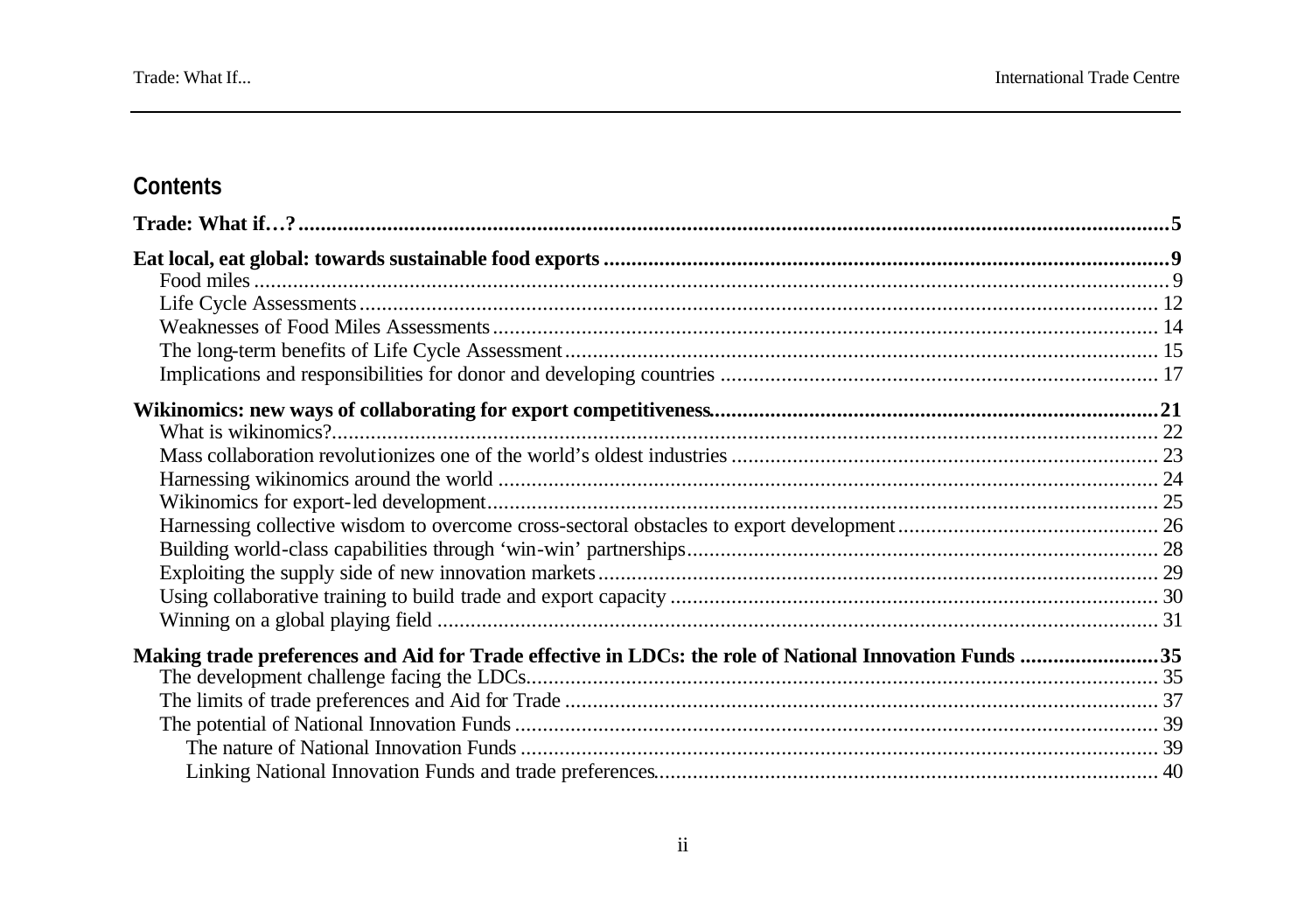## Contents

**Trade: What if…? ........................................................................ 5**

**Eat local, eat global: towards sustainable food exports ........................................................................ 9**

- Food miles ........................................................................ 9
- Life Cycle Assessments ........................................................................ 12
- Weaknesses of Food Miles Assessments ........................................................................ 14
- The long-term benefits of Life Cycle Assessment ........................................................................ 15
- Implications and responsibilities for donor and developing countries ........................................................................ 17

**Wikinomics: new ways of collaborating for export competitiveness ........................................................................ 21**

- What is wikinomics? ........................................................................ 22
- Mass collaboration revolutionizes one of the world's oldest industries ........................................................................ 23
- Harnessing wikinomics around the world ........................................................................ 24
- Wikinomics for export-led development ........................................................................ 25
- Harnessing collective wisdom to overcome cross-sectoral obstacles to export development ........................................................................ 26
- Building world-class capabilities through 'win-win' partnerships ........................................................................ 28
- Exploiting the supply side of new innovation markets ........................................................................ 29
- Using collaborative training to build trade and export capacity ........................................................................ 30
- Winning on a global playing field ........................................................................ 31

**Making trade preferences and Aid for Trade effective in LDCs: the role of National Innovation Funds ........................................................................ 35**

- The development challenge facing the LDCs ........................................................................ 35
- The limits of trade preferences and Aid for Trade ........................................................................ 37
- The potential of National Innovation Funds ........................................................................ 39
  - The nature of National Innovation Funds ........................................................................ 39
  - Linking National Innovation Funds and trade preferences ........................................................................ 40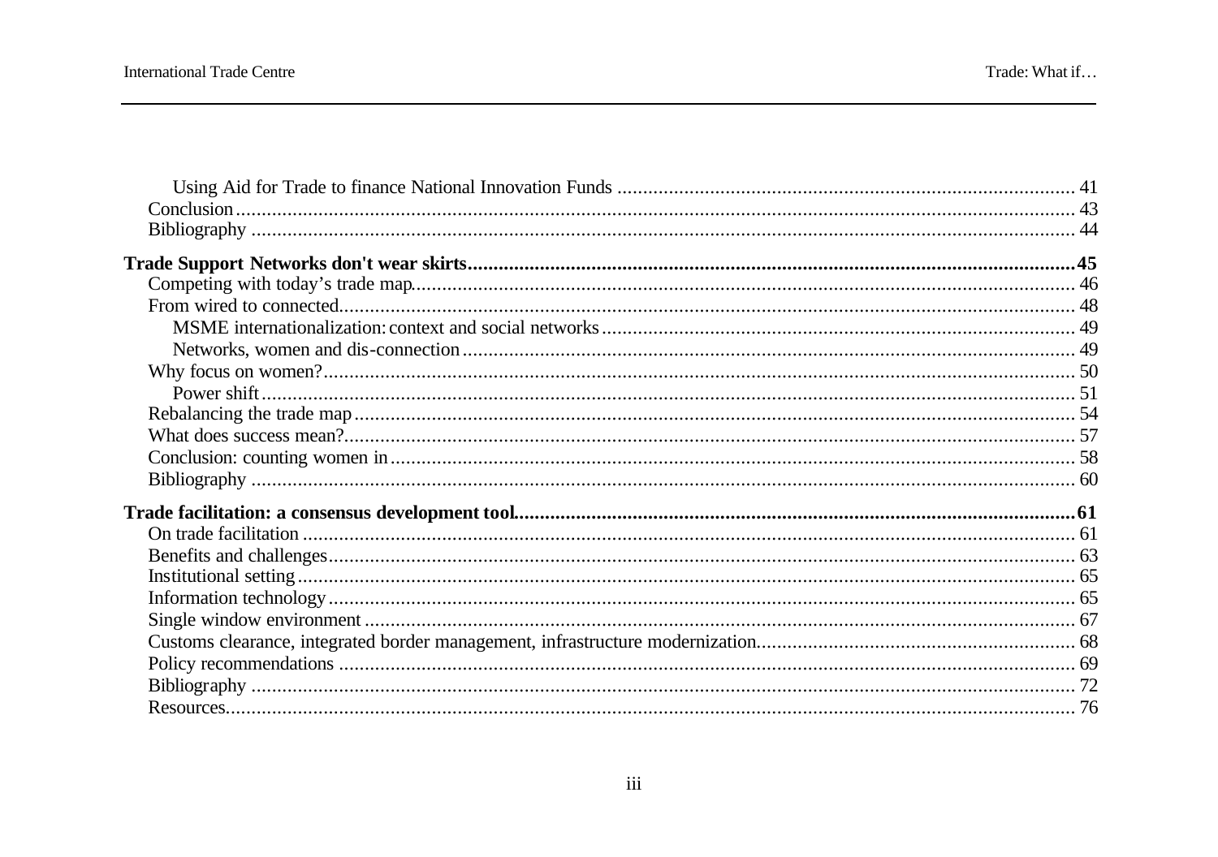Using Aid for Trade to finance National Innovation Funds ........................................................................................ 41
Conclusion.................................................................................................................................................. 43
Bibliography ................................................................................................................................................ 44

**Trade Support Networks don't wear skirts......................................................................................................45**
Competing with today's trade map................................................................................................................. 46
From wired to connected................................................................................................................................ 48
MSME internationalization: context and social networks............................................................................. 49
Networks, women and dis-connection........................................................................................................ 49
Why focus on women?................................................................................................................................... 50
Power shift.................................................................................................................................................. 51
Rebalancing the trade map............................................................................................................................. 54
What does success mean?.............................................................................................................................. 57
Conclusion: counting women in..................................................................................................................... 58
Bibliography ................................................................................................................................................ 60

**Trade facilitation: a consensus development tool.............................................................................................61**
On trade facilitation ........................................................................................................................................ 61
Benefits and challenges.................................................................................................................................. 63
Institutional setting......................................................................................................................................... 65
Information technology.................................................................................................................................. 65
Single window environment .......................................................................................................................... 67
Customs clearance, integrated border management, infrastructure modernization............................................................. 68
Policy recommendations ............................................................................................................................... 69
Bibliography ................................................................................................................................................ 72
Resources...................................................................................................................................................... 76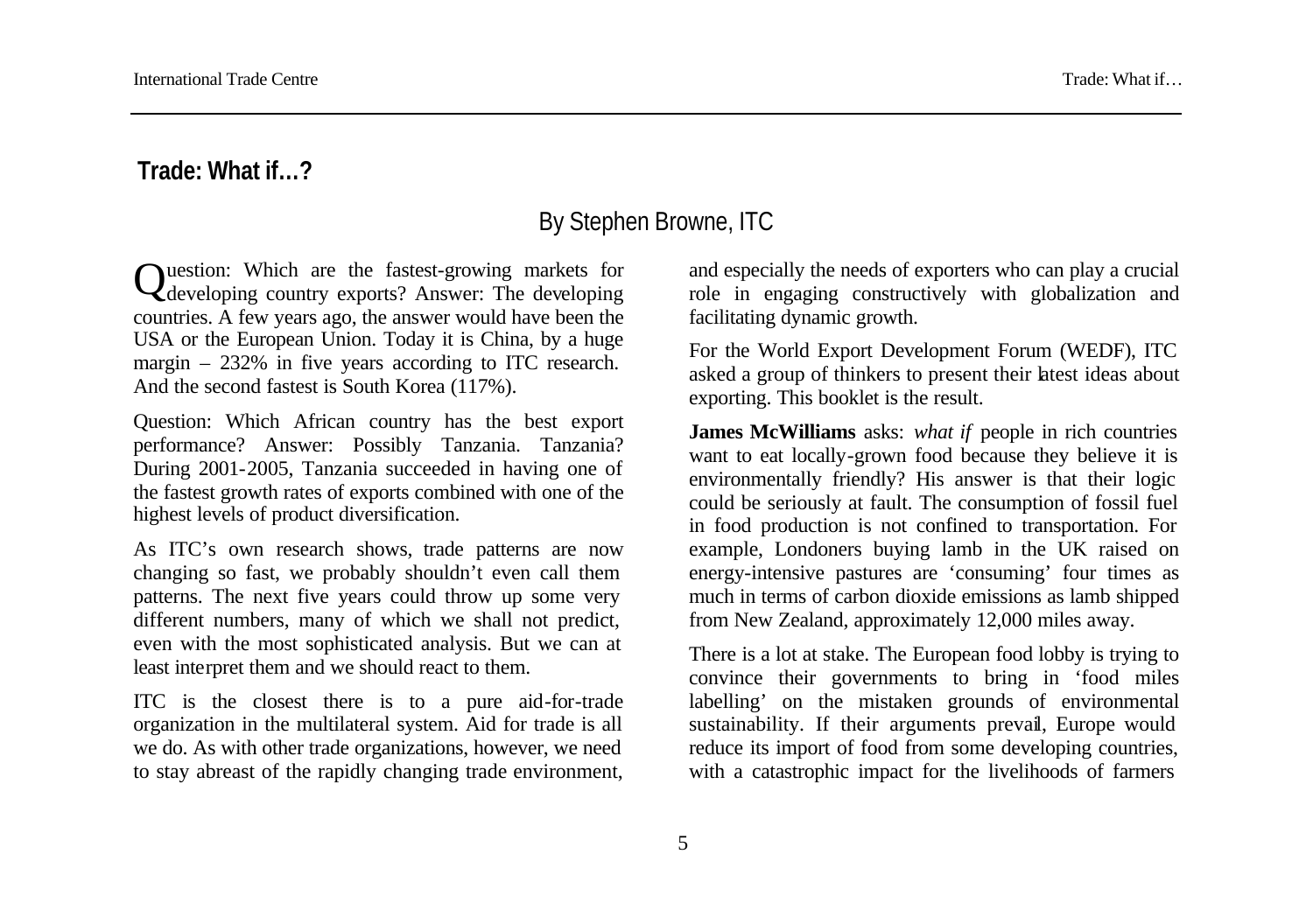## Trade: What if…?

### By Stephen Browne, ITC

Question: Which are the fastest-growing markets for developing country exports? Answer: The developing countries. A few years ago, the answer would have been the USA or the European Union. Today it is China, by a huge margin – 232% in five years according to ITC research. And the second fastest is South Korea (117%).

Question: Which African country has the best export performance? Answer: Possibly Tanzania. Tanzania? During 2001-2005, Tanzania succeeded in having one of the fastest growth rates of exports combined with one of the highest levels of product diversification.

As ITC's own research shows, trade patterns are now changing so fast, we probably shouldn't even call them patterns. The next five years could throw up some very different numbers, many of which we shall not predict, even with the most sophisticated analysis. But we can at least interpret them and we should react to them.

ITC is the closest there is to a pure aid-for-trade organization in the multilateral system. Aid for trade is all we do. As with other trade organizations, however, we need to stay abreast of the rapidly changing trade environment, and especially the needs of exporters who can play a crucial role in engaging constructively with globalization and facilitating dynamic growth.

For the World Export Development Forum (WEDF), ITC asked a group of thinkers to present their latest ideas about exporting. This booklet is the result.

**James McWilliams** asks: *what if* people in rich countries want to eat locally-grown food because they believe it is environmentally friendly? His answer is that their logic could be seriously at fault. The consumption of fossil fuel in food production is not confined to transportation. For example, Londoners buying lamb in the UK raised on energy-intensive pastures are 'consuming' four times as much in terms of carbon dioxide emissions as lamb shipped from New Zealand, approximately 12,000 miles away.

There is a lot at stake. The European food lobby is trying to convince their governments to bring in 'food miles labelling' on the mistaken grounds of environmental sustainability. If their arguments prevail, Europe would reduce its import of food from some developing countries, with a catastrophic impact for the livelihoods of farmers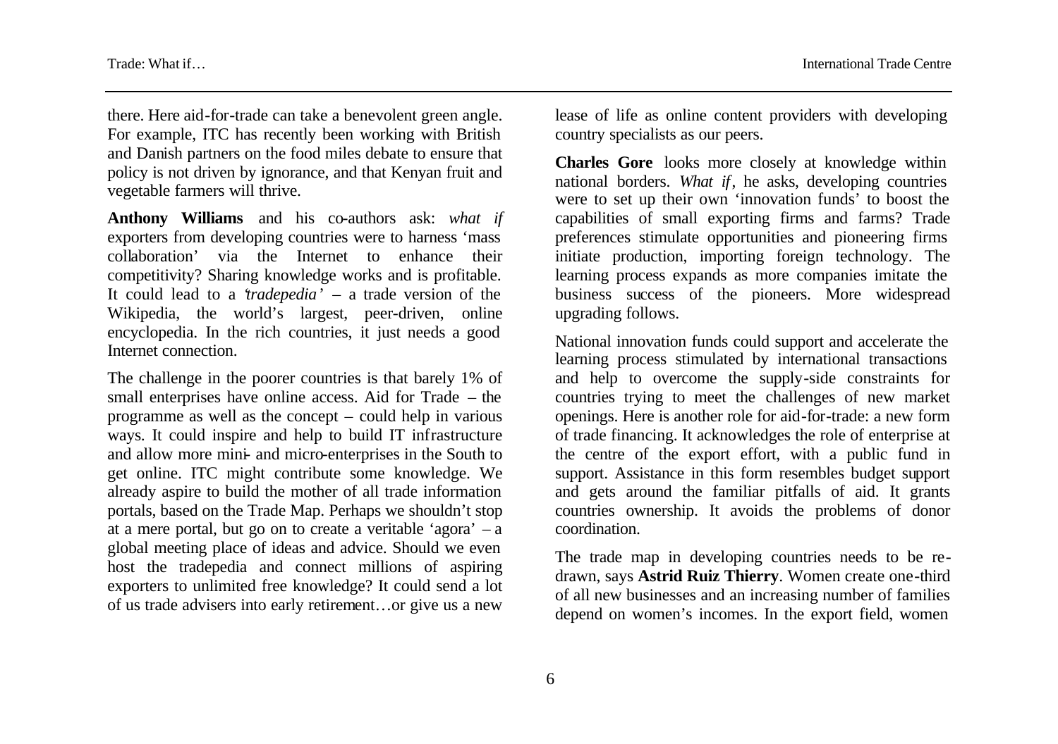there. Here aid-for-trade can take a benevolent green angle. For example, ITC has recently been working with British and Danish partners on the food miles debate to ensure that policy is not driven by ignorance, and that Kenyan fruit and vegetable farmers will thrive.

**Anthony Williams** and his co-authors ask: *what if* exporters from developing countries were to harness 'mass collaboration' via the Internet to enhance their competitivity? Sharing knowledge works and is profitable. It could lead to a *'tradepedia'* – a trade version of the Wikipedia, the world's largest, peer-driven, online encyclopedia. In the rich countries, it just needs a good Internet connection.

The challenge in the poorer countries is that barely 1% of small enterprises have online access. Aid for Trade – the programme as well as the concept – could help in various ways. It could inspire and help to build IT infrastructure and allow more mini- and micro-enterprises in the South to get online. ITC might contribute some knowledge. We already aspire to build the mother of all trade information portals, based on the Trade Map. Perhaps we shouldn't stop at a mere portal, but go on to create a veritable 'agora' – a global meeting place of ideas and advice. Should we even host the tradepedia and connect millions of aspiring exporters to unlimited free knowledge? It could send a lot of us trade advisers into early retirement…or give us a new lease of life as online content providers with developing country specialists as our peers.

**Charles Gore** looks more closely at knowledge within national borders. *What if*, he asks, developing countries were to set up their own 'innovation funds' to boost the capabilities of small exporting firms and farms? Trade preferences stimulate opportunities and pioneering firms initiate production, importing foreign technology. The learning process expands as more companies imitate the business success of the pioneers. More widespread upgrading follows.

National innovation funds could support and accelerate the learning process stimulated by international transactions and help to overcome the supply-side constraints for countries trying to meet the challenges of new market openings. Here is another role for aid-for-trade: a new form of trade financing. It acknowledges the role of enterprise at the centre of the export effort, with a public fund in support. Assistance in this form resembles budget support and gets around the familiar pitfalls of aid. It grants countries ownership. It avoids the problems of donor coordination.

The trade map in developing countries needs to be re-drawn, says **Astrid Ruiz Thierry**. Women create one-third of all new businesses and an increasing number of families depend on women's incomes. In the export field, women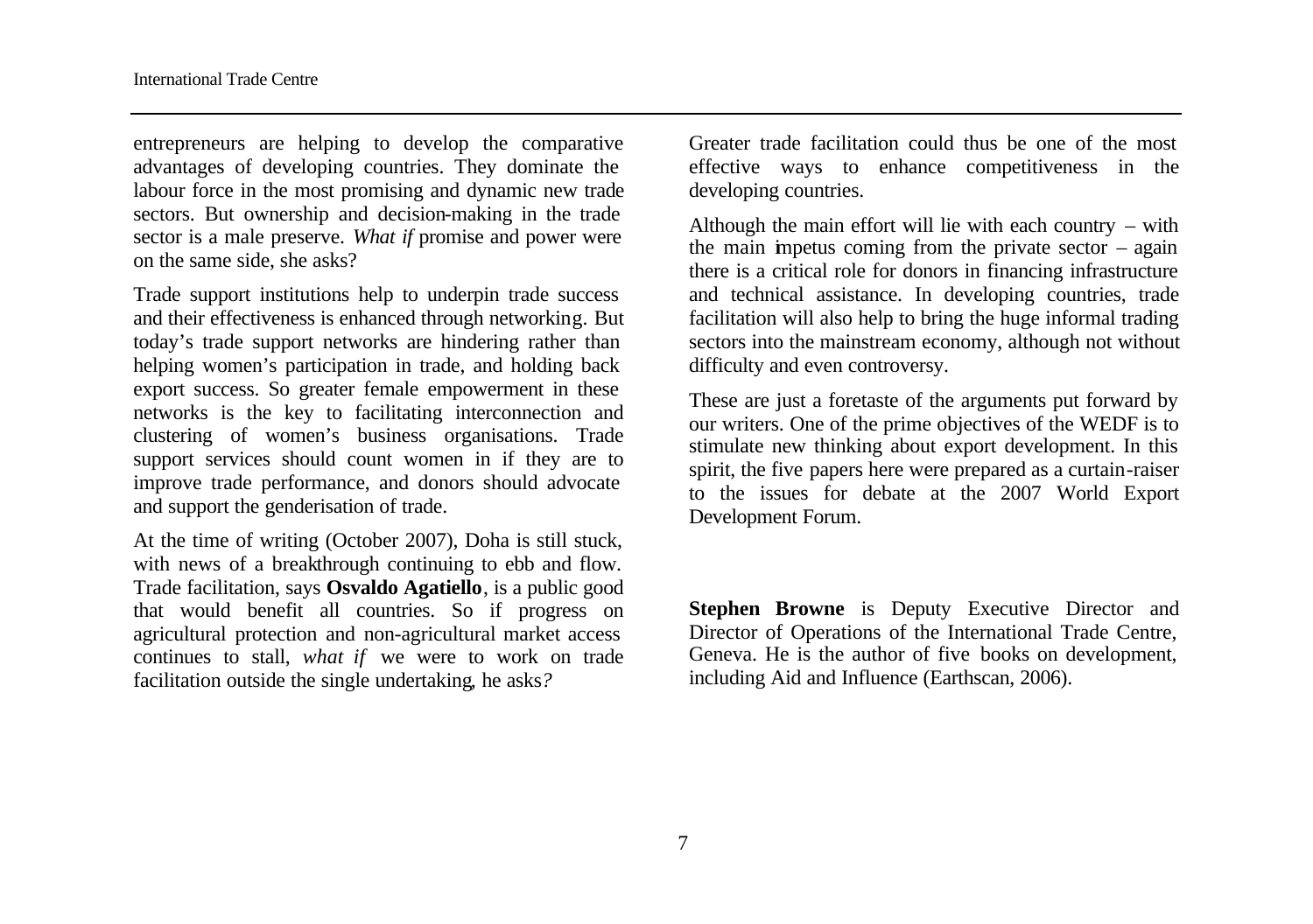entrepreneurs are helping to develop the comparative advantages of developing countries. They dominate the labour force in the most promising and dynamic new trade sectors. But ownership and decision-making in the trade sector is a male preserve. *What if* promise and power were on the same side, she asks?

Trade support institutions help to underpin trade success and their effectiveness is enhanced through networking. But today's trade support networks are hindering rather than helping women's participation in trade, and holding back export success. So greater female empowerment in these networks is the key to facilitating interconnection and clustering of women's business organisations. Trade support services should count women in if they are to improve trade performance, and donors should advocate and support the genderisation of trade.

At the time of writing (October 2007), Doha is still stuck, with news of a breakthrough continuing to ebb and flow. Trade facilitation, says **Osvaldo Agatiello**, is a public good that would benefit all countries. So if progress on agricultural protection and non-agricultural market access continues to stall, *what if* we were to work on trade facilitation outside the single undertaking, he asks?

Greater trade facilitation could thus be one of the most effective ways to enhance competitiveness in the developing countries.

Although the main effort will lie with each country – with the main impetus coming from the private sector – again there is a critical role for donors in financing infrastructure and technical assistance. In developing countries, trade facilitation will also help to bring the huge informal trading sectors into the mainstream economy, although not without difficulty and even controversy.

These are just a foretaste of the arguments put forward by our writers. One of the prime objectives of the WEDF is to stimulate new thinking about export development. In this spirit, the five papers here were prepared as a curtain-raiser to the issues for debate at the 2007 World Export Development Forum.

**Stephen Browne** is Deputy Executive Director and Director of Operations of the International Trade Centre, Geneva. He is the author of five books on development, including Aid and Influence (Earthscan, 2006).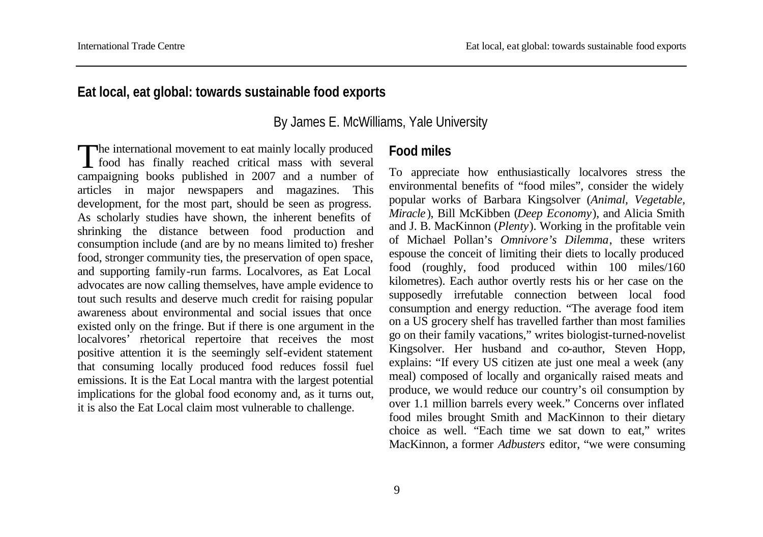## Eat local, eat global: towards sustainable food exports

By James E. McWilliams, Yale University

The international movement to eat mainly locally produced food has finally reached critical mass with several campaigning books published in 2007 and a number of articles in major newspapers and magazines. This development, for the most part, should be seen as progress. As scholarly studies have shown, the inherent benefits of shrinking the distance between food production and consumption include (and are by no means limited to) fresher food, stronger community ties, the preservation of open space, and supporting family-run farms. Localvores, as Eat Local advocates are now calling themselves, have ample evidence to tout such results and deserve much credit for raising popular awareness about environmental and social issues that once existed only on the fringe. But if there is one argument in the localvores' rhetorical repertoire that receives the most positive attention it is the seemingly self-evident statement that consuming locally produced food reduces fossil fuel emissions. It is the Eat Local mantra with the largest potential implications for the global food economy and, as it turns out, it is also the Eat Local claim most vulnerable to challenge.

### Food miles

To appreciate how enthusiastically localvores stress the environmental benefits of "food miles", consider the widely popular works of Barbara Kingsolver (*Animal, Vegetable, Miracle*), Bill McKibben (*Deep Economy*), and Alicia Smith and J. B. MacKinnon (*Plenty*). Working in the profitable vein of Michael Pollan's *Omnivore's Dilemma*, these writers espouse the conceit of limiting their diets to locally produced food (roughly, food produced within 100 miles/160 kilometres). Each author overtly rests his or her case on the supposedly irrefutable connection between local food consumption and energy reduction. "The average food item on a US grocery shelf has travelled farther than most families go on their family vacations," writes biologist-turned-novelist Kingsolver. Her husband and co-author, Steven Hopp, explains: "If every US citizen ate just one meal a week (any meal) composed of locally and organically raised meats and produce, we would reduce our country's oil consumption by over 1.1 million barrels every week." Concerns over inflated food miles brought Smith and MacKinnon to their dietary choice as well. "Each time we sat down to eat," writes MacKinnon, a former *Adbusters* editor, "we were consuming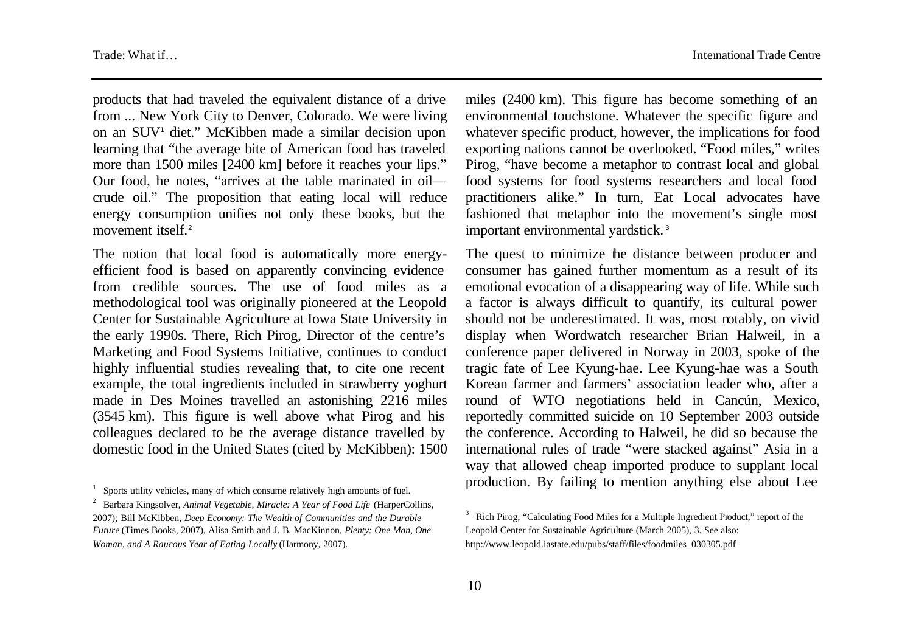products that had traveled the equivalent distance of a drive from ... New York City to Denver, Colorado. We were living on an SUV[1] diet." McKibben made a similar decision upon learning that "the average bite of American food has traveled more than 1500 miles [2400 km] before it reaches your lips." Our food, he notes, "arrives at the table marinated in oil—crude oil." The proposition that eating local will reduce energy consumption unifies not only these books, but the movement itself.[2]

The notion that local food is automatically more energy-efficient food is based on apparently convincing evidence from credible sources. The use of food miles as a methodological tool was originally pioneered at the Leopold Center for Sustainable Agriculture at Iowa State University in the early 1990s. There, Rich Pirog, Director of the centre's Marketing and Food Systems Initiative, continues to conduct highly influential studies revealing that, to cite one recent example, the total ingredients included in strawberry yoghurt made in Des Moines travelled an astonishing 2216 miles (3545 km). This figure is well above what Pirog and his colleagues declared to be the average distance travelled by domestic food in the United States (cited by McKibben): 1500 miles (2400 km). This figure has become something of an environmental touchstone. Whatever the specific figure and whatever specific product, however, the implications for food exporting nations cannot be overlooked. "Food miles," writes Pirog, "have become a metaphor to contrast local and global food systems for food systems researchers and local food practitioners alike." In turn, Eat Local advocates have fashioned that metaphor into the movement's single most important environmental yardstick.[3]

The quest to minimize the distance between producer and consumer has gained further momentum as a result of its emotional evocation of a disappearing way of life. While such a factor is always difficult to quantify, its cultural power should not be underestimated. It was, most notably, on vivid display when Wordwatch researcher Brian Halweil, in a conference paper delivered in Norway in 2003, spoke of the tragic fate of Lee Kyung-hae. Lee Kyung-hae was a South Korean farmer and farmers' association leader who, after a round of WTO negotiations held in Cancún, Mexico, reportedly committed suicide on 10 September 2003 outside the conference. According to Halweil, he did so because the international rules of trade "were stacked against" Asia in a way that allowed cheap imported produce to supplant local production. By failing to mention anything else about Lee

---

[1] Sports utility vehicles, many of which consume relatively high amounts of fuel.

[2] Barbara Kingsolver, *Animal Vegetable, Miracle: A Year of Food Life* (HarperCollins, 2007); Bill McKibben, *Deep Economy: The Wealth of Communities and the Durable Future* (Times Books, 2007), Alisa Smith and J. B. MacKinnon, *Plenty: One Man, One Woman, and A Raucous Year of Eating Locally* (Harmony, 2007).

[3] Rich Pirog, "Calculating Food Miles for a Multiple Ingredient Product," report of the Leopold Center for Sustainable Agriculture (March 2005), 3. See also: http://www.leopold.iastate.edu/pubs/staff/files/foodmiles_030305.pdf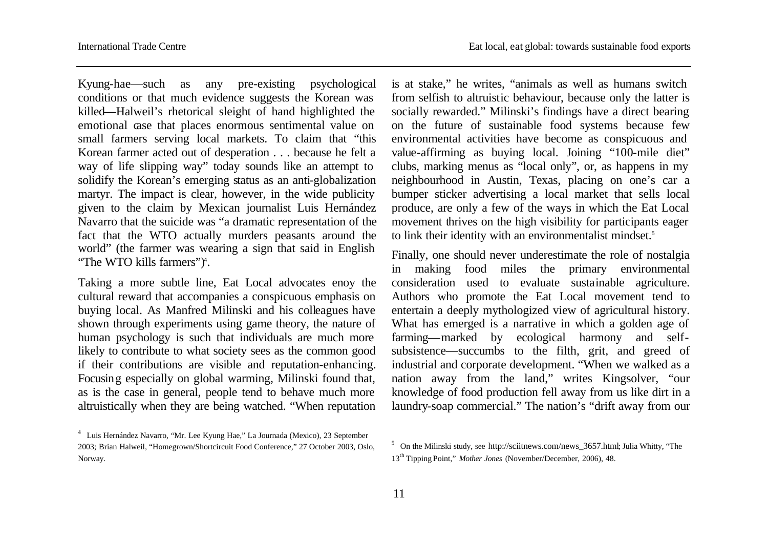Kyung-hae—such as any pre-existing psychological conditions or that much evidence suggests the Korean was killed—Halweil's rhetorical sleight of hand highlighted the emotional case that places enormous sentimental value on small farmers serving local markets. To claim that "this Korean farmer acted out of desperation . . . because he felt a way of life slipping way" today sounds like an attempt to solidify the Korean's emerging status as an anti-globalization martyr. The impact is clear, however, in the wide publicity given to the claim by Mexican journalist Luis Hernández Navarro that the suicide was "a dramatic representation of the fact that the WTO actually murders peasants around the world" (the farmer was wearing a sign that said in English "The WTO kills farmers")[4].

Taking a more subtle line, Eat Local advocates enoy the cultural reward that accompanies a conspicuous emphasis on buying local. As Manfred Milinski and his colleagues have shown through experiments using game theory, the nature of human psychology is such that individuals are much more likely to contribute to what society sees as the common good if their contributions are visible and reputation-enhancing. Focusing especially on global warming, Milinski found that, as is the case in general, people tend to behave much more altruistically when they are being watched. "When reputation is at stake," he writes, "animals as well as humans switch from selfish to altruistic behaviour, because only the latter is socially rewarded." Milinski's findings have a direct bearing on the future of sustainable food systems because few environmental activities have become as conspicuous and value-affirming as buying local. Joining "100-mile diet" clubs, marking menus as "local only", or, as happens in my neighbourhood in Austin, Texas, placing on one's car a bumper sticker advertising a local market that sells local produce, are only a few of the ways in which the Eat Local movement thrives on the high visibility for participants eager to link their identity with an environmentalist mindset.[5]

Finally, one should never underestimate the role of nostalgia in making food miles the primary environmental consideration used to evaluate sustainable agriculture. Authors who promote the Eat Local movement tend to entertain a deeply mythologized view of agricultural history. What has emerged is a narrative in which a golden age of farming—marked by ecological harmony and self-subsistence—succumbs to the filth, grit, and greed of industrial and corporate development. "When we walked as a nation away from the land," writes Kingsolver, "our knowledge of food production fell away from us like dirt in a laundry-soap commercial." The nation's "drift away from our

---

[4] Luis Hernández Navarro, "Mr. Lee Kyung Hae," La Journada (Mexico), 23 September 2003; Brian Halweil, "Homegrown/Shortcircuit Food Conference," 27 October 2003, Oslo, Norway.

[5] On the Milinski study, see http://sciitnews.com/news_3657.html; Julia Whitty, "The 13th Tipping Point," *Mother Jones* (November/December, 2006), 48.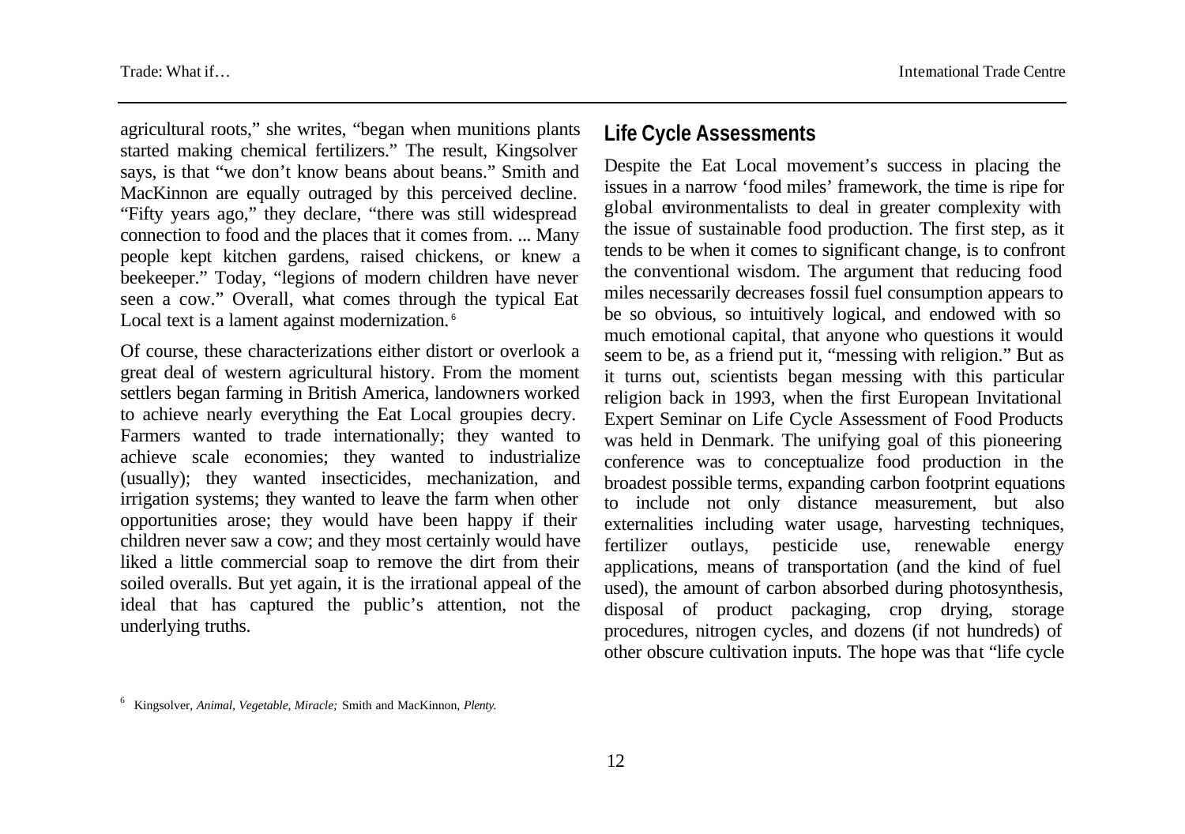agricultural roots," she writes, "began when munitions plants started making chemical fertilizers." The result, Kingsolver says, is that "we don't know beans about beans." Smith and MacKinnon are equally outraged by this perceived decline. "Fifty years ago," they declare, "there was still widespread connection to food and the places that it comes from. ... Many people kept kitchen gardens, raised chickens, or knew a beekeeper." Today, "legions of modern children have never seen a cow." Overall, what comes through the typical Eat Local text is a lament against modernization.[6]

Of course, these characterizations either distort or overlook a great deal of western agricultural history. From the moment settlers began farming in British America, landowners worked to achieve nearly everything the Eat Local groupies decry. Farmers wanted to trade internationally; they wanted to achieve scale economies; they wanted to industrialize (usually); they wanted insecticides, mechanization, and irrigation systems; they wanted to leave the farm when other opportunities arose; they would have been happy if their children never saw a cow; and they most certainly would have liked a little commercial soap to remove the dirt from their soiled overalls. But yet again, it is the irrational appeal of the ideal that has captured the public's attention, not the underlying truths.

## Life Cycle Assessments

Despite the Eat Local movement's success in placing the issues in a narrow 'food miles' framework, the time is ripe for global environmentalists to deal in greater complexity with the issue of sustainable food production. The first step, as it tends to be when it comes to significant change, is to confront the conventional wisdom. The argument that reducing food miles necessarily decreases fossil fuel consumption appears to be so obvious, so intuitively logical, and endowed with so much emotional capital, that anyone who questions it would seem to be, as a friend put it, "messing with religion." But as it turns out, scientists began messing with this particular religion back in 1993, when the first European Invitational Expert Seminar on Life Cycle Assessment of Food Products was held in Denmark. The unifying goal of this pioneering conference was to conceptualize food production in the broadest possible terms, expanding carbon footprint equations to include not only distance measurement, but also externalities including water usage, harvesting techniques, fertilizer outlays, pesticide use, renewable energy applications, means of transportation (and the kind of fuel used), the amount of carbon absorbed during photosynthesis, disposal of product packaging, crop drying, storage procedures, nitrogen cycles, and dozens (if not hundreds) of other obscure cultivation inputs. The hope was that "life cycle

[6] Kingsolver, *Animal, Vegetable, Miracle;* Smith and MacKinnon, *Plenty.*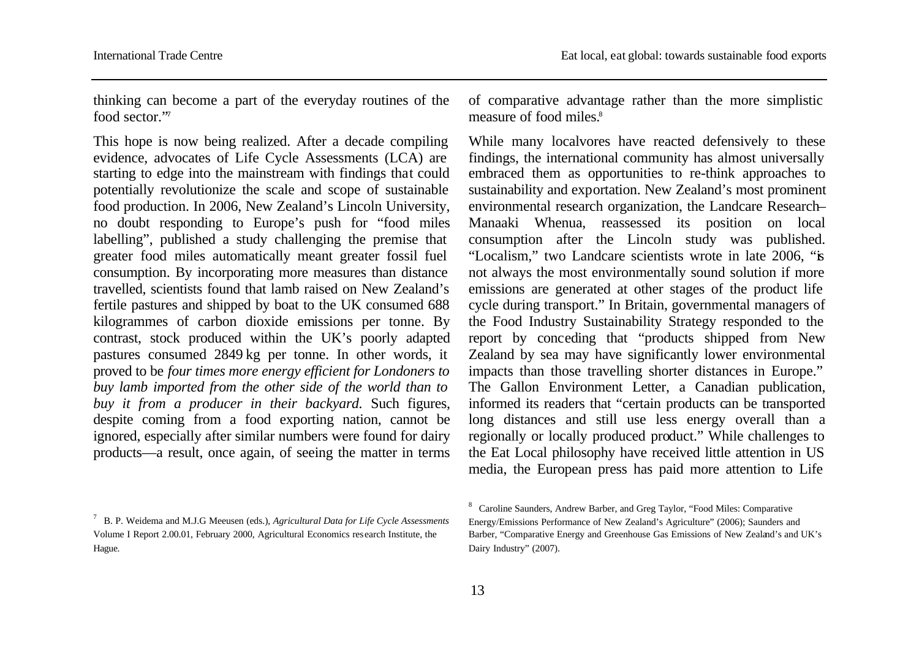thinking can become a part of the everyday routines of the food sector."[7]

This hope is now being realized. After a decade compiling evidence, advocates of Life Cycle Assessments (LCA) are starting to edge into the mainstream with findings that could potentially revolutionize the scale and scope of sustainable food production. In 2006, New Zealand's Lincoln University, no doubt responding to Europe's push for "food miles labelling", published a study challenging the premise that greater food miles automatically meant greater fossil fuel consumption. By incorporating more measures than distance travelled, scientists found that lamb raised on New Zealand's fertile pastures and shipped by boat to the UK consumed 688 kilogrammes of carbon dioxide emissions per tonne. By contrast, stock produced within the UK's poorly adapted pastures consumed 2849 kg per tonne. In other words, it proved to be *four times more energy efficient for Londoners to buy lamb imported from the other side of the world than to buy it from a producer in their backyard*. Such figures, despite coming from a food exporting nation, cannot be ignored, especially after similar numbers were found for dairy products—a result, once again, of seeing the matter in terms of comparative advantage rather than the more simplistic measure of food miles.[8]

While many localvores have reacted defensively to these findings, the international community has almost universally embraced them as opportunities to re-think approaches to sustainability and exportation. New Zealand's most prominent environmental research organization, the Landcare Research–Manaaki Whenua, reassessed its position on local consumption after the Lincoln study was published. "Localism," two Landcare scientists wrote in late 2006, "is not always the most environmentally sound solution if more emissions are generated at other stages of the product life cycle during transport." In Britain, governmental managers of the Food Industry Sustainability Strategy responded to the report by conceding that "products shipped from New Zealand by sea may have significantly lower environmental impacts than those travelling shorter distances in Europe." The Gallon Environment Letter, a Canadian publication, informed its readers that "certain products can be transported long distances and still use less energy overall than a regionally or locally produced product." While challenges to the Eat Local philosophy have received little attention in US media, the European press has paid more attention to Life

[7] B. P. Weidema and M.J.G Meeusen (eds.), *Agricultural Data for Life Cycle Assessments* Volume I Report 2.00.01, February 2000, Agricultural Economics research Institute, the Hague.

[8] Caroline Saunders, Andrew Barber, and Greg Taylor, "Food Miles: Comparative Energy/Emissions Performance of New Zealand's Agriculture" (2006); Saunders and Barber, "Comparative Energy and Greenhouse Gas Emissions of New Zealand's and UK's Dairy Industry" (2007).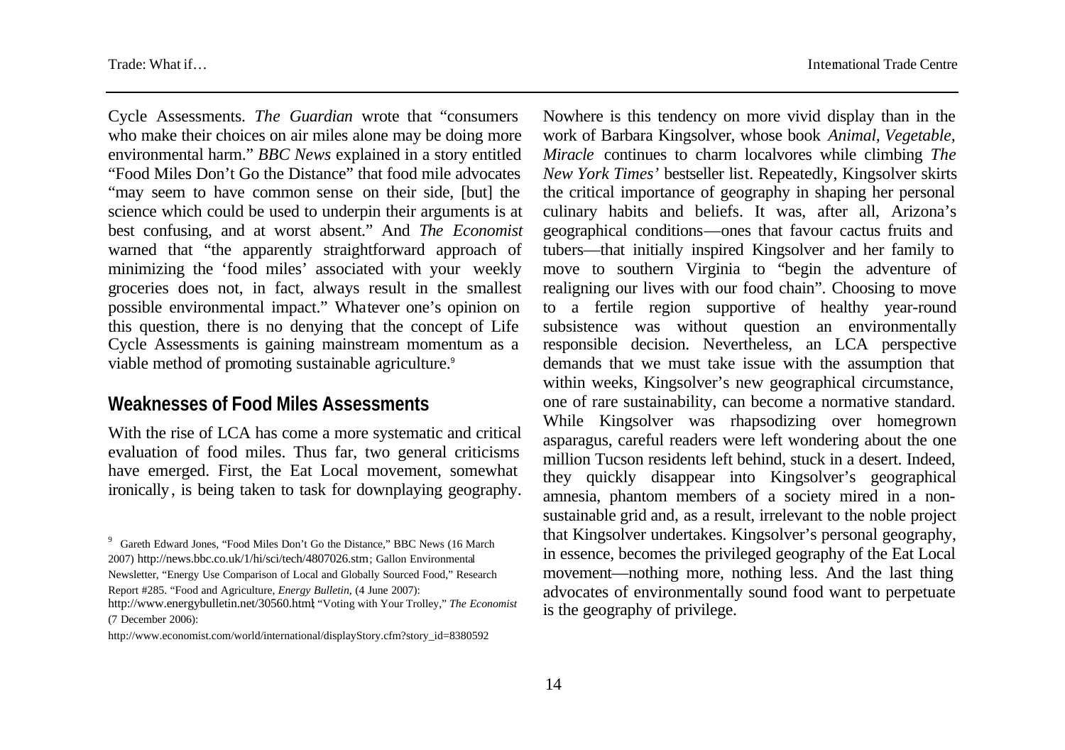Cycle Assessments. *The Guardian* wrote that "consumers who make their choices on air miles alone may be doing more environmental harm." *BBC News* explained in a story entitled "Food Miles Don't Go the Distance" that food mile advocates "may seem to have common sense on their side, [but] the science which could be used to underpin their arguments is at best confusing, and at worst absent." And *The Economist* warned that "the apparently straightforward approach of minimizing the 'food miles' associated with your weekly groceries does not, in fact, always result in the smallest possible environmental impact." Whatever one's opinion on this question, there is no denying that the concept of Life Cycle Assessments is gaining mainstream momentum as a viable method of promoting sustainable agriculture.[9]

## Weaknesses of Food Miles Assessments

With the rise of LCA has come a more systematic and critical evaluation of food miles. Thus far, two general criticisms have emerged. First, the Eat Local movement, somewhat ironically, is being taken to task for downplaying geography. Nowhere is this tendency on more vivid display than in the work of Barbara Kingsolver, whose book *Animal, Vegetable, Miracle* continues to charm localvores while climbing *The New York Times'* bestseller list. Repeatedly, Kingsolver skirts the critical importance of geography in shaping her personal culinary habits and beliefs. It was, after all, Arizona's geographical conditions—ones that favour cactus fruits and tubers—that initially inspired Kingsolver and her family to move to southern Virginia to "begin the adventure of realigning our lives with our food chain". Choosing to move to a fertile region supportive of healthy year-round subsistence was without question an environmentally responsible decision. Nevertheless, an LCA perspective demands that we must take issue with the assumption that within weeks, Kingsolver's new geographical circumstance, one of rare sustainability, can become a normative standard. While Kingsolver was rhapsodizing over homegrown asparagus, careful readers were left wondering about the one million Tucson residents left behind, stuck in a desert. Indeed, they quickly disappear into Kingsolver's geographical amnesia, phantom members of a society mired in a non-sustainable grid and, as a result, irrelevant to the noble project that Kingsolver undertakes. Kingsolver's personal geography, in essence, becomes the privileged geography of the Eat Local movement—nothing more, nothing less. And the last thing advocates of environmentally sound food want to perpetuate is the geography of privilege.

---

[9] Gareth Edward Jones, "Food Miles Don't Go the Distance," BBC News (16 March 2007) http://news.bbc.co.uk/1/hi/sci/tech/4807026.stm; Gallon Environmental Newsletter, "Energy Use Comparison of Local and Globally Sourced Food," Research Report #285. "Food and Agriculture, *Energy Bulletin*, (4 June 2007): http://www.energybulletin.net/30560.html; "Voting with Your Trolley," *The Economist* (7 December 2006): http://www.economist.com/world/international/displayStory.cfm?story_id=8380592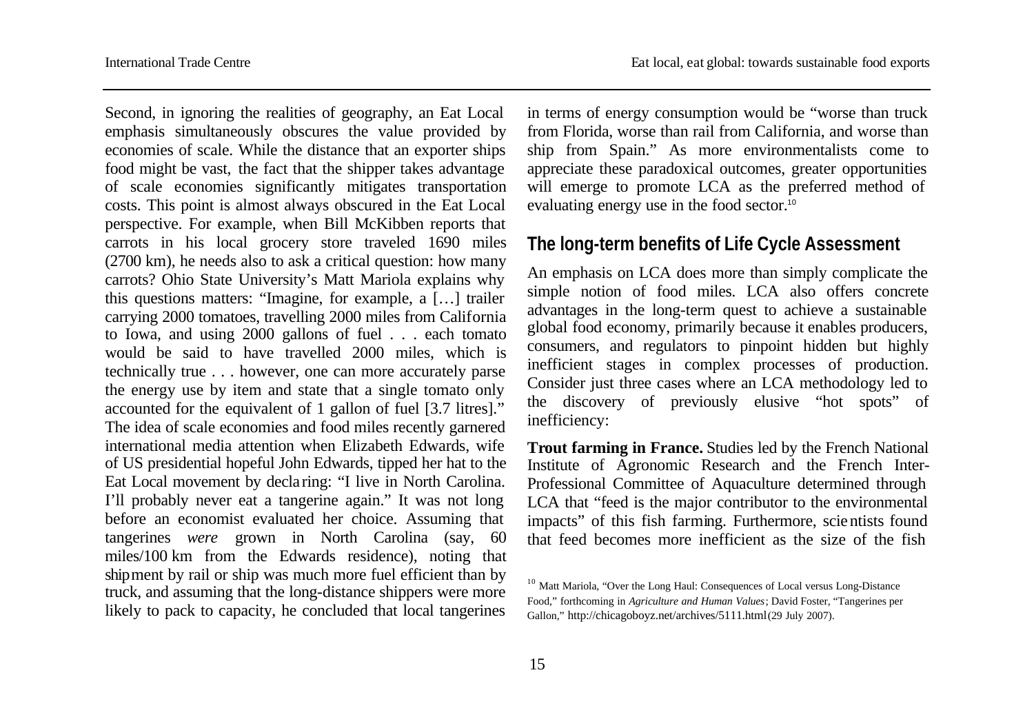Second, in ignoring the realities of geography, an Eat Local emphasis simultaneously obscures the value provided by economies of scale. While the distance that an exporter ships food might be vast, the fact that the shipper takes advantage of scale economies significantly mitigates transportation costs. This point is almost always obscured in the Eat Local perspective. For example, when Bill McKibben reports that carrots in his local grocery store traveled 1690 miles (2700 km), he needs also to ask a critical question: how many carrots? Ohio State University's Matt Mariola explains why this questions matters: "Imagine, for example, a […] trailer carrying 2000 tomatoes, travelling 2000 miles from California to Iowa, and using 2000 gallons of fuel . . . each tomato would be said to have travelled 2000 miles, which is technically true . . . however, one can more accurately parse the energy use by item and state that a single tomato only accounted for the equivalent of 1 gallon of fuel [3.7 litres]." The idea of scale economies and food miles recently garnered international media attention when Elizabeth Edwards, wife of US presidential hopeful John Edwards, tipped her hat to the Eat Local movement by declaring: "I live in North Carolina. I'll probably never eat a tangerine again." It was not long before an economist evaluated her choice. Assuming that tangerines *were* grown in North Carolina (say, 60 miles/100 km from the Edwards residence), noting that shipment by rail or ship was much more fuel efficient than by truck, and assuming that the long-distance shippers were more likely to pack to capacity, he concluded that local tangerines in terms of energy consumption would be "worse than truck from Florida, worse than rail from California, and worse than ship from Spain." As more environmentalists come to appreciate these paradoxical outcomes, greater opportunities will emerge to promote LCA as the preferred method of evaluating energy use in the food sector.[10]

## The long-term benefits of Life Cycle Assessment

An emphasis on LCA does more than simply complicate the simple notion of food miles. LCA also offers concrete advantages in the long-term quest to achieve a sustainable global food economy, primarily because it enables producers, consumers, and regulators to pinpoint hidden but highly inefficient stages in complex processes of production. Consider just three cases where an LCA methodology led to the discovery of previously elusive "hot spots" of inefficiency:

**Trout farming in France.** Studies led by the French National Institute of Agronomic Research and the French Inter-Professional Committee of Aquaculture determined through LCA that "feed is the major contributor to the environmental impacts" of this fish farming. Furthermore, scientists found that feed becomes more inefficient as the size of the fish

[10] Matt Mariola, "Over the Long Haul: Consequences of Local versus Long-Distance Food," forthcoming in *Agriculture and Human Values*; David Foster, "Tangerines per Gallon," http://chicagoboyz.net/archives/5111.html (29 July 2007).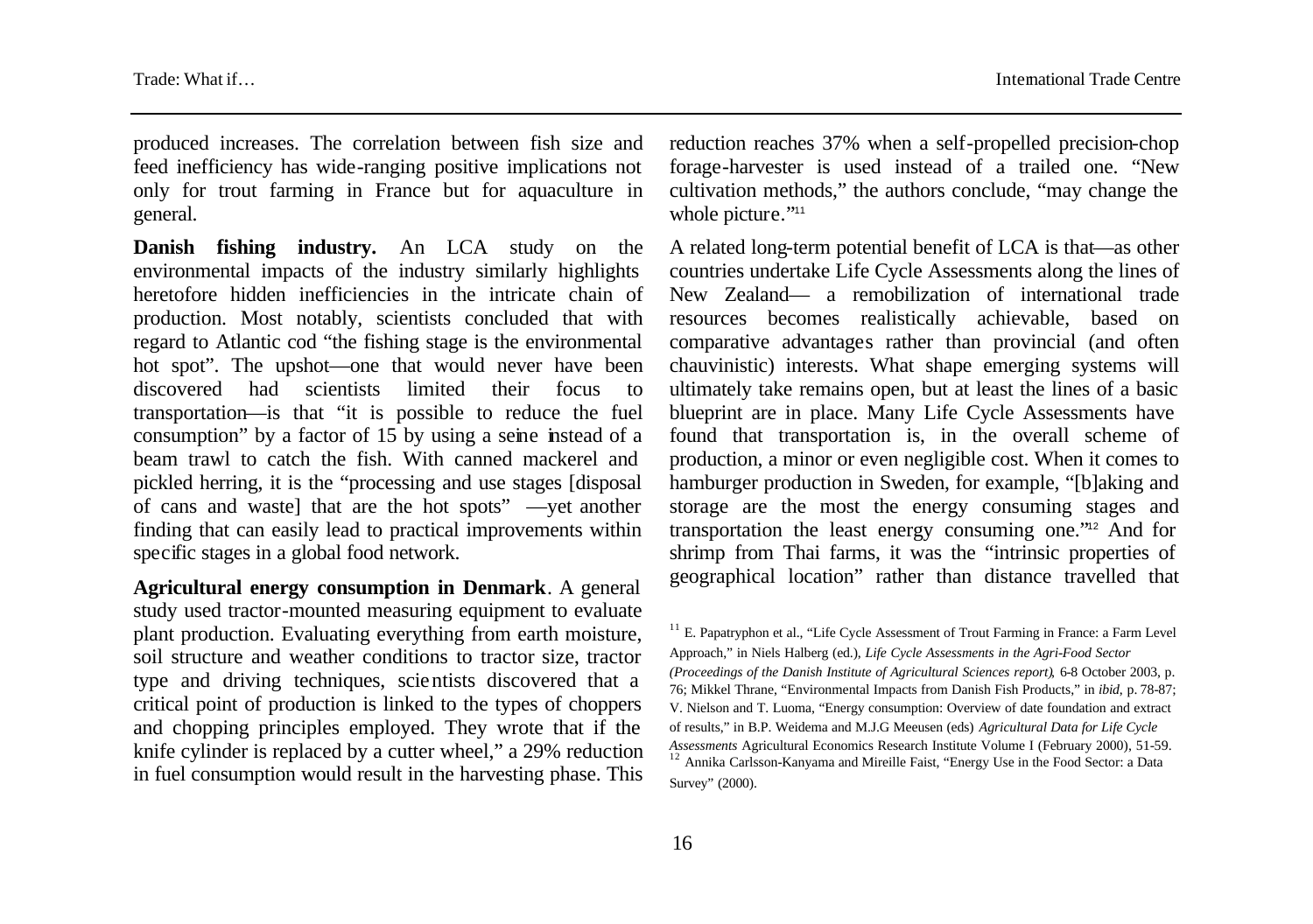produced increases. The correlation between fish size and feed inefficiency has wide-ranging positive implications not only for trout farming in France but for aquaculture in general.

**Danish fishing industry.** An LCA study on the environmental impacts of the industry similarly highlights heretofore hidden inefficiencies in the intricate chain of production. Most notably, scientists concluded that with regard to Atlantic cod "the fishing stage is the environmental hot spot". The upshot—one that would never have been discovered had scientists limited their focus to transportation—is that "it is possible to reduce the fuel consumption" by a factor of 15 by using a seine instead of a beam trawl to catch the fish. With canned mackerel and pickled herring, it is the "processing and use stages [disposal of cans and waste] that are the hot spots" —yet another finding that can easily lead to practical improvements within specific stages in a global food network.

**Agricultural energy consumption in Denmark**. A general study used tractor-mounted measuring equipment to evaluate plant production. Evaluating everything from earth moisture, soil structure and weather conditions to tractor size, tractor type and driving techniques, scientists discovered that a critical point of production is linked to the types of choppers and chopping principles employed. They wrote that if the knife cylinder is replaced by a cutter wheel," a 29% reduction in fuel consumption would result in the harvesting phase. This reduction reaches 37% when a self-propelled precision-chop forage-harvester is used instead of a trailed one. "New cultivation methods," the authors conclude, "may change the whole picture."[11]

A related long-term potential benefit of LCA is that—as other countries undertake Life Cycle Assessments along the lines of New Zealand— a remobilization of international trade resources becomes realistically achievable, based on comparative advantages rather than provincial (and often chauvinistic) interests. What shape emerging systems will ultimately take remains open, but at least the lines of a basic blueprint are in place. Many Life Cycle Assessments have found that transportation is, in the overall scheme of production, a minor or even negligible cost. When it comes to hamburger production in Sweden, for example, "[b]aking and storage are the most the energy consuming stages and transportation the least energy consuming one."[12] And for shrimp from Thai farms, it was the "intrinsic properties of geographical location" rather than distance travelled that

---

[11] E. Papatryphon et al., "Life Cycle Assessment of Trout Farming in France: a Farm Level Approach," in Niels Halberg (ed.), *Life Cycle Assessments in the Agri-Food Sector (Proceedings of the Danish Institute of Agricultural Sciences report)*, 6-8 October 2003, p. 76; Mikkel Thrane, "Environmental Impacts from Danish Fish Products," in *ibid*, p. 78-87; V. Nielson and T. Luoma, "Energy consumption: Overview of date foundation and extract of results," in B.P. Weidema and M.J.G Meeusen (eds) *Agricultural Data for Life Cycle Assessments* Agricultural Economics Research Institute Volume I (February 2000), 51-59.

[12] Annika Carlsson-Kanyama and Mireille Faist, "Energy Use in the Food Sector: a Data Survey" (2000).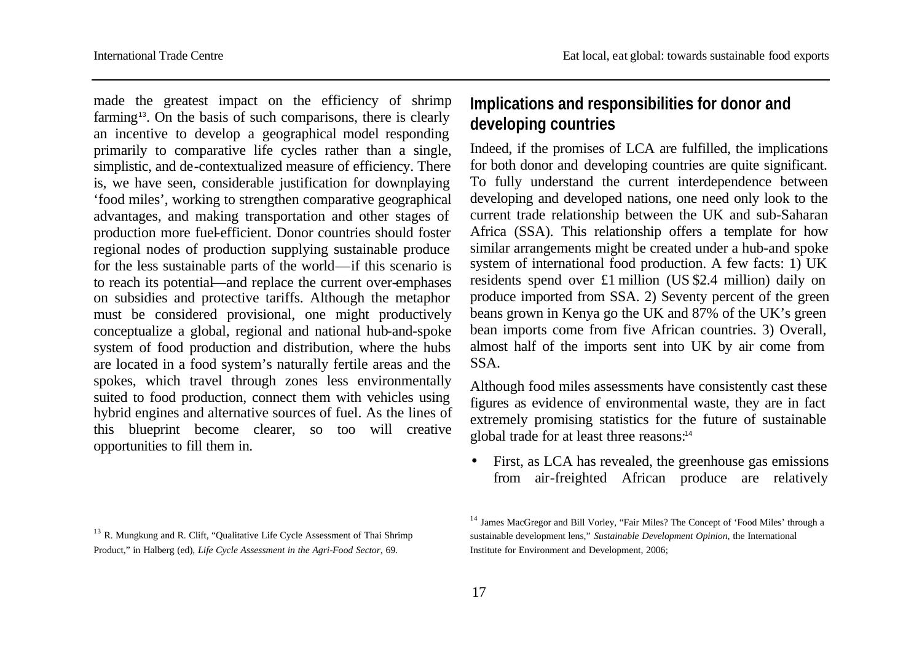made the greatest impact on the efficiency of shrimp farming[13]. On the basis of such comparisons, there is clearly an incentive to develop a geographical model responding primarily to comparative life cycles rather than a single, simplistic, and de-contextualized measure of efficiency. There is, we have seen, considerable justification for downplaying 'food miles', working to strengthen comparative geographical advantages, and making transportation and other stages of production more fuel-efficient. Donor countries should foster regional nodes of production supplying sustainable produce for the less sustainable parts of the world—if this scenario is to reach its potential—and replace the current over-emphases on subsidies and protective tariffs. Although the metaphor must be considered provisional, one might productively conceptualize a global, regional and national hub-and-spoke system of food production and distribution, where the hubs are located in a food system's naturally fertile areas and the spokes, which travel through zones less environmentally suited to food production, connect them with vehicles using hybrid engines and alternative sources of fuel. As the lines of this blueprint become clearer, so too will creative opportunities to fill them in.

## Implications and responsibilities for donor and developing countries

Indeed, if the promises of LCA are fulfilled, the implications for both donor and developing countries are quite significant. To fully understand the current interdependence between developing and developed nations, one need only look to the current trade relationship between the UK and sub-Saharan Africa (SSA). This relationship offers a template for how similar arrangements might be created under a hub-and spoke system of international food production. A few facts: 1) UK residents spend over £1 million (US $2.4 million) daily on produce imported from SSA. 2) Seventy percent of the green beans grown in Kenya go the UK and 87% of the UK's green bean imports come from five African countries. 3) Overall, almost half of the imports sent into UK by air come from SSA.

Although food miles assessments have consistently cast these figures as evidence of environmental waste, they are in fact extremely promising statistics for the future of sustainable global trade for at least three reasons:[14]

- First, as LCA has revealed, the greenhouse gas emissions from air-freighted African produce are relatively

[13] R. Mungkung and R. Clift, "Qualitative Life Cycle Assessment of Thai Shrimp Product," in Halberg (ed), *Life Cycle Assessment in the Agri-Food Sector*, 69.

[14] James MacGregor and Bill Vorley, "Fair Miles? The Concept of 'Food Miles' through a sustainable development lens," *Sustainable Development Opinion*, the International Institute for Environment and Development, 2006;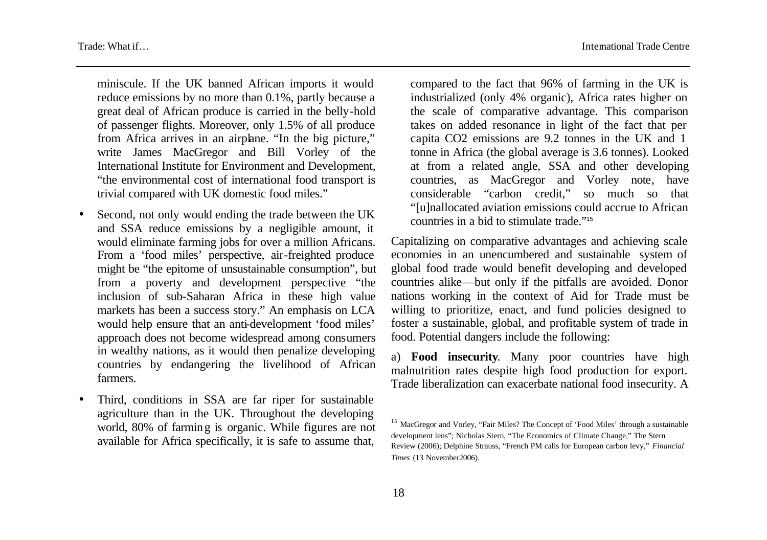miniscule. If the UK banned African imports it would reduce emissions by no more than 0.1%, partly because a great deal of African produce is carried in the belly-hold of passenger flights. Moreover, only 1.5% of all produce from Africa arrives in an airplane. "In the big picture," write James MacGregor and Bill Vorley of the International Institute for Environment and Development, "the environmental cost of international food transport is trivial compared with UK domestic food miles."

- Second, not only would ending the trade between the UK and SSA reduce emissions by a negligible amount, it would eliminate farming jobs for over a million Africans. From a 'food miles' perspective, air-freighted produce might be "the epitome of unsustainable consumption", but from a poverty and development perspective "the inclusion of sub-Saharan Africa in these high value markets has been a success story." An emphasis on LCA would help ensure that an anti-development 'food miles' approach does not become widespread among consumers in wealthy nations, as it would then penalize developing countries by endangering the livelihood of African farmers.
- Third, conditions in SSA are far riper for sustainable agriculture than in the UK. Throughout the developing world, 80% of farming is organic. While figures are not available for Africa specifically, it is safe to assume that, compared to the fact that 96% of farming in the UK is industrialized (only 4% organic), Africa rates higher on the scale of comparative advantage. This comparison takes on added resonance in light of the fact that per capita $CO_2$ emissions are 9.2 tonnes in the UK and 1 tonne in Africa (the global average is 3.6 tonnes). Looked at from a related angle, SSA and other developing countries, as MacGregor and Vorley note, have considerable "carbon credit," so much so that "[u]nallocated aviation emissions could accrue to African countries in a bid to stimulate trade."[15]

Capitalizing on comparative advantages and achieving scale economies in an unencumbered and sustainable system of global food trade would benefit developing and developed countries alike—but only if the pitfalls are avoided. Donor nations working in the context of Aid for Trade must be willing to prioritize, enact, and fund policies designed to foster a sustainable, global, and profitable system of trade in food. Potential dangers include the following:

a) **Food insecurity**. Many poor countries have high malnutrition rates despite high food production for export. Trade liberalization can exacerbate national food insecurity. A

[15] MacGregor and Vorley, "Fair Miles? The Concept of 'Food Miles' through a sustainable development lens"; Nicholas Stern, "The Economics of Climate Change," The Stern Review (2006); Delphine Strauss, "French PM calls for European carbon levy," *Financial Times* (13 November2006).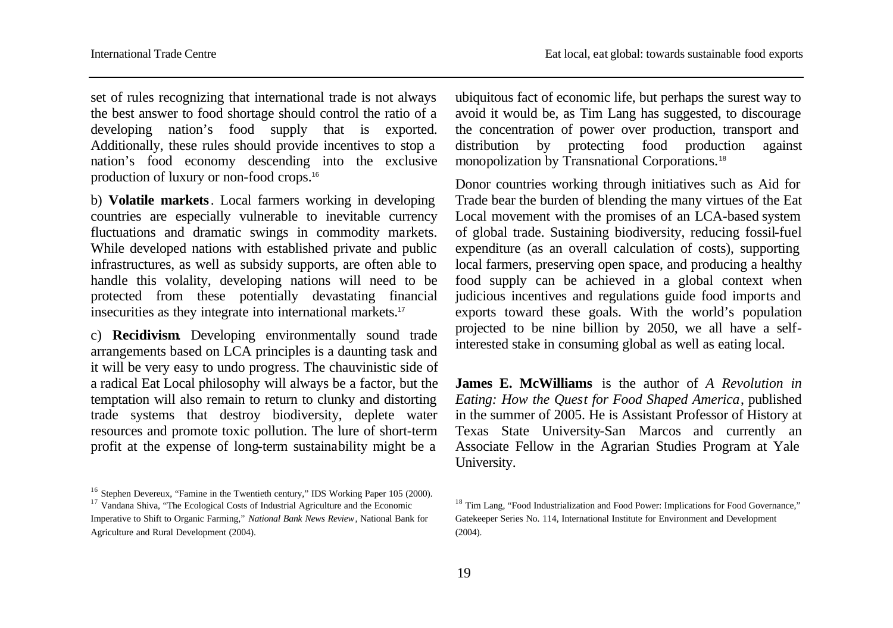set of rules recognizing that international trade is not always the best answer to food shortage should control the ratio of a developing nation's food supply that is exported. Additionally, these rules should provide incentives to stop a nation's food economy descending into the exclusive production of luxury or non-food crops.[16]

b) **Volatile markets**. Local farmers working in developing countries are especially vulnerable to inevitable currency fluctuations and dramatic swings in commodity markets. While developed nations with established private and public infrastructures, as well as subsidy supports, are often able to handle this volatility, developing nations will need to be protected from these potentially devastating financial insecurities as they integrate into international markets.[17]

c) **Recidivism**. Developing environmentally sound trade arrangements based on LCA principles is a daunting task and it will be very easy to undo progress. The chauvinistic side of a radical Eat Local philosophy will always be a factor, but the temptation will also remain to return to clunky and distorting trade systems that destroy biodiversity, deplete water resources and promote toxic pollution. The lure of short-term profit at the expense of long-term sustainability might be a ubiquitous fact of economic life, but perhaps the surest way to avoid it would be, as Tim Lang has suggested, to discourage the concentration of power over production, transport and distribution by protecting food production against monopolization by Transnational Corporations.[18]

Donor countries working through initiatives such as Aid for Trade bear the burden of blending the many virtues of the Eat Local movement with the promises of an LCA-based system of global trade. Sustaining biodiversity, reducing fossil-fuel expenditure (as an overall calculation of costs), supporting local farmers, preserving open space, and producing a healthy food supply can be achieved in a global context when judicious incentives and regulations guide food imports and exports toward these goals. With the world's population projected to be nine billion by 2050, we all have a self-interested stake in consuming global as well as eating local.

**James E. McWilliams** is the author of *A Revolution in Eating: How the Quest for Food Shaped America*, published in the summer of 2005. He is Assistant Professor of History at Texas State University-San Marcos and currently an Associate Fellow in the Agrarian Studies Program at Yale University.

[16] Stephen Devereux, "Famine in the Twentieth century," IDS Working Paper 105 (2000).

[17] Vandana Shiva, "The Ecological Costs of Industrial Agriculture and the Economic Imperative to Shift to Organic Farming," *National Bank News Review*, National Bank for Agriculture and Rural Development (2004).

[18] Tim Lang, "Food Industrialization and Food Power: Implications for Food Governance," Gatekeeper Series No. 114, International Institute for Environment and Development (2004).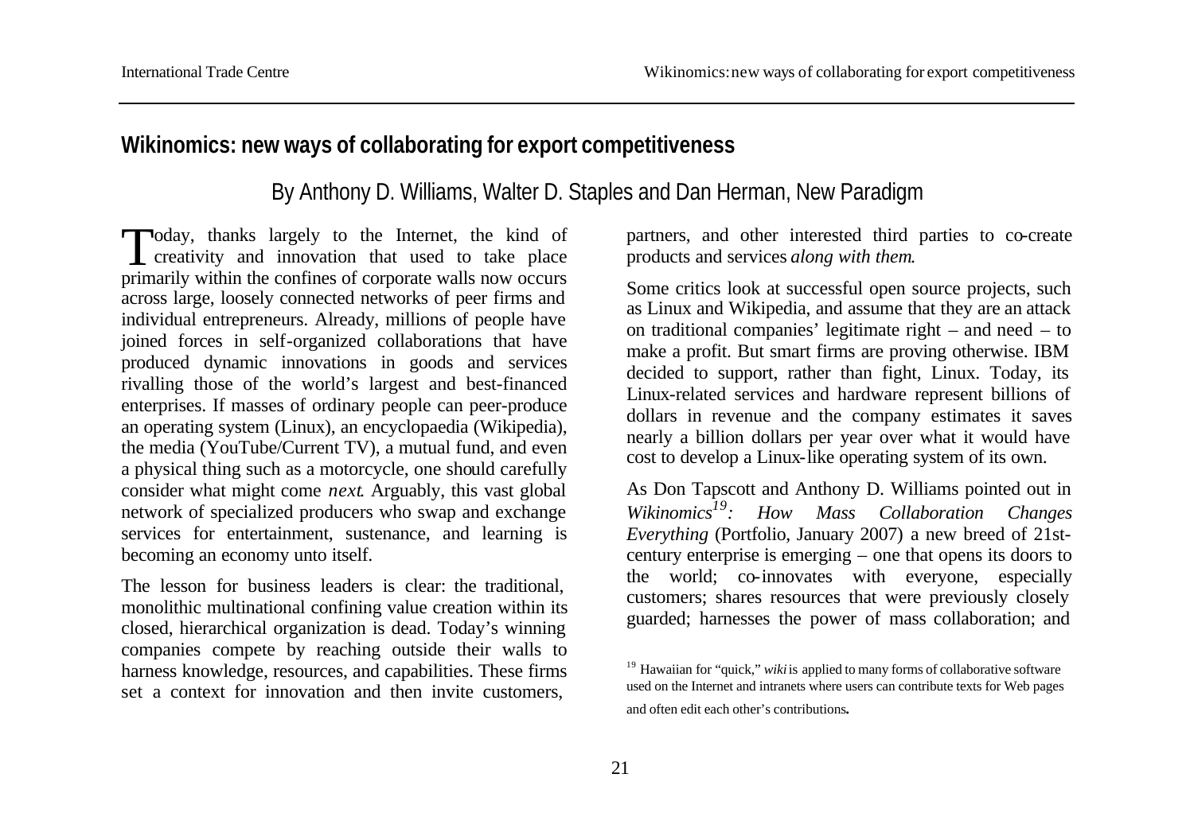## Wikinomics: new ways of collaborating for export competitiveness

By Anthony D. Williams, Walter D. Staples and Dan Herman, New Paradigm

Today, thanks largely to the Internet, the kind of creativity and innovation that used to take place primarily within the confines of corporate walls now occurs across large, loosely connected networks of peer firms and individual entrepreneurs. Already, millions of people have joined forces in self-organized collaborations that have produced dynamic innovations in goods and services rivalling those of the world's largest and best-financed enterprises. If masses of ordinary people can peer-produce an operating system (Linux), an encyclopaedia (Wikipedia), the media (YouTube/Current TV), a mutual fund, and even a physical thing such as a motorcycle, one should carefully consider what might come *next*. Arguably, this vast global network of specialized producers who swap and exchange services for entertainment, sustenance, and learning is becoming an economy unto itself.

The lesson for business leaders is clear: the traditional, monolithic multinational confining value creation within its closed, hierarchical organization is dead. Today's winning companies compete by reaching outside their walls to harness knowledge, resources, and capabilities. These firms set a context for innovation and then invite customers, partners, and other interested third parties to co-create products and services *along with them*.

Some critics look at successful open source projects, such as Linux and Wikipedia, and assume that they are an attack on traditional companies' legitimate right – and need – to make a profit. But smart firms are proving otherwise. IBM decided to support, rather than fight, Linux. Today, its Linux-related services and hardware represent billions of dollars in revenue and the company estimates it saves nearly a billion dollars per year over what it would have cost to develop a Linux-like operating system of its own.

As Don Tapscott and Anthony D. Williams pointed out in *Wikinomics*[19]*: How Mass Collaboration Changes Everything* (Portfolio, January 2007) a new breed of 21st-century enterprise is emerging – one that opens its doors to the world; co-innovates with everyone, especially customers; shares resources that were previously closely guarded; harnesses the power of mass collaboration; and

[19] Hawaiian for "quick," *wiki* is applied to many forms of collaborative software used on the Internet and intranets where users can contribute texts for Web pages and often edit each other's contributions**.**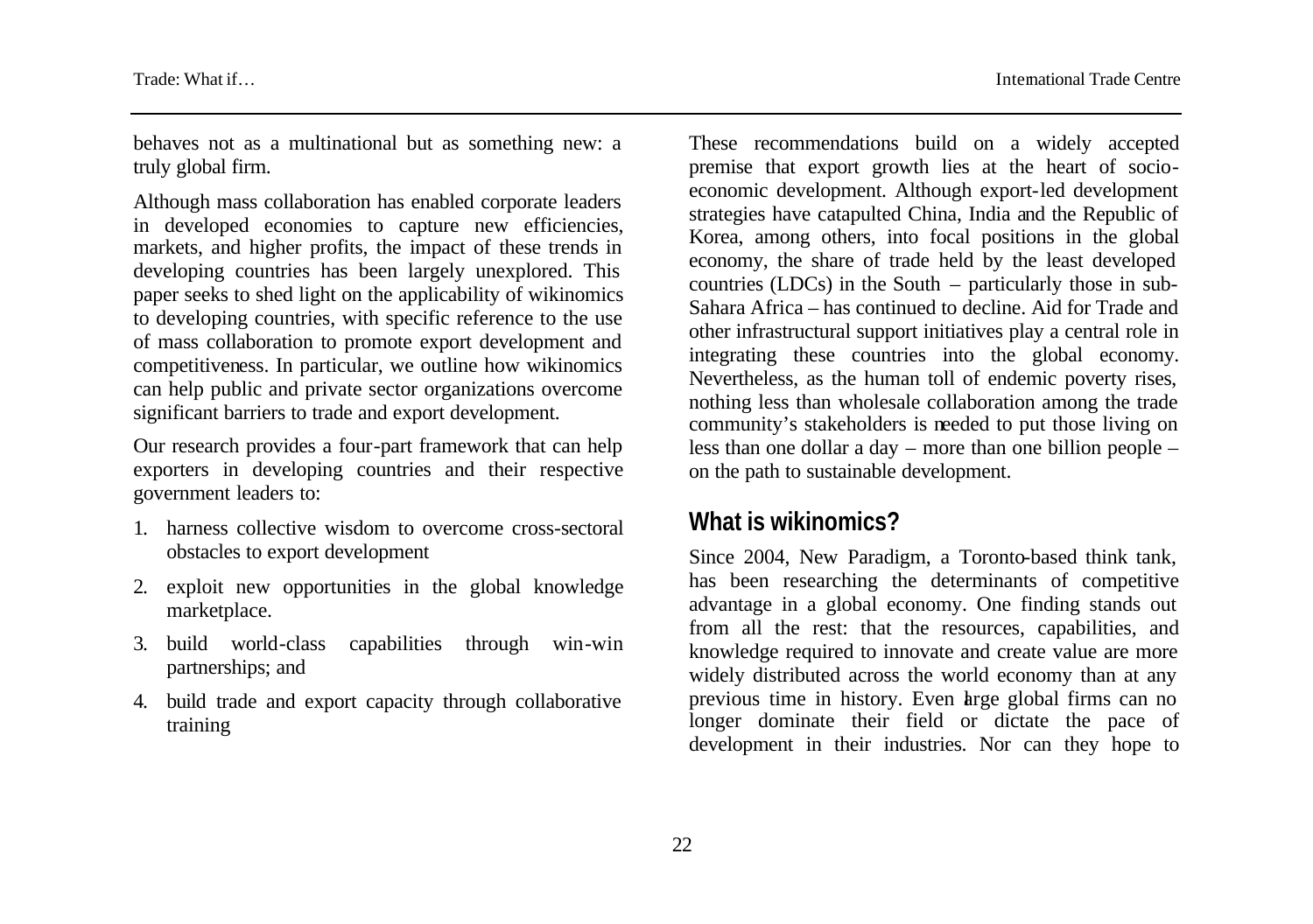behaves not as a multinational but as something new: a truly global firm.

Although mass collaboration has enabled corporate leaders in developed economies to capture new efficiencies, markets, and higher profits, the impact of these trends in developing countries has been largely unexplored. This paper seeks to shed light on the applicability of wikinomics to developing countries, with specific reference to the use of mass collaboration to promote export development and competitiveness. In particular, we outline how wikinomics can help public and private sector organizations overcome significant barriers to trade and export development.

Our research provides a four-part framework that can help exporters in developing countries and their respective government leaders to:

1. harness collective wisdom to overcome cross-sectoral obstacles to export development
2. exploit new opportunities in the global knowledge marketplace.
3. build world-class capabilities through win-win partnerships; and
4. build trade and export capacity through collaborative training

These recommendations build on a widely accepted premise that export growth lies at the heart of socio-economic development. Although export-led development strategies have catapulted China, India and the Republic of Korea, among others, into focal positions in the global economy, the share of trade held by the least developed countries (LDCs) in the South – particularly those in sub-Sahara Africa – has continued to decline. Aid for Trade and other infrastructural support initiatives play a central role in integrating these countries into the global economy. Nevertheless, as the human toll of endemic poverty rises, nothing less than wholesale collaboration among the trade community's stakeholders is needed to put those living on less than one dollar a day – more than one billion people – on the path to sustainable development.

## What is wikinomics?

Since 2004, New Paradigm, a Toronto-based think tank, has been researching the determinants of competitive advantage in a global economy. One finding stands out from all the rest: that the resources, capabilities, and knowledge required to innovate and create value are more widely distributed across the world economy than at any previous time in history. Even large global firms can no longer dominate their field or dictate the pace of development in their industries. Nor can they hope to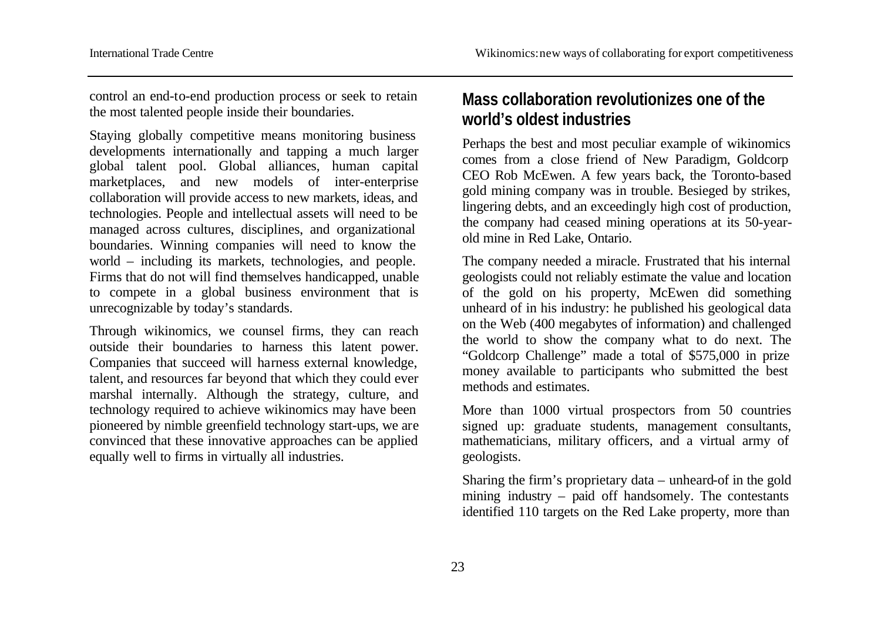control an end-to-end production process or seek to retain the most talented people inside their boundaries.

Staying globally competitive means monitoring business developments internationally and tapping a much larger global talent pool. Global alliances, human capital marketplaces, and new models of inter-enterprise collaboration will provide access to new markets, ideas, and technologies. People and intellectual assets will need to be managed across cultures, disciplines, and organizational boundaries. Winning companies will need to know the world – including its markets, technologies, and people. Firms that do not will find themselves handicapped, unable to compete in a global business environment that is unrecognizable by today's standards.

Through wikinomics, we counsel firms, they can reach outside their boundaries to harness this latent power. Companies that succeed will harness external knowledge, talent, and resources far beyond that which they could ever marshal internally. Although the strategy, culture, and technology required to achieve wikinomics may have been pioneered by nimble greenfield technology start-ups, we are convinced that these innovative approaches can be applied equally well to firms in virtually all industries.

## Mass collaboration revolutionizes one of the world's oldest industries

Perhaps the best and most peculiar example of wikinomics comes from a close friend of New Paradigm, Goldcorp CEO Rob McEwen. A few years back, the Toronto-based gold mining company was in trouble. Besieged by strikes, lingering debts, and an exceedingly high cost of production, the company had ceased mining operations at its 50-year-old mine in Red Lake, Ontario.

The company needed a miracle. Frustrated that his internal geologists could not reliably estimate the value and location of the gold on his property, McEwen did something unheard of in his industry: he published his geological data on the Web (400 megabytes of information) and challenged the world to show the company what to do next. The "Goldcorp Challenge" made a total of $575,000 in prize money available to participants who submitted the best methods and estimates.

More than 1000 virtual prospectors from 50 countries signed up: graduate students, management consultants, mathematicians, military officers, and a virtual army of geologists.

Sharing the firm's proprietary data – unheard-of in the gold mining industry – paid off handsomely. The contestants identified 110 targets on the Red Lake property, more than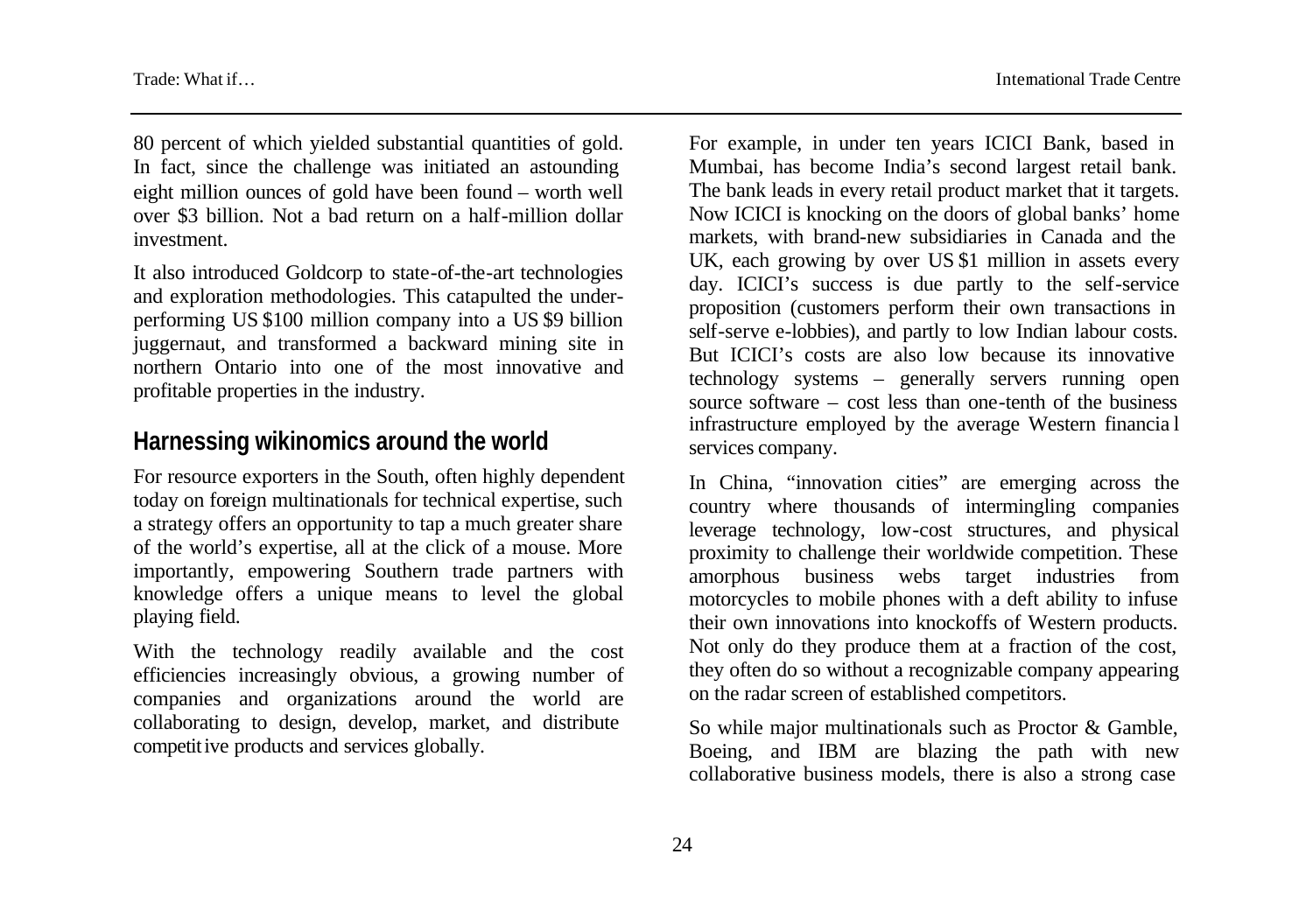80 percent of which yielded substantial quantities of gold. In fact, since the challenge was initiated an astounding eight million ounces of gold have been found – worth well over $3 billion. Not a bad return on a half-million dollar investment.

It also introduced Goldcorp to state-of-the-art technologies and exploration methodologies. This catapulted the under-performing US $100 million company into a US $9 billion juggernaut, and transformed a backward mining site in northern Ontario into one of the most innovative and profitable properties in the industry.

## Harnessing wikinomics around the world

For resource exporters in the South, often highly dependent today on foreign multinationals for technical expertise, such a strategy offers an opportunity to tap a much greater share of the world's expertise, all at the click of a mouse. More importantly, empowering Southern trade partners with knowledge offers a unique means to level the global playing field.

With the technology readily available and the cost efficiencies increasingly obvious, a growing number of companies and organizations around the world are collaborating to design, develop, market, and distribute competitive products and services globally.

For example, in under ten years ICICI Bank, based in Mumbai, has become India's second largest retail bank. The bank leads in every retail product market that it targets. Now ICICI is knocking on the doors of global banks' home markets, with brand-new subsidiaries in Canada and the UK, each growing by over US $1 million in assets every day. ICICI's success is due partly to the self-service proposition (customers perform their own transactions in self-serve e-lobbies), and partly to low Indian labour costs. But ICICI's costs are also low because its innovative technology systems – generally servers running open source software – cost less than one-tenth of the business infrastructure employed by the average Western financial services company.

In China, "innovation cities" are emerging across the country where thousands of intermingling companies leverage technology, low-cost structures, and physical proximity to challenge their worldwide competition. These amorphous business webs target industries from motorcycles to mobile phones with a deft ability to infuse their own innovations into knockoffs of Western products. Not only do they produce them at a fraction of the cost, they often do so without a recognizable company appearing on the radar screen of established competitors.

So while major multinationals such as Proctor & Gamble, Boeing, and IBM are blazing the path with new collaborative business models, there is also a strong case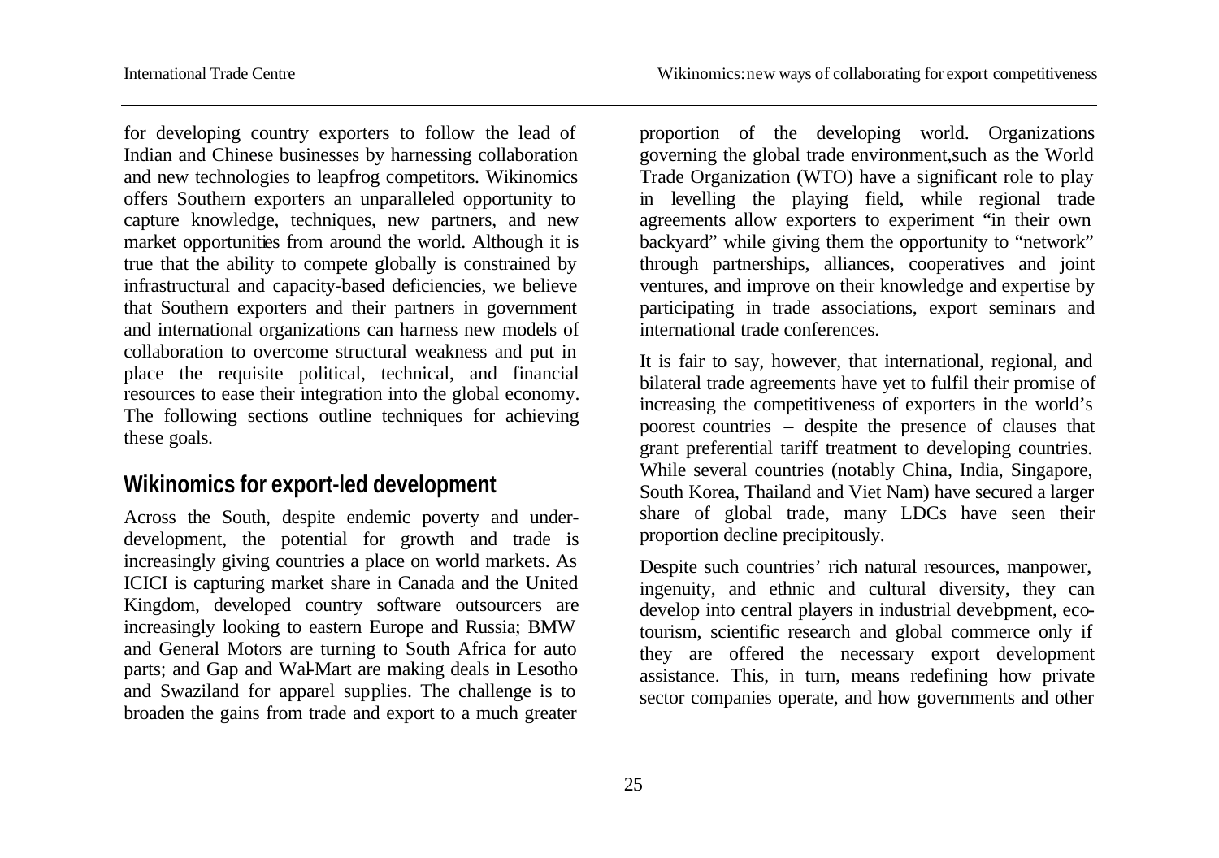for developing country exporters to follow the lead of Indian and Chinese businesses by harnessing collaboration and new technologies to leapfrog competitors. Wikinomics offers Southern exporters an unparalleled opportunity to capture knowledge, techniques, new partners, and new market opportunities from around the world. Although it is true that the ability to compete globally is constrained by infrastructural and capacity-based deficiencies, we believe that Southern exporters and their partners in government and international organizations can harness new models of collaboration to overcome structural weakness and put in place the requisite political, technical, and financial resources to ease their integration into the global economy. The following sections outline techniques for achieving these goals.

## Wikinomics for export-led development

Across the South, despite endemic poverty and under-development, the potential for growth and trade is increasingly giving countries a place on world markets. As ICICI is capturing market share in Canada and the United Kingdom, developed country software outsourcers are increasingly looking to eastern Europe and Russia; BMW and General Motors are turning to South Africa for auto parts; and Gap and Wal-Mart are making deals in Lesotho and Swaziland for apparel supplies. The challenge is to broaden the gains from trade and export to a much greater proportion of the developing world. Organizations governing the global trade environment, such as the World Trade Organization (WTO) have a significant role to play in levelling the playing field, while regional trade agreements allow exporters to experiment "in their own backyard" while giving them the opportunity to "network" through partnerships, alliances, cooperatives and joint ventures, and improve on their knowledge and expertise by participating in trade associations, export seminars and international trade conferences.

It is fair to say, however, that international, regional, and bilateral trade agreements have yet to fulfil their promise of increasing the competitiveness of exporters in the world's poorest countries – despite the presence of clauses that grant preferential tariff treatment to developing countries. While several countries (notably China, India, Singapore, South Korea, Thailand and Viet Nam) have secured a larger share of global trade, many LDCs have seen their proportion decline precipitously.

Despite such countries' rich natural resources, manpower, ingenuity, and ethnic and cultural diversity, they can develop into central players in industrial development, eco-tourism, scientific research and global commerce only if they are offered the necessary export development assistance. This, in turn, means redefining how private sector companies operate, and how governments and other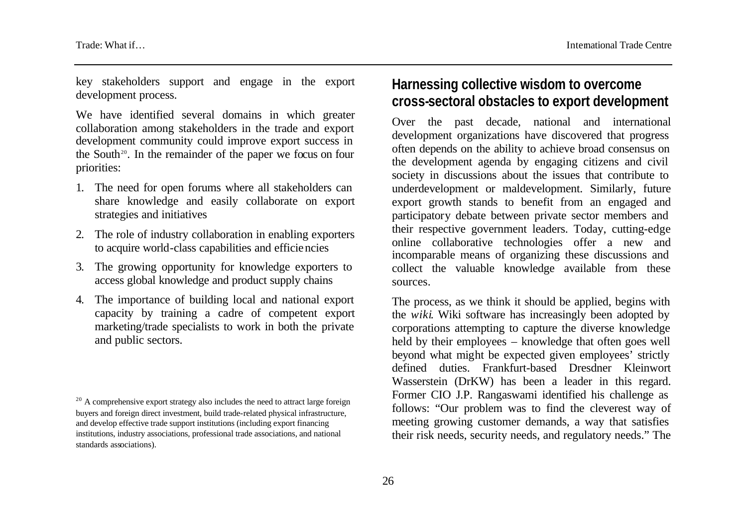key stakeholders support and engage in the export development process.

We have identified several domains in which greater collaboration among stakeholders in the trade and export development community could improve export success in the South[20]. In the remainder of the paper we focus on four priorities:

1. The need for open forums where all stakeholders can share knowledge and easily collaborate on export strategies and initiatives
2. The role of industry collaboration in enabling exporters to acquire world-class capabilities and efficiencies
3. The growing opportunity for knowledge exporters to access global knowledge and product supply chains
4. The importance of building local and national export capacity by training a cadre of competent export marketing/trade specialists to work in both the private and public sectors.

[20] A comprehensive export strategy also includes the need to attract large foreign buyers and foreign direct investment, build trade-related physical infrastructure, and develop effective trade support institutions (including export financing institutions, industry associations, professional trade associations, and national standards associations).

## Harnessing collective wisdom to overcome cross-sectoral obstacles to export development

Over the past decade, national and international development organizations have discovered that progress often depends on the ability to achieve broad consensus on the development agenda by engaging citizens and civil society in discussions about the issues that contribute to underdevelopment or maldevelopment. Similarly, future export growth stands to benefit from an engaged and participatory debate between private sector members and their respective government leaders. Today, cutting-edge online collaborative technologies offer a new and incomparable means of organizing these discussions and collect the valuable knowledge available from these sources.

The process, as we think it should be applied, begins with the *wiki*. Wiki software has increasingly been adopted by corporations attempting to capture the diverse knowledge held by their employees – knowledge that often goes well beyond what might be expected given employees' strictly defined duties. Frankfurt-based Dresdner Kleinwort Wasserstein (DrKW) has been a leader in this regard. Former CIO J.P. Rangaswami identified his challenge as follows: "Our problem was to find the cleverest way of meeting growing customer demands, a way that satisfies their risk needs, security needs, and regulatory needs." The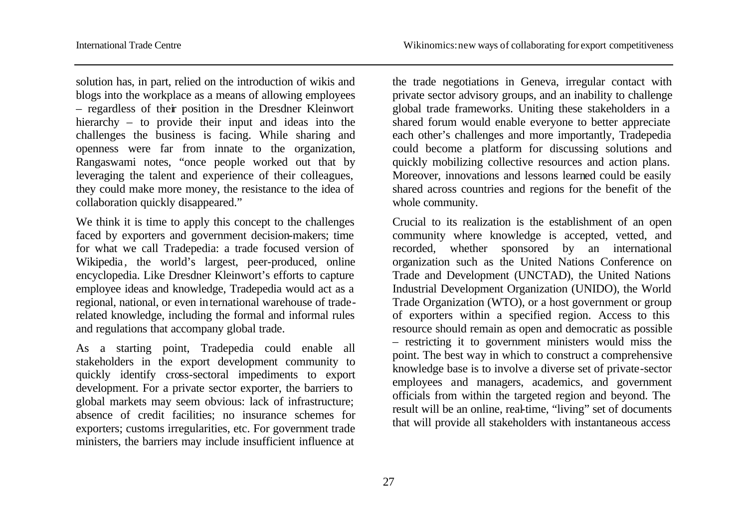solution has, in part, relied on the introduction of wikis and blogs into the workplace as a means of allowing employees – regardless of their position in the Dresdner Kleinwort hierarchy – to provide their input and ideas into the challenges the business is facing. While sharing and openness were far from innate to the organization, Rangaswami notes, "once people worked out that by leveraging the talent and experience of their colleagues, they could make more money, the resistance to the idea of collaboration quickly disappeared."

We think it is time to apply this concept to the challenges faced by exporters and government decision-makers; time for what we call Tradepedia: a trade focused version of Wikipedia, the world's largest, peer-produced, online encyclopedia. Like Dresdner Kleinwort's efforts to capture employee ideas and knowledge, Tradepedia would act as a regional, national, or even international warehouse of trade-related knowledge, including the formal and informal rules and regulations that accompany global trade.

As a starting point, Tradepedia could enable all stakeholders in the export development community to quickly identify cross-sectoral impediments to export development. For a private sector exporter, the barriers to global markets may seem obvious: lack of infrastructure; absence of credit facilities; no insurance schemes for exporters; customs irregularities, etc. For government trade ministers, the barriers may include insufficient influence at the trade negotiations in Geneva, irregular contact with private sector advisory groups, and an inability to challenge global trade frameworks. Uniting these stakeholders in a shared forum would enable everyone to better appreciate each other's challenges and more importantly, Tradepedia could become a platform for discussing solutions and quickly mobilizing collective resources and action plans. Moreover, innovations and lessons learned could be easily shared across countries and regions for the benefit of the whole community.

Crucial to its realization is the establishment of an open community where knowledge is accepted, vetted, and recorded, whether sponsored by an international organization such as the United Nations Conference on Trade and Development (UNCTAD), the United Nations Industrial Development Organization (UNIDO), the World Trade Organization (WTO), or a host government or group of exporters within a specified region. Access to this resource should remain as open and democratic as possible – restricting it to government ministers would miss the point. The best way in which to construct a comprehensive knowledge base is to involve a diverse set of private-sector employees and managers, academics, and government officials from within the targeted region and beyond. The result will be an online, real-time, "living" set of documents that will provide all stakeholders with instantaneous access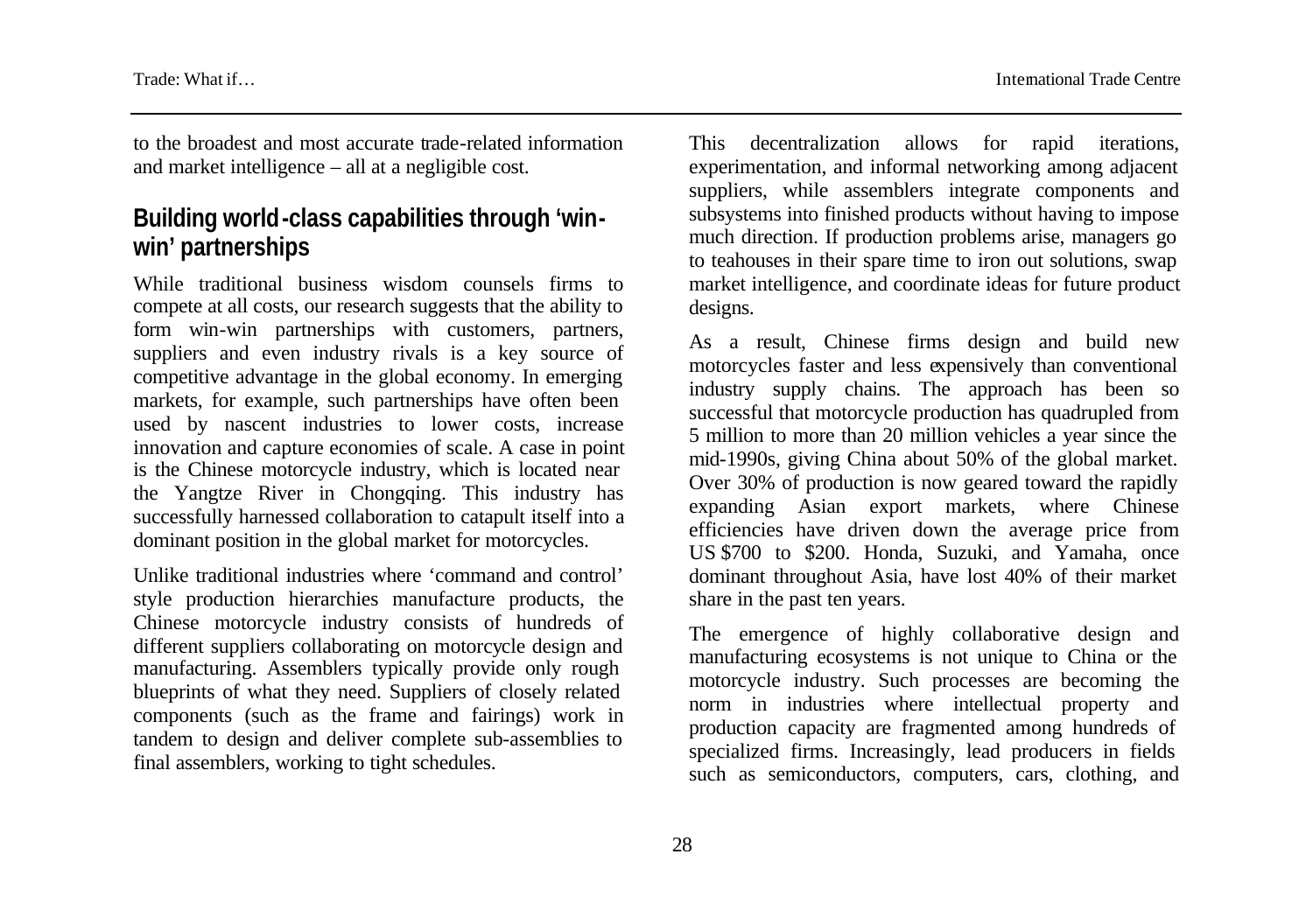to the broadest and most accurate trade-related information and market intelligence – all at a negligible cost.

## Building world-class capabilities through 'win-win' partnerships

While traditional business wisdom counsels firms to compete at all costs, our research suggests that the ability to form win-win partnerships with customers, partners, suppliers and even industry rivals is a key source of competitive advantage in the global economy. In emerging markets, for example, such partnerships have often been used by nascent industries to lower costs, increase innovation and capture economies of scale. A case in point is the Chinese motorcycle industry, which is located near the Yangtze River in Chongqing. This industry has successfully harnessed collaboration to catapult itself into a dominant position in the global market for motorcycles.

Unlike traditional industries where 'command and control' style production hierarchies manufacture products, the Chinese motorcycle industry consists of hundreds of different suppliers collaborating on motorcycle design and manufacturing. Assemblers typically provide only rough blueprints of what they need. Suppliers of closely related components (such as the frame and fairings) work in tandem to design and deliver complete sub-assemblies to final assemblers, working to tight schedules.

This decentralization allows for rapid iterations, experimentation, and informal networking among adjacent suppliers, while assemblers integrate components and subsystems into finished products without having to impose much direction. If production problems arise, managers go to teahouses in their spare time to iron out solutions, swap market intelligence, and coordinate ideas for future product designs.

As a result, Chinese firms design and build new motorcycles faster and less expensively than conventional industry supply chains. The approach has been so successful that motorcycle production has quadrupled from 5 million to more than 20 million vehicles a year since the mid-1990s, giving China about 50% of the global market. Over 30% of production is now geared toward the rapidly expanding Asian export markets, where Chinese efficiencies have driven down the average price from US $700 to $200. Honda, Suzuki, and Yamaha, once dominant throughout Asia, have lost 40% of their market share in the past ten years.

The emergence of highly collaborative design and manufacturing ecosystems is not unique to China or the motorcycle industry. Such processes are becoming the norm in industries where intellectual property and production capacity are fragmented among hundreds of specialized firms. Increasingly, lead producers in fields such as semiconductors, computers, cars, clothing, and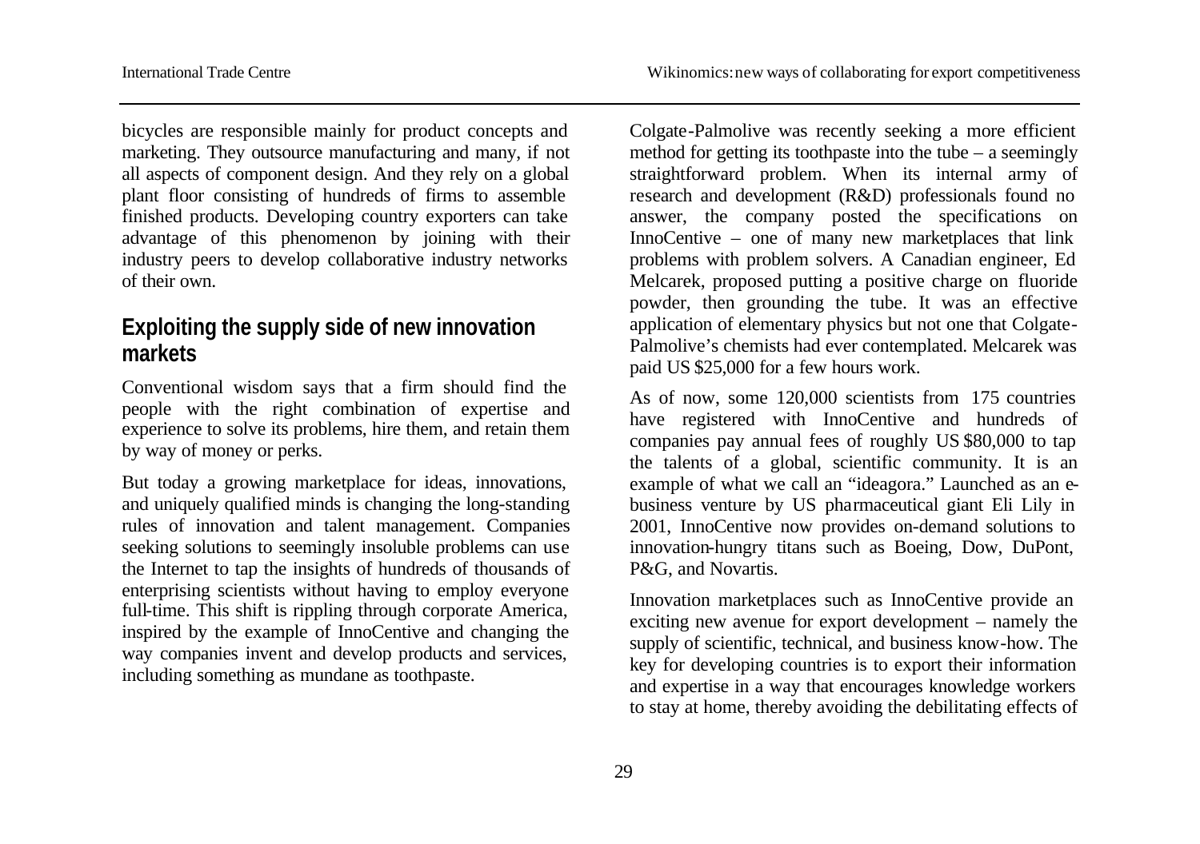bicycles are responsible mainly for product concepts and marketing. They outsource manufacturing and many, if not all aspects of component design. And they rely on a global plant floor consisting of hundreds of firms to assemble finished products. Developing country exporters can take advantage of this phenomenon by joining with their industry peers to develop collaborative industry networks of their own.

## Exploiting the supply side of new innovation markets

Conventional wisdom says that a firm should find the people with the right combination of expertise and experience to solve its problems, hire them, and retain them by way of money or perks.

But today a growing marketplace for ideas, innovations, and uniquely qualified minds is changing the long-standing rules of innovation and talent management. Companies seeking solutions to seemingly insoluble problems can use the Internet to tap the insights of hundreds of thousands of enterprising scientists without having to employ everyone full-time. This shift is rippling through corporate America, inspired by the example of InnoCentive and changing the way companies invent and develop products and services, including something as mundane as toothpaste.

Colgate-Palmolive was recently seeking a more efficient method for getting its toothpaste into the tube – a seemingly straightforward problem. When its internal army of research and development (R&D) professionals found no answer, the company posted the specifications on InnoCentive – one of many new marketplaces that link problems with problem solvers. A Canadian engineer, Ed Melcarek, proposed putting a positive charge on fluoride powder, then grounding the tube. It was an effective application of elementary physics but not one that Colgate-Palmolive's chemists had ever contemplated. Melcarek was paid US $25,000 for a few hours work.

As of now, some 120,000 scientists from 175 countries have registered with InnoCentive and hundreds of companies pay annual fees of roughly US $80,000 to tap the talents of a global, scientific community. It is an example of what we call an "ideagora." Launched as an e-business venture by US pharmaceutical giant Eli Lily in 2001, InnoCentive now provides on-demand solutions to innovation-hungry titans such as Boeing, Dow, DuPont, P&G, and Novartis.

Innovation marketplaces such as InnoCentive provide an exciting new avenue for export development – namely the supply of scientific, technical, and business know-how. The key for developing countries is to export their information and expertise in a way that encourages knowledge workers to stay at home, thereby avoiding the debilitating effects of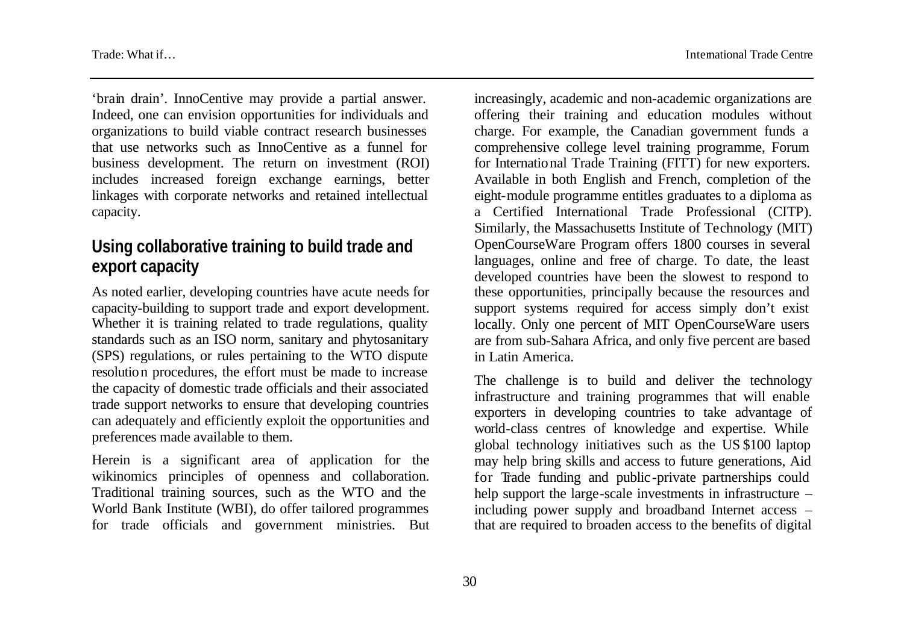'brain drain'. InnoCentive may provide a partial answer. Indeed, one can envision opportunities for individuals and organizations to build viable contract research businesses that use networks such as InnoCentive as a funnel for business development. The return on investment (ROI) includes increased foreign exchange earnings, better linkages with corporate networks and retained intellectual capacity.

## Using collaborative training to build trade and export capacity

As noted earlier, developing countries have acute needs for capacity-building to support trade and export development. Whether it is training related to trade regulations, quality standards such as an ISO norm, sanitary and phytosanitary (SPS) regulations, or rules pertaining to the WTO dispute resolution procedures, the effort must be made to increase the capacity of domestic trade officials and their associated trade support networks to ensure that developing countries can adequately and efficiently exploit the opportunities and preferences made available to them.

Herein is a significant area of application for the wikinomics principles of openness and collaboration. Traditional training sources, such as the WTO and the World Bank Institute (WBI), do offer tailored programmes for trade officials and government ministries. But increasingly, academic and non-academic organizations are offering their training and education modules without charge. For example, the Canadian government funds a comprehensive college level training programme, Forum for International Trade Training (FITT) for new exporters. Available in both English and French, completion of the eight-module programme entitles graduates to a diploma as a Certified International Trade Professional (CITP). Similarly, the Massachusetts Institute of Technology (MIT) OpenCourseWare Program offers 1800 courses in several languages, online and free of charge. To date, the least developed countries have been the slowest to respond to these opportunities, principally because the resources and support systems required for access simply don't exist locally. Only one percent of MIT OpenCourseWare users are from sub-Sahara Africa, and only five percent are based in Latin America.

The challenge is to build and deliver the technology infrastructure and training programmes that will enable exporters in developing countries to take advantage of world-class centres of knowledge and expertise. While global technology initiatives such as the US $100 laptop may help bring skills and access to future generations, Aid for Trade funding and public-private partnerships could help support the large-scale investments in infrastructure – including power supply and broadband Internet access – that are required to broaden access to the benefits of digital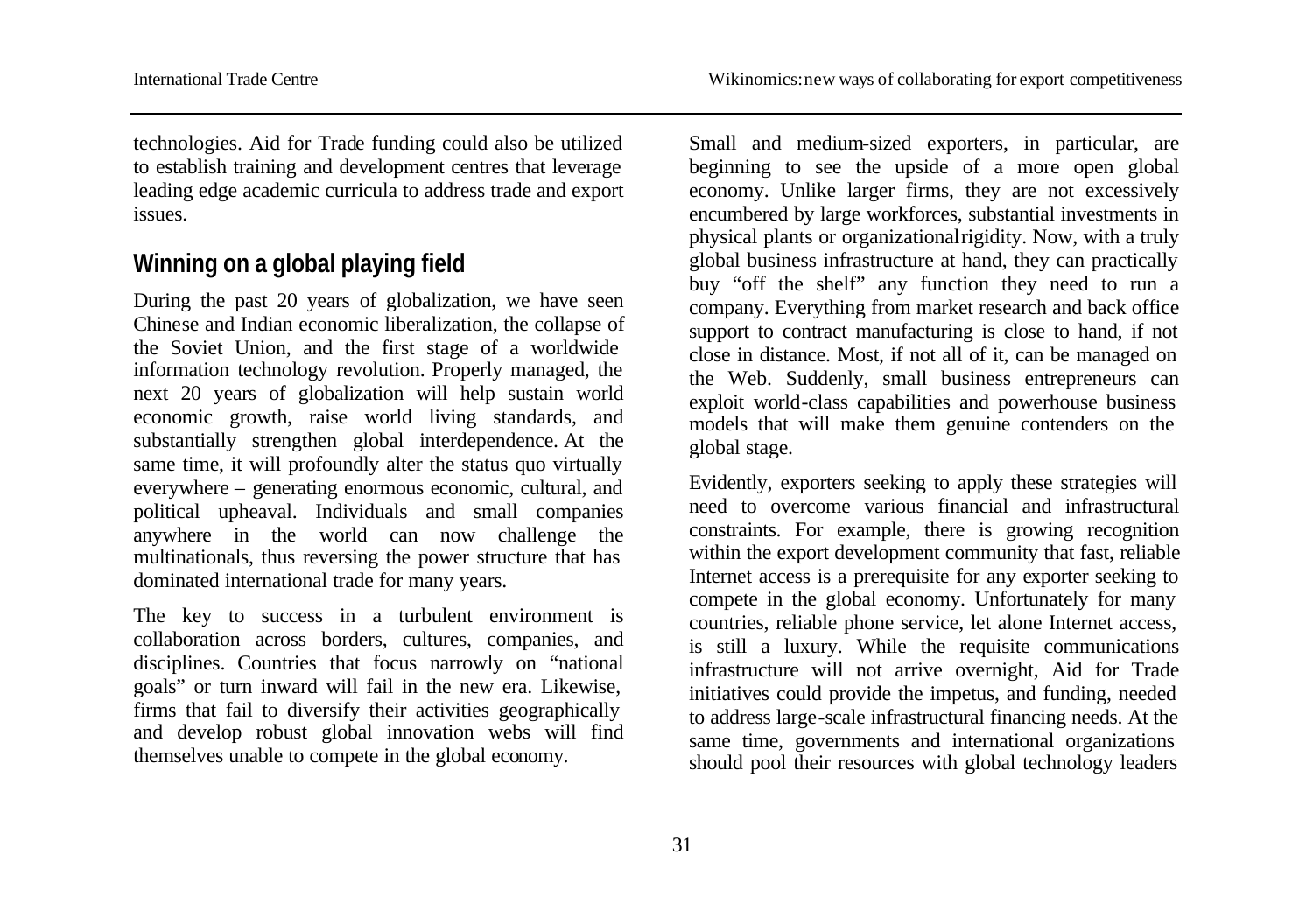technologies. Aid for Trade funding could also be utilized to establish training and development centres that leverage leading edge academic curricula to address trade and export issues.

## Winning on a global playing field

During the past 20 years of globalization, we have seen Chinese and Indian economic liberalization, the collapse of the Soviet Union, and the first stage of a worldwide information technology revolution. Properly managed, the next 20 years of globalization will help sustain world economic growth, raise world living standards, and substantially strengthen global interdependence. At the same time, it will profoundly alter the status quo virtually everywhere – generating enormous economic, cultural, and political upheaval. Individuals and small companies anywhere in the world can now challenge the multinationals, thus reversing the power structure that has dominated international trade for many years.

The key to success in a turbulent environment is collaboration across borders, cultures, companies, and disciplines. Countries that focus narrowly on "national goals" or turn inward will fail in the new era. Likewise, firms that fail to diversify their activities geographically and develop robust global innovation webs will find themselves unable to compete in the global economy.

Small and medium-sized exporters, in particular, are beginning to see the upside of a more open global economy. Unlike larger firms, they are not excessively encumbered by large workforces, substantial investments in physical plants or organizational rigidity. Now, with a truly global business infrastructure at hand, they can practically buy "off the shelf" any function they need to run a company. Everything from market research and back office support to contract manufacturing is close to hand, if not close in distance. Most, if not all of it, can be managed on the Web. Suddenly, small business entrepreneurs can exploit world-class capabilities and powerhouse business models that will make them genuine contenders on the global stage.

Evidently, exporters seeking to apply these strategies will need to overcome various financial and infrastructural constraints. For example, there is growing recognition within the export development community that fast, reliable Internet access is a prerequisite for any exporter seeking to compete in the global economy. Unfortunately for many countries, reliable phone service, let alone Internet access, is still a luxury. While the requisite communications infrastructure will not arrive overnight, Aid for Trade initiatives could provide the impetus, and funding, needed to address large-scale infrastructural financing needs. At the same time, governments and international organizations should pool their resources with global technology leaders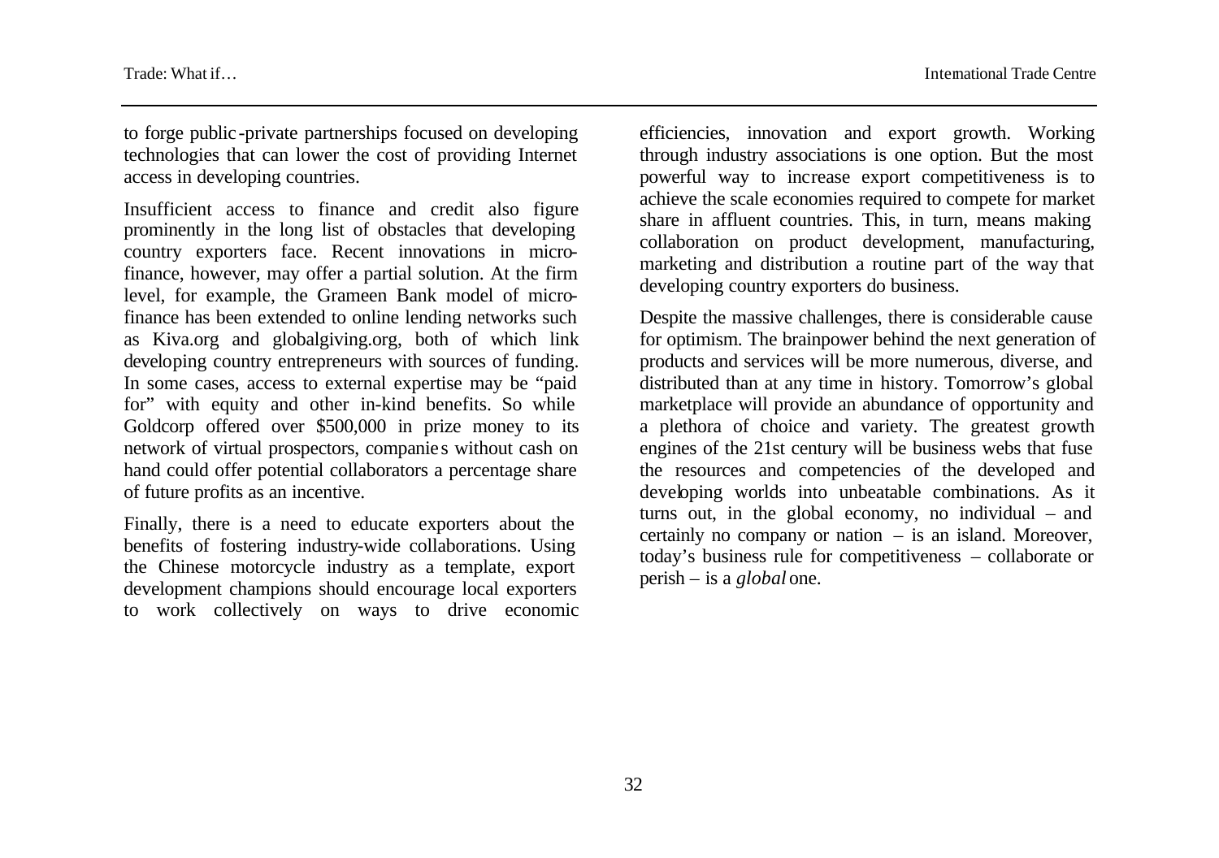to forge public-private partnerships focused on developing technologies that can lower the cost of providing Internet access in developing countries.

Insufficient access to finance and credit also figure prominently in the long list of obstacles that developing country exporters face. Recent innovations in micro-finance, however, may offer a partial solution. At the firm level, for example, the Grameen Bank model of micro-finance has been extended to online lending networks such as Kiva.org and globalgiving.org, both of which link developing country entrepreneurs with sources of funding. In some cases, access to external expertise may be "paid for" with equity and other in-kind benefits. So while Goldcorp offered over $500,000 in prize money to its network of virtual prospectors, companies without cash on hand could offer potential collaborators a percentage share of future profits as an incentive.

Finally, there is a need to educate exporters about the benefits of fostering industry-wide collaborations. Using the Chinese motorcycle industry as a template, export development champions should encourage local exporters to work collectively on ways to drive economic efficiencies, innovation and export growth. Working through industry associations is one option. But the most powerful way to increase export competitiveness is to achieve the scale economies required to compete for market share in affluent countries. This, in turn, means making collaboration on product development, manufacturing, marketing and distribution a routine part of the way that developing country exporters do business.

Despite the massive challenges, there is considerable cause for optimism. The brainpower behind the next generation of products and services will be more numerous, diverse, and distributed than at any time in history. Tomorrow's global marketplace will provide an abundance of opportunity and a plethora of choice and variety. The greatest growth engines of the 21st century will be business webs that fuse the resources and competencies of the developed and developing worlds into unbeatable combinations. As it turns out, in the global economy, no individual – and certainly no company or nation – is an island. Moreover, today's business rule for competitiveness – collaborate or perish – is a *global* one.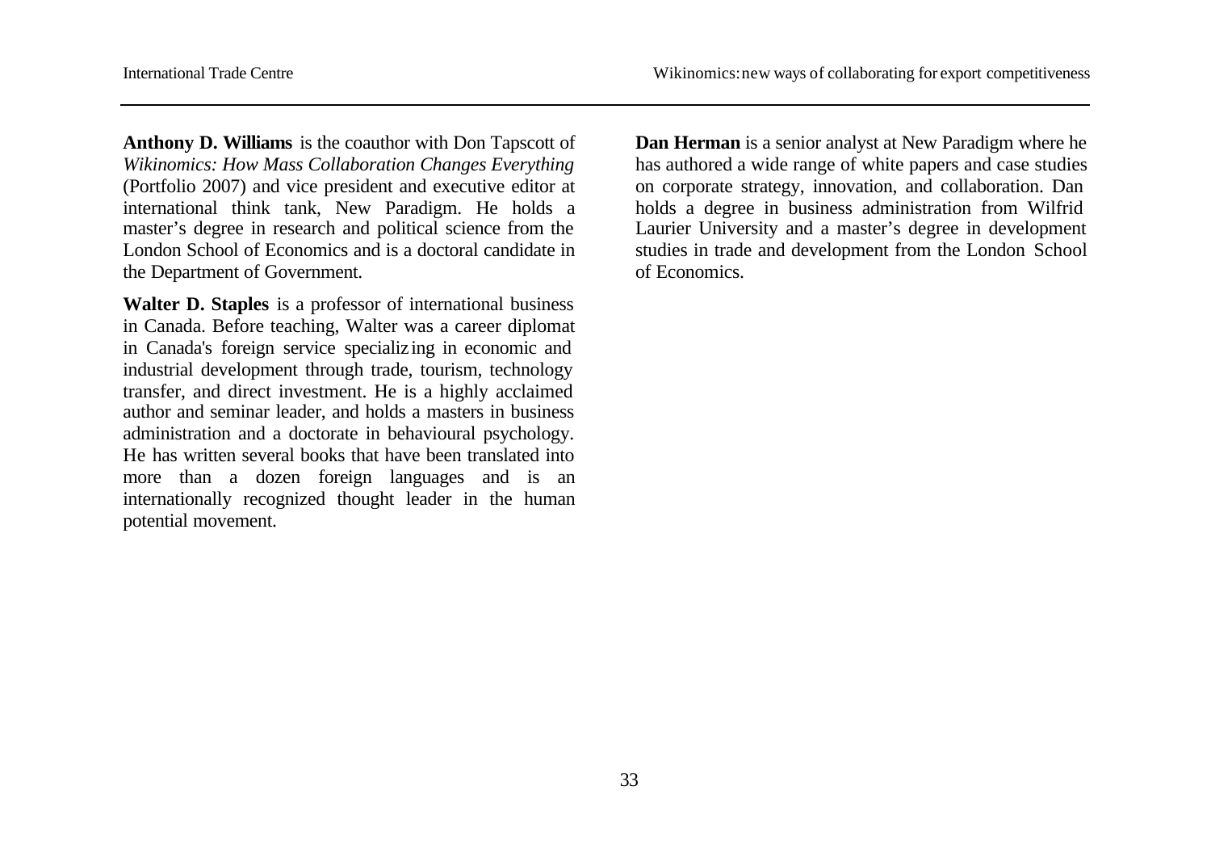**Anthony D. Williams** is the coauthor with Don Tapscott of *Wikinomics: How Mass Collaboration Changes Everything* (Portfolio 2007) and vice president and executive editor at international think tank, New Paradigm. He holds a master's degree in research and political science from the London School of Economics and is a doctoral candidate in the Department of Government.

**Walter D. Staples** is a professor of international business in Canada. Before teaching, Walter was a career diplomat in Canada's foreign service specializing in economic and industrial development through trade, tourism, technology transfer, and direct investment. He is a highly acclaimed author and seminar leader, and holds a masters in business administration and a doctorate in behavioural psychology. He has written several books that have been translated into more than a dozen foreign languages and is an internationally recognized thought leader in the human potential movement.

**Dan Herman** is a senior analyst at New Paradigm where he has authored a wide range of white papers and case studies on corporate strategy, innovation, and collaboration. Dan holds a degree in business administration from Wilfrid Laurier University and a master's degree in development studies in trade and development from the London School of Economics.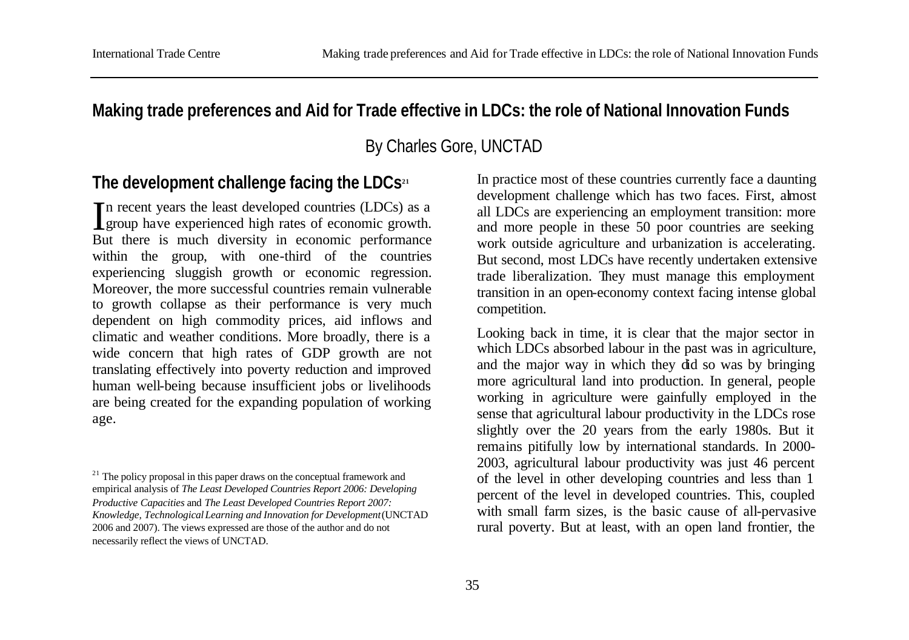# Making trade preferences and Aid for Trade effective in LDCs: the role of National Innovation Funds

By Charles Gore, UNCTAD

## The development challenge facing the LDCs[21]

In recent years the least developed countries (LDCs) as a group have experienced high rates of economic growth. But there is much diversity in economic performance within the group, with one-third of the countries experiencing sluggish growth or economic regression. Moreover, the more successful countries remain vulnerable to growth collapse as their performance is very much dependent on high commodity prices, aid inflows and climatic and weather conditions. More broadly, there is a wide concern that high rates of GDP growth are not translating effectively into poverty reduction and improved human well-being because insufficient jobs or livelihoods are being created for the expanding population of working age.

In practice most of these countries currently face a daunting development challenge which has two faces. First, almost all LDCs are experiencing an employment transition: more and more people in these 50 poor countries are seeking work outside agriculture and urbanization is accelerating. But second, most LDCs have recently undertaken extensive trade liberalization. They must manage this employment transition in an open-economy context facing intense global competition.

Looking back in time, it is clear that the major sector in which LDCs absorbed labour in the past was in agriculture, and the major way in which they did so was by bringing more agricultural land into production. In general, people working in agriculture were gainfully employed in the sense that agricultural labour productivity in the LDCs rose slightly over the 20 years from the early 1980s. But it remains pitifully low by international standards. In 2000-2003, agricultural labour productivity was just 46 percent of the level in other developing countries and less than 1 percent of the level in developed countries. This, coupled with small farm sizes, is the basic cause of all-pervasive rural poverty. But at least, with an open land frontier, the

[21] The policy proposal in this paper draws on the conceptual framework and empirical analysis of *The Least Developed Countries Report 2006: Developing Productive Capacities* and *The Least Developed Countries Report 2007: Knowledge, Technological Learning and Innovation for Development* (UNCTAD 2006 and 2007). The views expressed are those of the author and do not necessarily reflect the views of UNCTAD.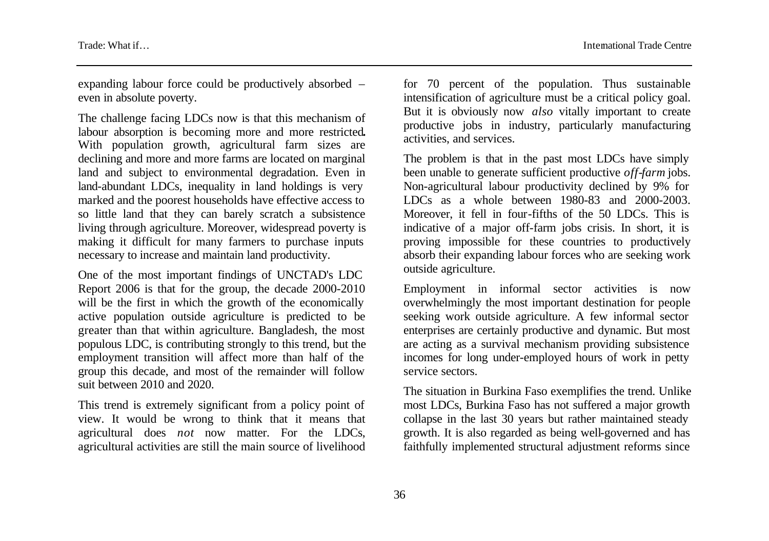expanding labour force could be productively absorbed – even in absolute poverty.

The challenge facing LDCs now is that this mechanism of labour absorption is becoming more and more restricted. With population growth, agricultural farm sizes are declining and more and more farms are located on marginal land and subject to environmental degradation. Even in land-abundant LDCs, inequality in land holdings is very marked and the poorest households have effective access to so little land that they can barely scratch a subsistence living through agriculture. Moreover, widespread poverty is making it difficult for many farmers to purchase inputs necessary to increase and maintain land productivity.

One of the most important findings of UNCTAD's LDC Report 2006 is that for the group, the decade 2000-2010 will be the first in which the growth of the economically active population outside agriculture is predicted to be greater than that within agriculture. Bangladesh, the most populous LDC, is contributing strongly to this trend, but the employment transition will affect more than half of the group this decade, and most of the remainder will follow suit between 2010 and 2020.

This trend is extremely significant from a policy point of view. It would be wrong to think that it means that agricultural does *not* now matter. For the LDCs, agricultural activities are still the main source of livelihood for 70 percent of the population. Thus sustainable intensification of agriculture must be a critical policy goal. But it is obviously now *also* vitally important to create productive jobs in industry, particularly manufacturing activities, and services.

The problem is that in the past most LDCs have simply been unable to generate sufficient productive *off-farm* jobs. Non-agricultural labour productivity declined by 9% for LDCs as a whole between 1980-83 and 2000-2003. Moreover, it fell in four-fifths of the 50 LDCs. This is indicative of a major off-farm jobs crisis. In short, it is proving impossible for these countries to productively absorb their expanding labour forces who are seeking work outside agriculture.

Employment in informal sector activities is now overwhelmingly the most important destination for people seeking work outside agriculture. A few informal sector enterprises are certainly productive and dynamic. But most are acting as a survival mechanism providing subsistence incomes for long under-employed hours of work in petty service sectors.

The situation in Burkina Faso exemplifies the trend. Unlike most LDCs, Burkina Faso has not suffered a major growth collapse in the last 30 years but rather maintained steady growth. It is also regarded as being well-governed and has faithfully implemented structural adjustment reforms since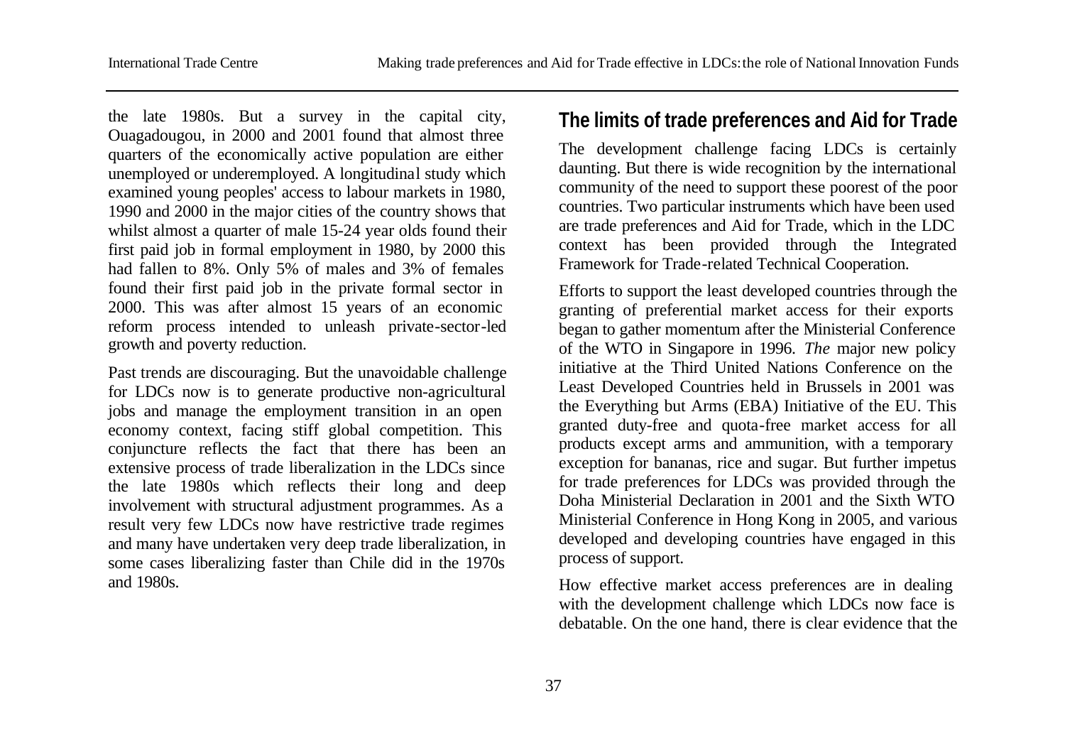the late 1980s. But a survey in the capital city, Ouagadougou, in 2000 and 2001 found that almost three quarters of the economically active population are either unemployed or underemployed. A longitudinal study which examined young peoples' access to labour markets in 1980, 1990 and 2000 in the major cities of the country shows that whilst almost a quarter of male 15-24 year olds found their first paid job in formal employment in 1980, by 2000 this had fallen to 8%. Only 5% of males and 3% of females found their first paid job in the private formal sector in 2000. This was after almost 15 years of an economic reform process intended to unleash private-sector-led growth and poverty reduction.

Past trends are discouraging. But the unavoidable challenge for LDCs now is to generate productive non-agricultural jobs and manage the employment transition in an open economy context, facing stiff global competition. This conjuncture reflects the fact that there has been an extensive process of trade liberalization in the LDCs since the late 1980s which reflects their long and deep involvement with structural adjustment programmes. As a result very few LDCs now have restrictive trade regimes and many have undertaken very deep trade liberalization, in some cases liberalizing faster than Chile did in the 1970s and 1980s.

## The limits of trade preferences and Aid for Trade

The development challenge facing LDCs is certainly daunting. But there is wide recognition by the international community of the need to support these poorest of the poor countries. Two particular instruments which have been used are trade preferences and Aid for Trade, which in the LDC context has been provided through the Integrated Framework for Trade-related Technical Cooperation.

Efforts to support the least developed countries through the granting of preferential market access for their exports began to gather momentum after the Ministerial Conference of the WTO in Singapore in 1996. *The* major new policy initiative at the Third United Nations Conference on the Least Developed Countries held in Brussels in 2001 was the Everything but Arms (EBA) Initiative of the EU. This granted duty-free and quota-free market access for all products except arms and ammunition, with a temporary exception for bananas, rice and sugar. But further impetus for trade preferences for LDCs was provided through the Doha Ministerial Declaration in 2001 and the Sixth WTO Ministerial Conference in Hong Kong in 2005, and various developed and developing countries have engaged in this process of support.

How effective market access preferences are in dealing with the development challenge which LDCs now face is debatable. On the one hand, there is clear evidence that the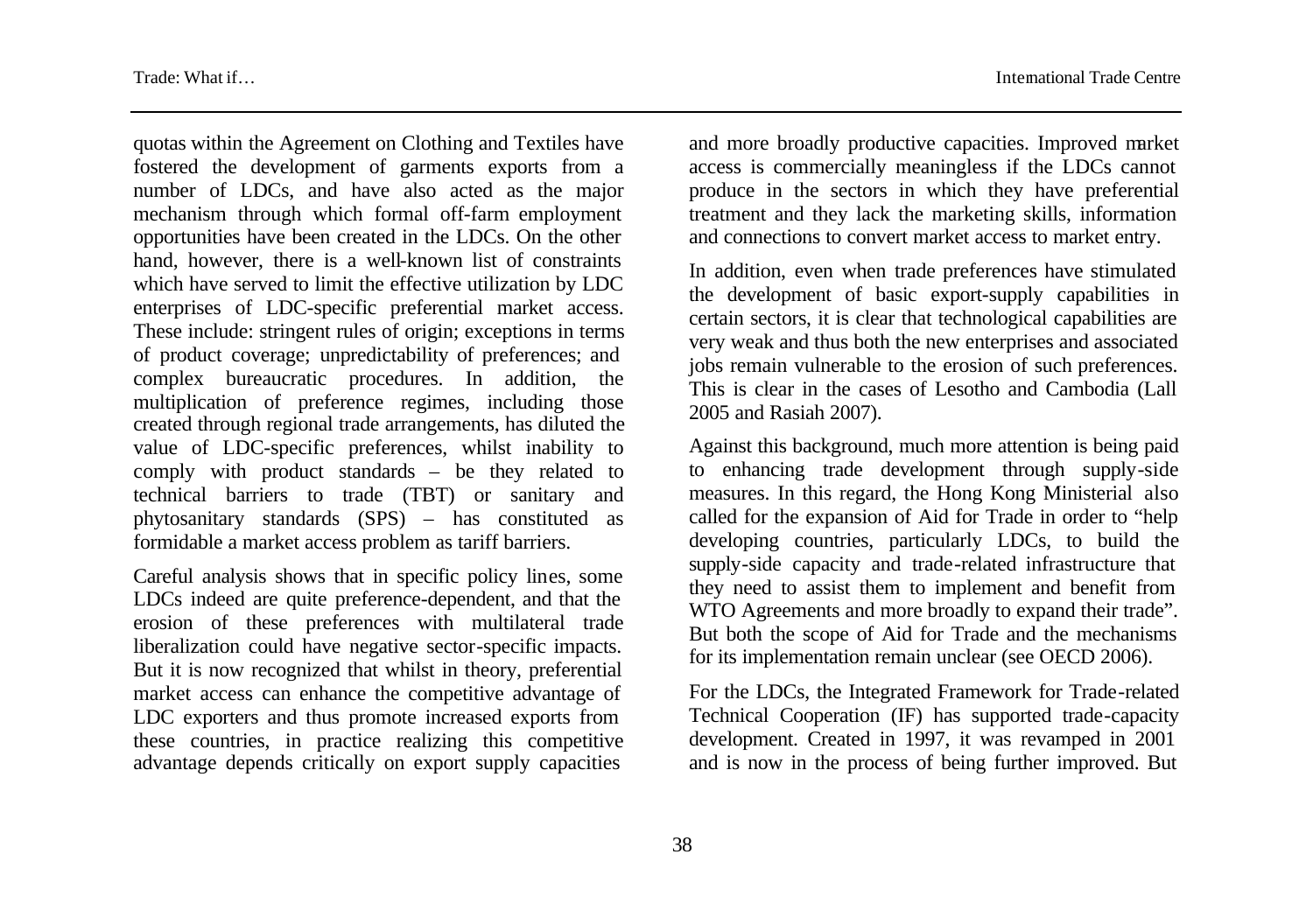quotas within the Agreement on Clothing and Textiles have fostered the development of garments exports from a number of LDCs, and have also acted as the major mechanism through which formal off-farm employment opportunities have been created in the LDCs. On the other hand, however, there is a well-known list of constraints which have served to limit the effective utilization by LDC enterprises of LDC-specific preferential market access. These include: stringent rules of origin; exceptions in terms of product coverage; unpredictability of preferences; and complex bureaucratic procedures. In addition, the multiplication of preference regimes, including those created through regional trade arrangements, has diluted the value of LDC-specific preferences, whilst inability to comply with product standards – be they related to technical barriers to trade (TBT) or sanitary and phytosanitary standards (SPS) – has constituted as formidable a market access problem as tariff barriers.

Careful analysis shows that in specific policy lines, some LDCs indeed are quite preference-dependent, and that the erosion of these preferences with multilateral trade liberalization could have negative sector-specific impacts. But it is now recognized that whilst in theory, preferential market access can enhance the competitive advantage of LDC exporters and thus promote increased exports from these countries, in practice realizing this competitive advantage depends critically on export supply capacities and more broadly productive capacities. Improved market access is commercially meaningless if the LDCs cannot produce in the sectors in which they have preferential treatment and they lack the marketing skills, information and connections to convert market access to market entry.

In addition, even when trade preferences have stimulated the development of basic export-supply capabilities in certain sectors, it is clear that technological capabilities are very weak and thus both the new enterprises and associated jobs remain vulnerable to the erosion of such preferences. This is clear in the cases of Lesotho and Cambodia (Lall 2005 and Rasiah 2007).

Against this background, much more attention is being paid to enhancing trade development through supply-side measures. In this regard, the Hong Kong Ministerial also called for the expansion of Aid for Trade in order to "help developing countries, particularly LDCs, to build the supply-side capacity and trade-related infrastructure that they need to assist them to implement and benefit from WTO Agreements and more broadly to expand their trade". But both the scope of Aid for Trade and the mechanisms for its implementation remain unclear (see OECD 2006).

For the LDCs, the Integrated Framework for Trade-related Technical Cooperation (IF) has supported trade-capacity development. Created in 1997, it was revamped in 2001 and is now in the process of being further improved. But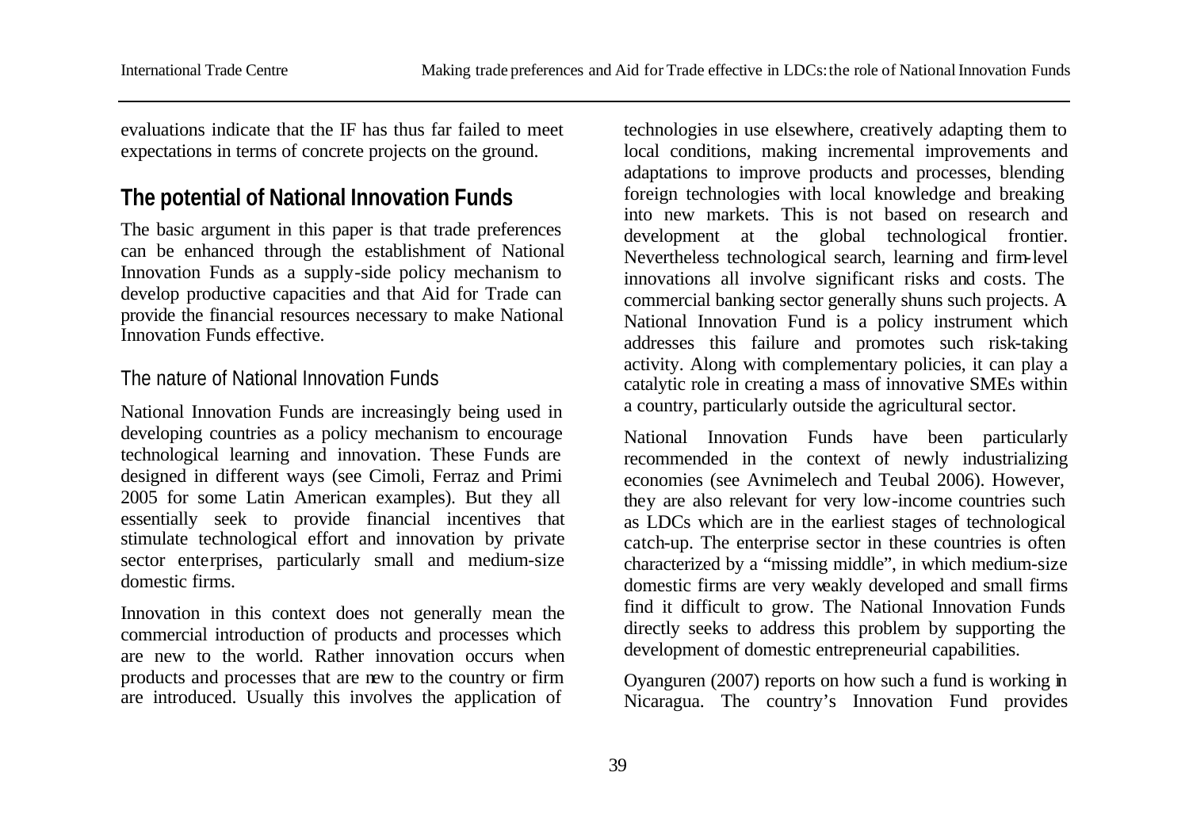evaluations indicate that the IF has thus far failed to meet expectations in terms of concrete projects on the ground.

## The potential of National Innovation Funds

The basic argument in this paper is that trade preferences can be enhanced through the establishment of National Innovation Funds as a supply-side policy mechanism to develop productive capacities and that Aid for Trade can provide the financial resources necessary to make National Innovation Funds effective.

### The nature of National Innovation Funds

National Innovation Funds are increasingly being used in developing countries as a policy mechanism to encourage technological learning and innovation. These Funds are designed in different ways (see Cimoli, Ferraz and Primi 2005 for some Latin American examples). But they all essentially seek to provide financial incentives that stimulate technological effort and innovation by private sector enterprises, particularly small and medium-size domestic firms.

Innovation in this context does not generally mean the commercial introduction of products and processes which are new to the world. Rather innovation occurs when products and processes that are new to the country or firm are introduced. Usually this involves the application of technologies in use elsewhere, creatively adapting them to local conditions, making incremental improvements and adaptations to improve products and processes, blending foreign technologies with local knowledge and breaking into new markets. This is not based on research and development at the global technological frontier. Nevertheless technological search, learning and firm-level innovations all involve significant risks and costs. The commercial banking sector generally shuns such projects. A National Innovation Fund is a policy instrument which addresses this failure and promotes such risk-taking activity. Along with complementary policies, it can play a catalytic role in creating a mass of innovative SMEs within a country, particularly outside the agricultural sector.

National Innovation Funds have been particularly recommended in the context of newly industrializing economies (see Avnimelech and Teubal 2006). However, they are also relevant for very low-income countries such as LDCs which are in the earliest stages of technological catch-up. The enterprise sector in these countries is often characterized by a "missing middle", in which medium-size domestic firms are very weakly developed and small firms find it difficult to grow. The National Innovation Funds directly seeks to address this problem by supporting the development of domestic entrepreneurial capabilities.

Oyanguren (2007) reports on how such a fund is working in Nicaragua. The country's Innovation Fund provides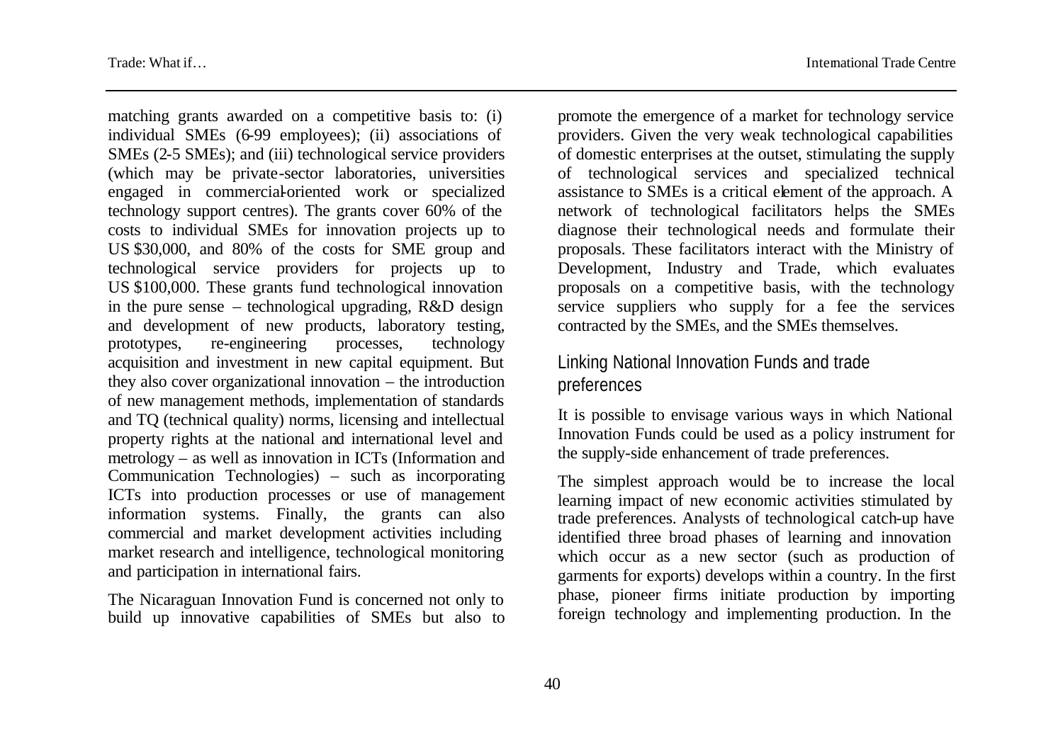matching grants awarded on a competitive basis to: (i) individual SMEs (6-99 employees); (ii) associations of SMEs (2-5 SMEs); and (iii) technological service providers (which may be private-sector laboratories, universities engaged in commercial-oriented work or specialized technology support centres). The grants cover 60% of the costs to individual SMEs for innovation projects up to US $30,000, and 80% of the costs for SME group and technological service providers for projects up to US $100,000. These grants fund technological innovation in the pure sense – technological upgrading, R&D design and development of new products, laboratory testing, prototypes, re-engineering processes, technology acquisition and investment in new capital equipment. But they also cover organizational innovation – the introduction of new management methods, implementation of standards and TQ (technical quality) norms, licensing and intellectual property rights at the national and international level and metrology – as well as innovation in ICTs (Information and Communication Technologies) – such as incorporating ICTs into production processes or use of management information systems. Finally, the grants can also commercial and market development activities including market research and intelligence, technological monitoring and participation in international fairs.

The Nicaraguan Innovation Fund is concerned not only to build up innovative capabilities of SMEs but also to promote the emergence of a market for technology service providers. Given the very weak technological capabilities of domestic enterprises at the outset, stimulating the supply of technological services and specialized technical assistance to SMEs is a critical element of the approach. A network of technological facilitators helps the SMEs diagnose their technological needs and formulate their proposals. These facilitators interact with the Ministry of Development, Industry and Trade, which evaluates proposals on a competitive basis, with the technology service suppliers who supply for a fee the services contracted by the SMEs, and the SMEs themselves.

## Linking National Innovation Funds and trade preferences

It is possible to envisage various ways in which National Innovation Funds could be used as a policy instrument for the supply-side enhancement of trade preferences.

The simplest approach would be to increase the local learning impact of new economic activities stimulated by trade preferences. Analysts of technological catch-up have identified three broad phases of learning and innovation which occur as a new sector (such as production of garments for exports) develops within a country. In the first phase, pioneer firms initiate production by importing foreign technology and implementing production. In the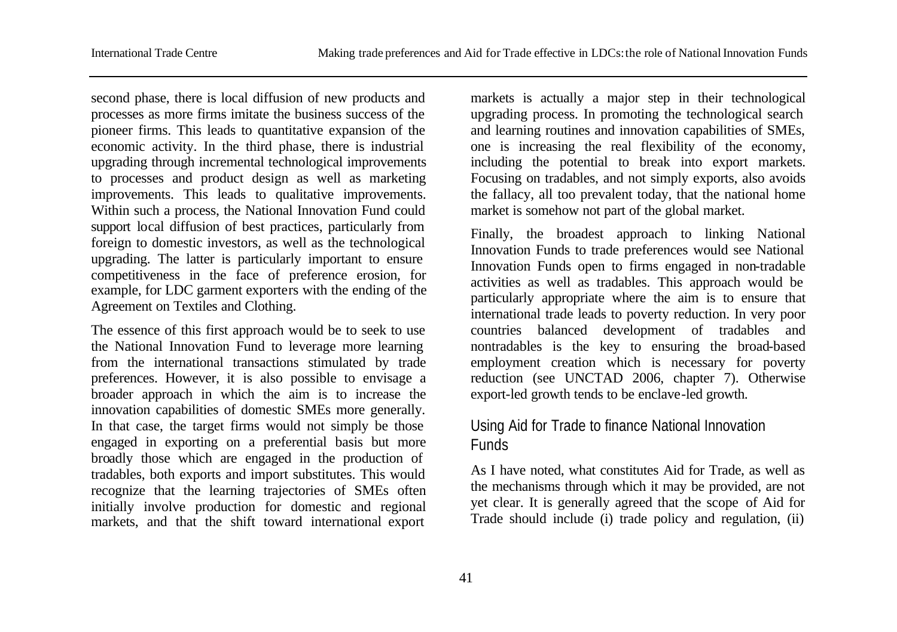second phase, there is local diffusion of new products and processes as more firms imitate the business success of the pioneer firms. This leads to quantitative expansion of the economic activity. In the third phase, there is industrial upgrading through incremental technological improvements to processes and product design as well as marketing improvements. This leads to qualitative improvements. Within such a process, the National Innovation Fund could support local diffusion of best practices, particularly from foreign to domestic investors, as well as the technological upgrading. The latter is particularly important to ensure competitiveness in the face of preference erosion, for example, for LDC garment exporters with the ending of the Agreement on Textiles and Clothing.

The essence of this first approach would be to seek to use the National Innovation Fund to leverage more learning from the international transactions stimulated by trade preferences. However, it is also possible to envisage a broader approach in which the aim is to increase the innovation capabilities of domestic SMEs more generally. In that case, the target firms would not simply be those engaged in exporting on a preferential basis but more broadly those which are engaged in the production of tradables, both exports and import substitutes. This would recognize that the learning trajectories of SMEs often initially involve production for domestic and regional markets, and that the shift toward international export markets is actually a major step in their technological upgrading process. In promoting the technological search and learning routines and innovation capabilities of SMEs, one is increasing the real flexibility of the economy, including the potential to break into export markets. Focusing on tradables, and not simply exports, also avoids the fallacy, all too prevalent today, that the national home market is somehow not part of the global market.

Finally, the broadest approach to linking National Innovation Funds to trade preferences would see National Innovation Funds open to firms engaged in non-tradable activities as well as tradables. This approach would be particularly appropriate where the aim is to ensure that international trade leads to poverty reduction. In very poor countries balanced development of tradables and nontradables is the key to ensuring the broad-based employment creation which is necessary for poverty reduction (see UNCTAD 2006, chapter 7). Otherwise export-led growth tends to be enclave-led growth.

## Using Aid for Trade to finance National Innovation Funds

As I have noted, what constitutes Aid for Trade, as well as the mechanisms through which it may be provided, are not yet clear. It is generally agreed that the scope of Aid for Trade should include (i) trade policy and regulation, (ii)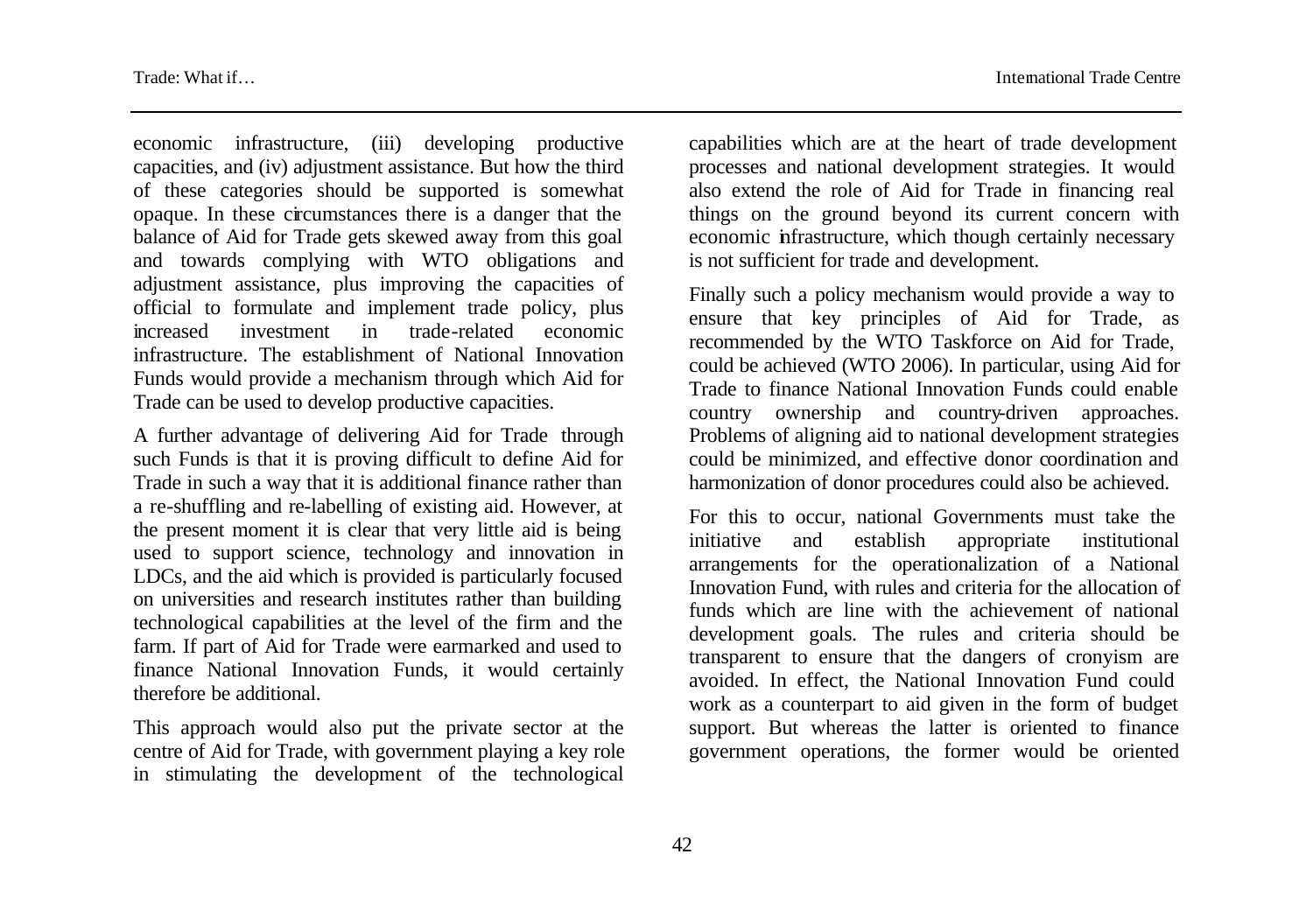economic infrastructure, (iii) developing productive capacities, and (iv) adjustment assistance. But how the third of these categories should be supported is somewhat opaque. In these circumstances there is a danger that the balance of Aid for Trade gets skewed away from this goal and towards complying with WTO obligations and adjustment assistance, plus improving the capacities of official to formulate and implement trade policy, plus increased investment in trade-related economic infrastructure. The establishment of National Innovation Funds would provide a mechanism through which Aid for Trade can be used to develop productive capacities.

A further advantage of delivering Aid for Trade through such Funds is that it is proving difficult to define Aid for Trade in such a way that it is additional finance rather than a re-shuffling and re-labelling of existing aid. However, at the present moment it is clear that very little aid is being used to support science, technology and innovation in LDCs, and the aid which is provided is particularly focused on universities and research institutes rather than building technological capabilities at the level of the firm and the farm. If part of Aid for Trade were earmarked and used to finance National Innovation Funds, it would certainly therefore be additional.

This approach would also put the private sector at the centre of Aid for Trade, with government playing a key role in stimulating the development of the technological capabilities which are at the heart of trade development processes and national development strategies. It would also extend the role of Aid for Trade in financing real things on the ground beyond its current concern with economic infrastructure, which though certainly necessary is not sufficient for trade and development.

Finally such a policy mechanism would provide a way to ensure that key principles of Aid for Trade, as recommended by the WTO Taskforce on Aid for Trade, could be achieved (WTO 2006). In particular, using Aid for Trade to finance National Innovation Funds could enable country ownership and country-driven approaches. Problems of aligning aid to national development strategies could be minimized, and effective donor coordination and harmonization of donor procedures could also be achieved.

For this to occur, national Governments must take the initiative and establish appropriate institutional arrangements for the operationalization of a National Innovation Fund, with rules and criteria for the allocation of funds which are line with the achievement of national development goals. The rules and criteria should be transparent to ensure that the dangers of cronyism are avoided. In effect, the National Innovation Fund could work as a counterpart to aid given in the form of budget support. But whereas the latter is oriented to finance government operations, the former would be oriented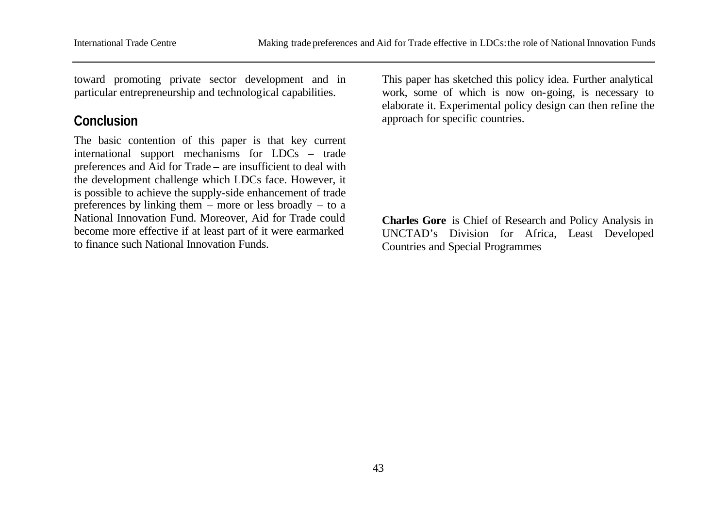toward promoting private sector development and in particular entrepreneurship and technological capabilities.

## Conclusion

The basic contention of this paper is that key current international support mechanisms for LDCs – trade preferences and Aid for Trade – are insufficient to deal with the development challenge which LDCs face. However, it is possible to achieve the supply-side enhancement of trade preferences by linking them – more or less broadly – to a National Innovation Fund. Moreover, Aid for Trade could become more effective if at least part of it were earmarked to finance such National Innovation Funds.

This paper has sketched this policy idea. Further analytical work, some of which is now on-going, is necessary to elaborate it. Experimental policy design can then refine the approach for specific countries.

**Charles Gore** is Chief of Research and Policy Analysis in UNCTAD's Division for Africa, Least Developed Countries and Special Programmes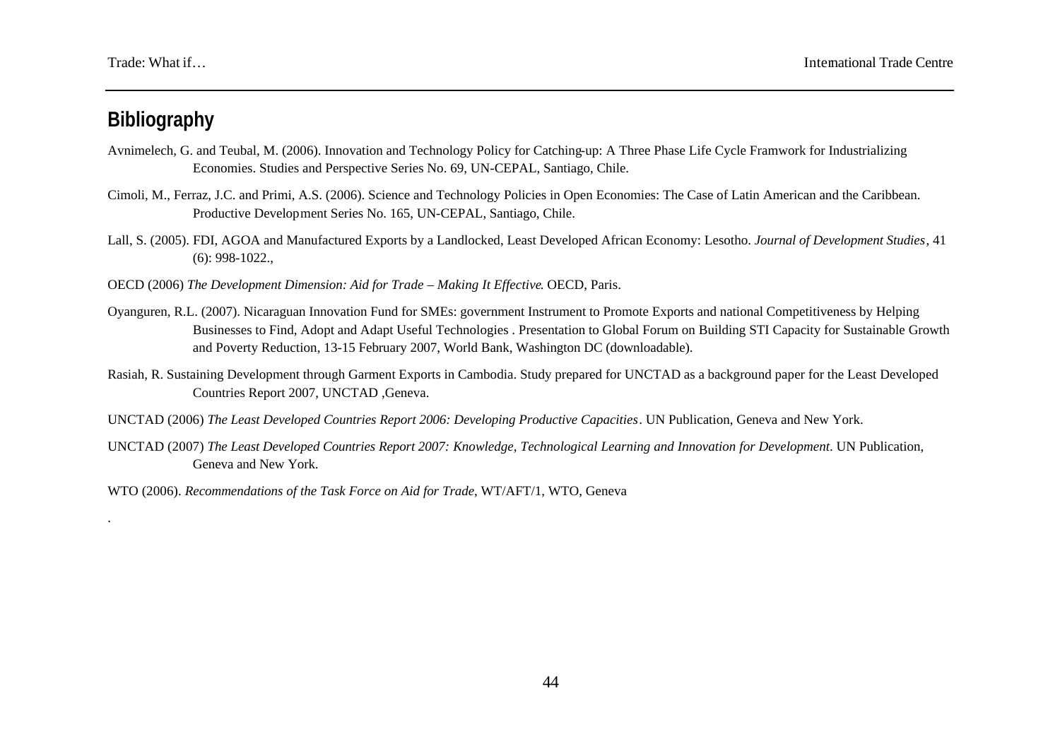## Bibliography

Avnimelech, G. and Teubal, M. (2006). Innovation and Technology Policy for Catching-up: A Three Phase Life Cycle Framwork for Industrializing Economies. Studies and Perspective Series No. 69, UN-CEPAL, Santiago, Chile.

Cimoli, M., Ferraz, J.C. and Primi, A.S. (2006). Science and Technology Policies in Open Economies: The Case of Latin American and the Caribbean. Productive Development Series No. 165, UN-CEPAL, Santiago, Chile.

Lall, S. (2005). FDI, AGOA and Manufactured Exports by a Landlocked, Least Developed African Economy: Lesotho. *Journal of Development Studies*, 41 (6): 998-1022.,

OECD (2006) *The Development Dimension: Aid for Trade – Making It Effective*. OECD, Paris.

Oyanguren, R.L. (2007). Nicaraguan Innovation Fund for SMEs: government Instrument to Promote Exports and national Competitiveness by Helping Businesses to Find, Adopt and Adapt Useful Technologies . Presentation to Global Forum on Building STI Capacity for Sustainable Growth and Poverty Reduction, 13-15 February 2007, World Bank, Washington DC (downloadable).

Rasiah, R. Sustaining Development through Garment Exports in Cambodia. Study prepared for UNCTAD as a background paper for the Least Developed Countries Report 2007, UNCTAD ,Geneva.

UNCTAD (2006) *The Least Developed Countries Report 2006: Developing Productive Capacities*. UN Publication, Geneva and New York.

UNCTAD (2007) *The Least Developed Countries Report 2007: Knowledge, Technological Learning and Innovation for Development*. UN Publication, Geneva and New York.

WTO (2006). *Recommendations of the Task Force on Aid for Trade*, WT/AFT/1, WTO, Geneva

.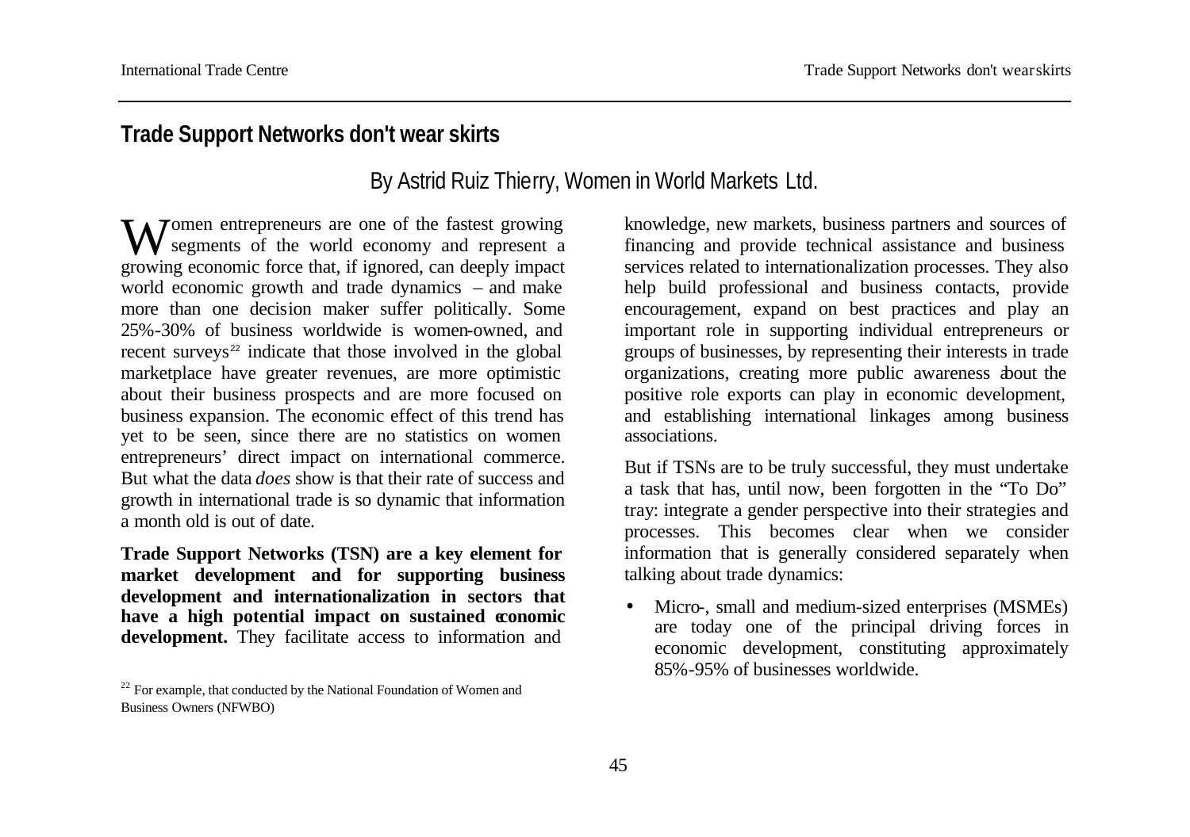## Trade Support Networks don't wear skirts

By Astrid Ruiz Thierry, Women in World Markets Ltd.

Women entrepreneurs are one of the fastest growing segments of the world economy and represent a growing economic force that, if ignored, can deeply impact world economic growth and trade dynamics – and make more than one decision maker suffer politically. Some 25%-30% of business worldwide is women-owned, and recent surveys[22] indicate that those involved in the global marketplace have greater revenues, are more optimistic about their business prospects and are more focused on business expansion. The economic effect of this trend has yet to be seen, since there are no statistics on women entrepreneurs' direct impact on international commerce. But what the data *does* show is that their rate of success and growth in international trade is so dynamic that information a month old is out of date.

**Trade Support Networks (TSN) are a key element for market development and for supporting business development and internationalization in sectors that have a high potential impact on sustained economic development.** They facilitate access to information and knowledge, new markets, business partners and sources of financing and provide technical assistance and business services related to internationalization processes. They also help build professional and business contacts, provide encouragement, expand on best practices and play an important role in supporting individual entrepreneurs or groups of businesses, by representing their interests in trade organizations, creating more public awareness about the positive role exports can play in economic development, and establishing international linkages among business associations.

But if TSNs are to be truly successful, they must undertake a task that has, until now, been forgotten in the "To Do" tray: integrate a gender perspective into their strategies and processes. This becomes clear when we consider information that is generally considered separately when talking about trade dynamics:

- Micro-, small and medium-sized enterprises (MSMEs) are today one of the principal driving forces in economic development, constituting approximately 85%-95% of businesses worldwide.

[22] For example, that conducted by the National Foundation of Women and Business Owners (NFWBO)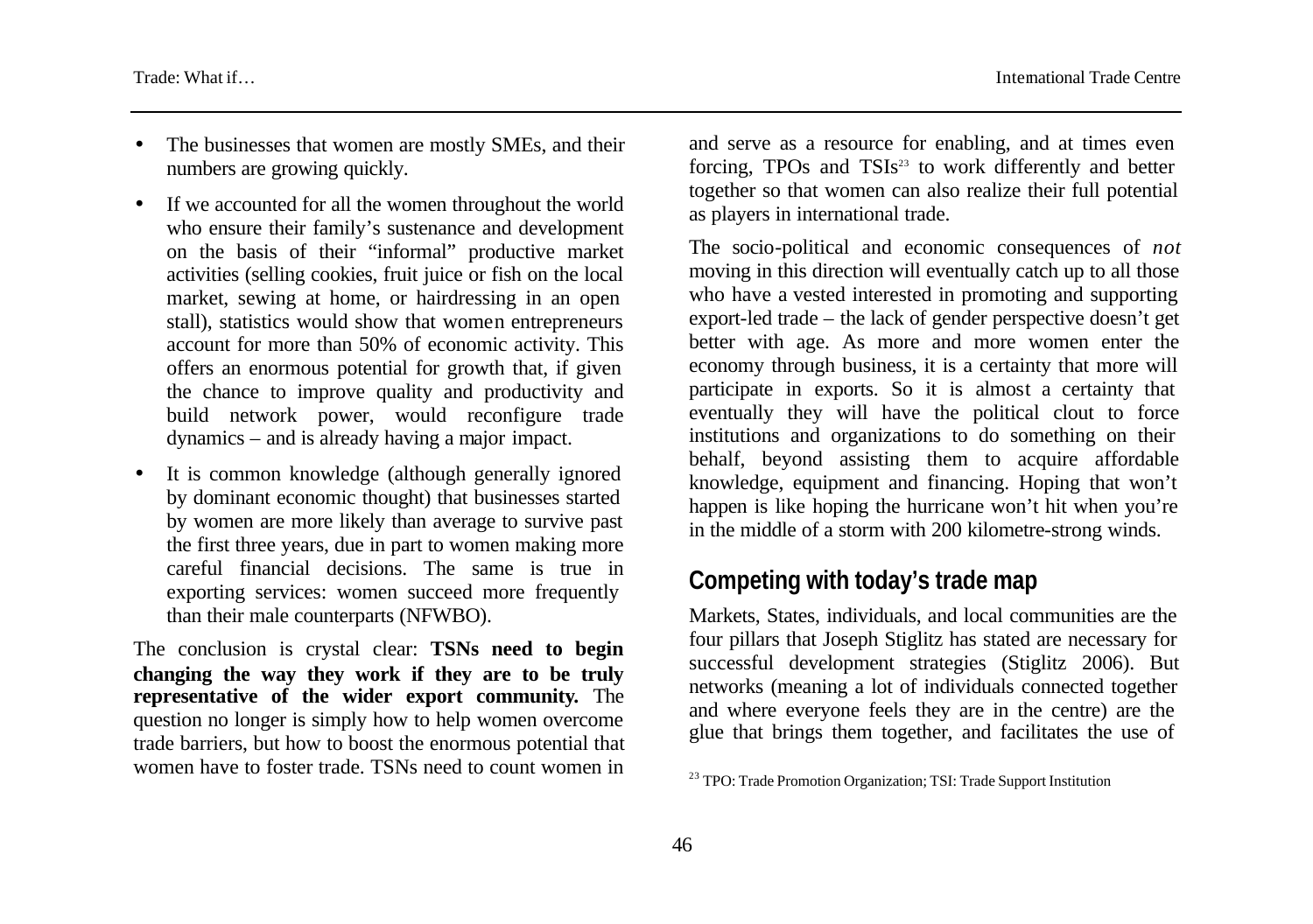- The businesses that women are mostly SMEs, and their numbers are growing quickly.
- If we accounted for all the women throughout the world who ensure their family's sustenance and development on the basis of their "informal" productive market activities (selling cookies, fruit juice or fish on the local market, sewing at home, or hairdressing in an open stall), statistics would show that women entrepreneurs account for more than 50% of economic activity. This offers an enormous potential for growth that, if given the chance to improve quality and productivity and build network power, would reconfigure trade dynamics – and is already having a major impact.
- It is common knowledge (although generally ignored by dominant economic thought) that businesses started by women are more likely than average to survive past the first three years, due in part to women making more careful financial decisions. The same is true in exporting services: women succeed more frequently than their male counterparts (NFWBO).

The conclusion is crystal clear: **TSNs need to begin changing the way they work if they are to be truly representative of the wider export community.** The question no longer is simply how to help women overcome trade barriers, but how to boost the enormous potential that women have to foster trade. TSNs need to count women in and serve as a resource for enabling, and at times even forcing, TPOs and TSIs[23] to work differently and better together so that women can also realize their full potential as players in international trade.

The socio-political and economic consequences of *not* moving in this direction will eventually catch up to all those who have a vested interested in promoting and supporting export-led trade – the lack of gender perspective doesn't get better with age. As more and more women enter the economy through business, it is a certainty that more will participate in exports. So it is almost a certainty that eventually they will have the political clout to force institutions and organizations to do something on their behalf, beyond assisting them to acquire affordable knowledge, equipment and financing. Hoping that won't happen is like hoping the hurricane won't hit when you're in the middle of a storm with 200 kilometre-strong winds.

## Competing with today's trade map

Markets, States, individuals, and local communities are the four pillars that Joseph Stiglitz has stated are necessary for successful development strategies (Stiglitz 2006). But networks (meaning a lot of individuals connected together and where everyone feels they are in the centre) are the glue that brings them together, and facilitates the use of

[23] TPO: Trade Promotion Organization; TSI: Trade Support Institution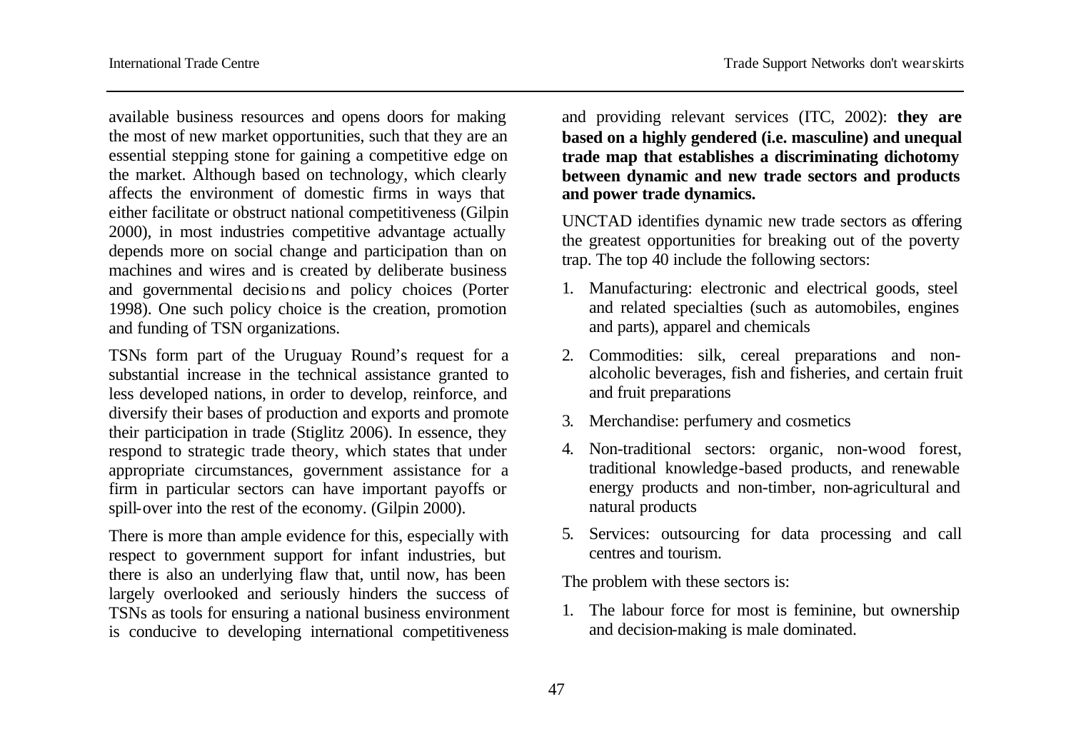available business resources and opens doors for making the most of new market opportunities, such that they are an essential stepping stone for gaining a competitive edge on the market. Although based on technology, which clearly affects the environment of domestic firms in ways that either facilitate or obstruct national competitiveness (Gilpin 2000), in most industries competitive advantage actually depends more on social change and participation than on machines and wires and is created by deliberate business and governmental decisions and policy choices (Porter 1998). One such policy choice is the creation, promotion and funding of TSN organizations.

TSNs form part of the Uruguay Round's request for a substantial increase in the technical assistance granted to less developed nations, in order to develop, reinforce, and diversify their bases of production and exports and promote their participation in trade (Stiglitz 2006). In essence, they respond to strategic trade theory, which states that under appropriate circumstances, government assistance for a firm in particular sectors can have important payoffs or spill-over into the rest of the economy. (Gilpin 2000).

There is more than ample evidence for this, especially with respect to government support for infant industries, but there is also an underlying flaw that, until now, has been largely overlooked and seriously hinders the success of TSNs as tools for ensuring a national business environment is conducive to developing international competitiveness and providing relevant services (ITC, 2002): **they are based on a highly gendered (i.e. masculine) and unequal trade map that establishes a discriminating dichotomy between dynamic and new trade sectors and products and power trade dynamics.**

UNCTAD identifies dynamic new trade sectors as offering the greatest opportunities for breaking out of the poverty trap. The top 40 include the following sectors:

1. Manufacturing: electronic and electrical goods, steel and related specialties (such as automobiles, engines and parts), apparel and chemicals
2. Commodities: silk, cereal preparations and non-alcoholic beverages, fish and fisheries, and certain fruit and fruit preparations
3. Merchandise: perfumery and cosmetics
4. Non-traditional sectors: organic, non-wood forest, traditional knowledge-based products, and renewable energy products and non-timber, non-agricultural and natural products
5. Services: outsourcing for data processing and call centres and tourism.

The problem with these sectors is:

1. The labour force for most is feminine, but ownership and decision-making is male dominated.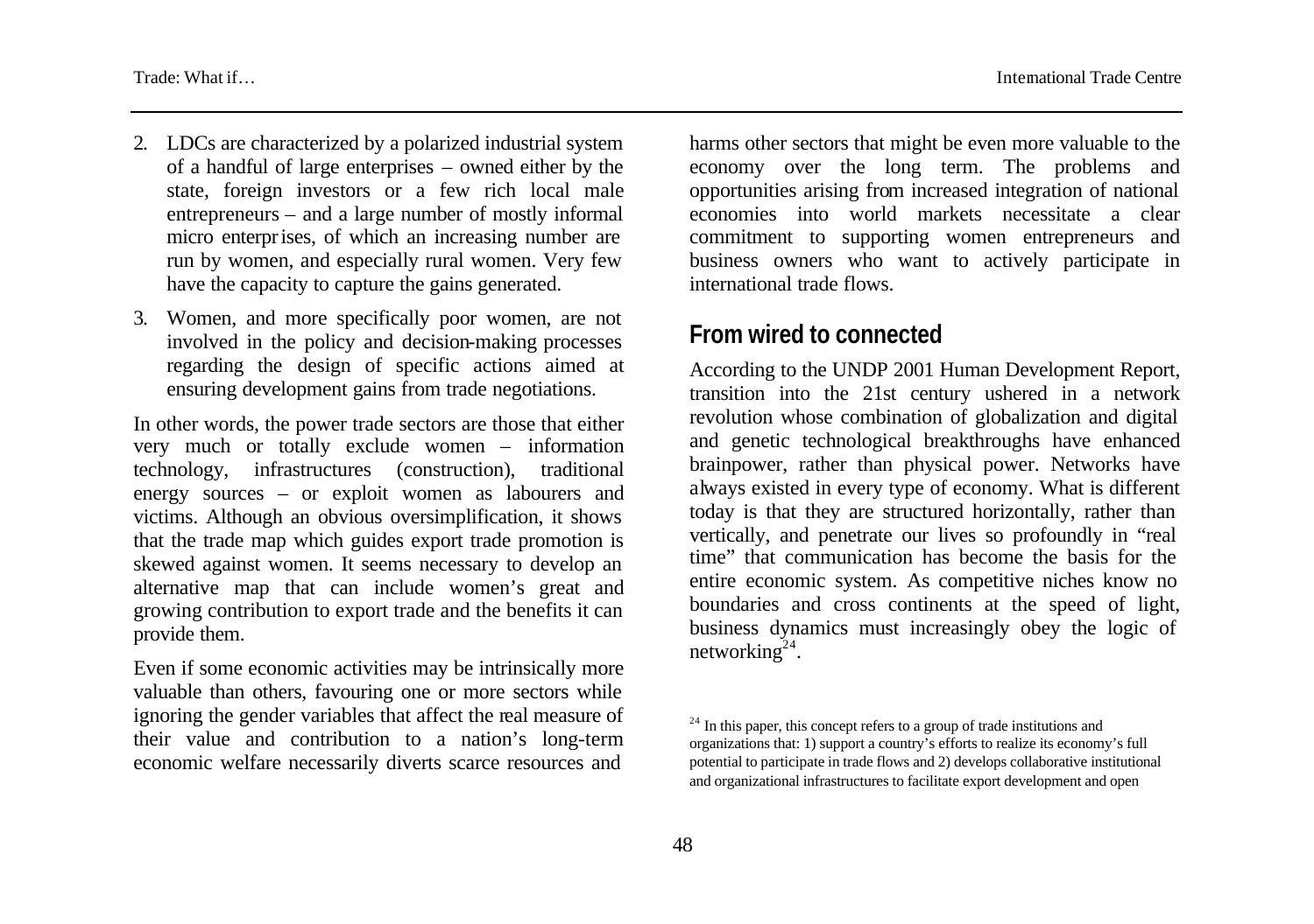2. LDCs are characterized by a polarized industrial system of a handful of large enterprises – owned either by the state, foreign investors or a few rich local male entrepreneurs – and a large number of mostly informal micro enterprises, of which an increasing number are run by women, and especially rural women. Very few have the capacity to capture the gains generated.

3. Women, and more specifically poor women, are not involved in the policy and decision-making processes regarding the design of specific actions aimed at ensuring development gains from trade negotiations.

In other words, the power trade sectors are those that either very much or totally exclude women – information technology, infrastructures (construction), traditional energy sources – or exploit women as labourers and victims. Although an obvious oversimplification, it shows that the trade map which guides export trade promotion is skewed against women. It seems necessary to develop an alternative map that can include women's great and growing contribution to export trade and the benefits it can provide them.

Even if some economic activities may be intrinsically more valuable than others, favouring one or more sectors while ignoring the gender variables that affect the real measure of their value and contribution to a nation's long-term economic welfare necessarily diverts scarce resources and harms other sectors that might be even more valuable to the economy over the long term. The problems and opportunities arising from increased integration of national economies into world markets necessitate a clear commitment to supporting women entrepreneurs and business owners who want to actively participate in international trade flows.

## From wired to connected

According to the UNDP 2001 Human Development Report, transition into the 21st century ushered in a network revolution whose combination of globalization and digital and genetic technological breakthroughs have enhanced brainpower, rather than physical power. Networks have always existed in every type of economy. What is different today is that they are structured horizontally, rather than vertically, and penetrate our lives so profoundly in "real time" that communication has become the basis for the entire economic system. As competitive niches know no boundaries and cross continents at the speed of light, business dynamics must increasingly obey the logic of networking[24].

[24] In this paper, this concept refers to a group of trade institutions and organizations that: 1) support a country's efforts to realize its economy's full potential to participate in trade flows and 2) develops collaborative institutional and organizational infrastructures to facilitate export development and open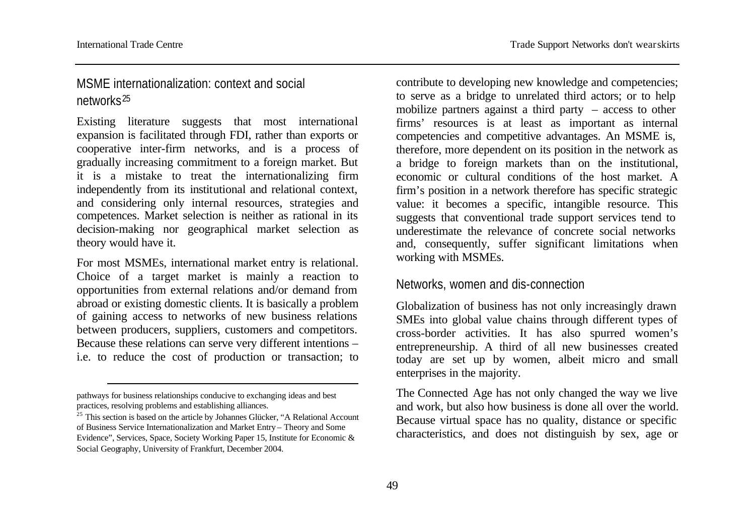## MSME internationalization: context and social networks[25]

Existing literature suggests that most international expansion is facilitated through FDI, rather than exports or cooperative inter-firm networks, and is a process of gradually increasing commitment to a foreign market. But it is a mistake to treat the internationalizing firm independently from its institutional and relational context, and considering only internal resources, strategies and competences. Market selection is neither as rational in its decision-making nor geographical market selection as theory would have it.

For most MSMEs, international market entry is relational. Choice of a target market is mainly a reaction to opportunities from external relations and/or demand from abroad or existing domestic clients. It is basically a problem of gaining access to networks of new business relations between producers, suppliers, customers and competitors. Because these relations can serve very different intentions – i.e. to reduce the cost of production or transaction; to contribute to developing new knowledge and competencies; to serve as a bridge to unrelated third actors; or to help mobilize partners against a third party – access to other firms' resources is at least as important as internal competencies and competitive advantages. An MSME is, therefore, more dependent on its position in the network as a bridge to foreign markets than on the institutional, economic or cultural conditions of the host market. A firm's position in a network therefore has specific strategic value: it becomes a specific, intangible resource. This suggests that conventional trade support services tend to underestimate the relevance of concrete social networks and, consequently, suffer significant limitations when working with MSMEs.

## Networks, women and dis-connection

Globalization of business has not only increasingly drawn SMEs into global value chains through different types of cross-border activities. It has also spurred women's entrepreneurship. A third of all new businesses created today are set up by women, albeit micro and small enterprises in the majority.

The Connected Age has not only changed the way we live and work, but also how business is done all over the world. Because virtual space has no quality, distance or specific characteristics, and does not distinguish by sex, age or

---

pathways for business relationships conducive to exchanging ideas and best practices, resolving problems and establishing alliances.

[25] This section is based on the article by Johannes Glücker, "A Relational Account of Business Service Internationalization and Market Entry – Theory and Some Evidence", Services, Space, Society Working Paper 15, Institute for Economic & Social Geography, University of Frankfurt, December 2004.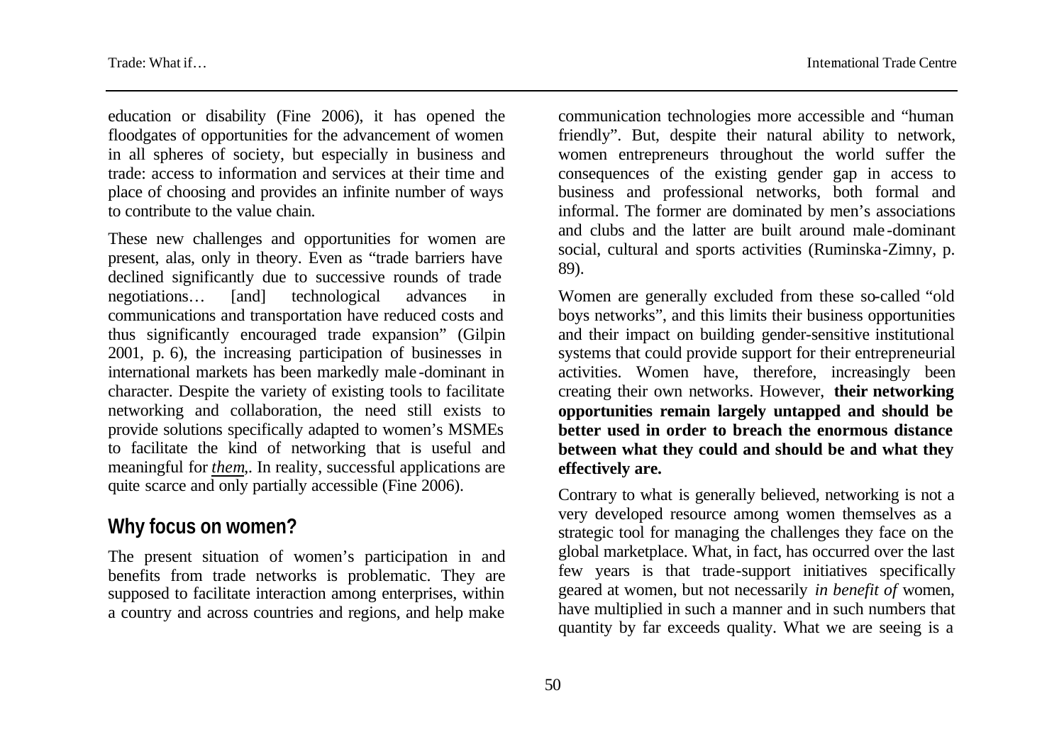education or disability (Fine 2006), it has opened the floodgates of opportunities for the advancement of women in all spheres of society, but especially in business and trade: access to information and services at their time and place of choosing and provides an infinite number of ways to contribute to the value chain.

These new challenges and opportunities for women are present, alas, only in theory. Even as "trade barriers have declined significantly due to successive rounds of trade negotiations… [and] technological advances in communications and transportation have reduced costs and thus significantly encouraged trade expansion" (Gilpin 2001, p. 6), the increasing participation of businesses in international markets has been markedly male-dominant in character. Despite the variety of existing tools to facilitate networking and collaboration, the need still exists to provide solutions specifically adapted to women's MSMEs to facilitate the kind of networking that is useful and meaningful for *them*,. In reality, successful applications are quite scarce and only partially accessible (Fine 2006).

## Why focus on women?

The present situation of women's participation in and benefits from trade networks is problematic. They are supposed to facilitate interaction among enterprises, within a country and across countries and regions, and help make communication technologies more accessible and "human friendly". But, despite their natural ability to network, women entrepreneurs throughout the world suffer the consequences of the existing gender gap in access to business and professional networks, both formal and informal. The former are dominated by men's associations and clubs and the latter are built around male-dominant social, cultural and sports activities (Ruminska-Zimny, p. 89).

Women are generally excluded from these so-called "old boys networks", and this limits their business opportunities and their impact on building gender-sensitive institutional systems that could provide support for their entrepreneurial activities. Women have, therefore, increasingly been creating their own networks. However, **their networking opportunities remain largely untapped and should be better used in order to breach the enormous distance between what they could and should be and what they effectively are.**

Contrary to what is generally believed, networking is not a very developed resource among women themselves as a strategic tool for managing the challenges they face on the global marketplace. What, in fact, has occurred over the last few years is that trade-support initiatives specifically geared at women, but not necessarily *in benefit of* women, have multiplied in such a manner and in such numbers that quantity by far exceeds quality. What we are seeing is a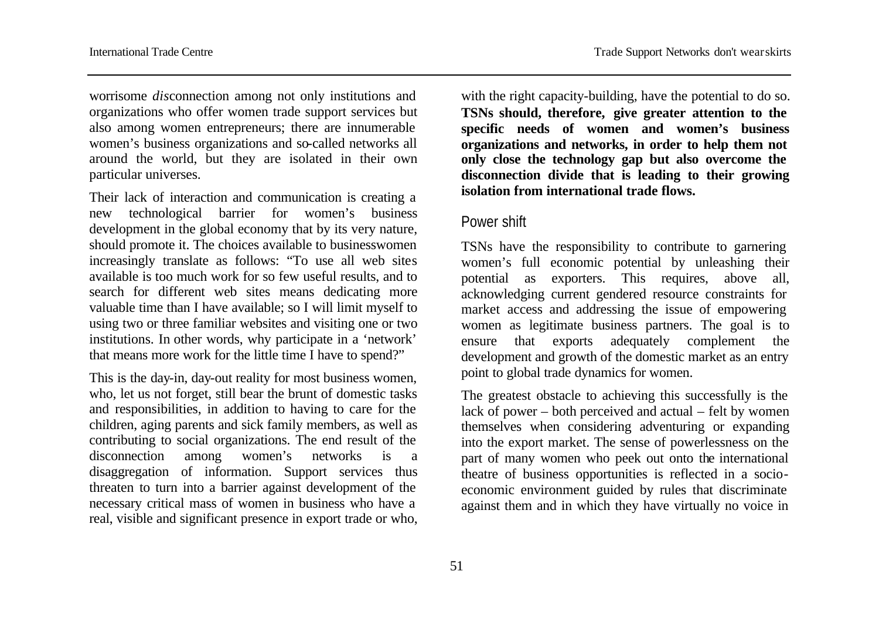worrisome *dis*connection among not only institutions and organizations who offer women trade support services but also among women entrepreneurs; there are innumerable women's business organizations and so-called networks all around the world, but they are isolated in their own particular universes.

Their lack of interaction and communication is creating a new technological barrier for women's business development in the global economy that by its very nature, should promote it. The choices available to businesswomen increasingly translate as follows: "To use all web sites available is too much work for so few useful results, and to search for different web sites means dedicating more valuable time than I have available; so I will limit myself to using two or three familiar websites and visiting one or two institutions. In other words, why participate in a 'network' that means more work for the little time I have to spend?"

This is the day-in, day-out reality for most business women, who, let us not forget, still bear the brunt of domestic tasks and responsibilities, in addition to having to care for the children, aging parents and sick family members, as well as contributing to social organizations. The end result of the disconnection among women's networks is a disaggregation of information. Support services thus threaten to turn into a barrier against development of the necessary critical mass of women in business who have a real, visible and significant presence in export trade or who, with the right capacity-building, have the potential to do so. **TSNs should, therefore, give greater attention to the specific needs of women and women's business organizations and networks, in order to help them not only close the technology gap but also overcome the disconnection divide that is leading to their growing isolation from international trade flows.**

## Power shift

TSNs have the responsibility to contribute to garnering women's full economic potential by unleashing their potential as exporters. This requires, above all, acknowledging current gendered resource constraints for market access and addressing the issue of empowering women as legitimate business partners. The goal is to ensure that exports adequately complement the development and growth of the domestic market as an entry point to global trade dynamics for women.

The greatest obstacle to achieving this successfully is the lack of power – both perceived and actual – felt by women themselves when considering adventuring or expanding into the export market. The sense of powerlessness on the part of many women who peek out onto the international theatre of business opportunities is reflected in a socio-economic environment guided by rules that discriminate against them and in which they have virtually no voice in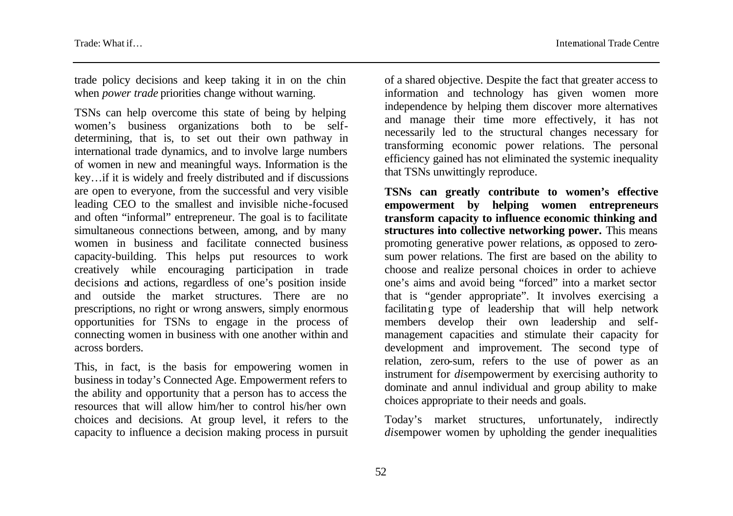trade policy decisions and keep taking it in on the chin when *power trade* priorities change without warning.

TSNs can help overcome this state of being by helping women's business organizations both to be self-determining, that is, to set out their own pathway in international trade dynamics, and to involve large numbers of women in new and meaningful ways. Information is the key…if it is widely and freely distributed and if discussions are open to everyone, from the successful and very visible leading CEO to the smallest and invisible niche-focused and often "informal" entrepreneur. The goal is to facilitate simultaneous connections between, among, and by many women in business and facilitate connected business capacity-building. This helps put resources to work creatively while encouraging participation in trade decisions and actions, regardless of one's position inside and outside the market structures. There are no prescriptions, no right or wrong answers, simply enormous opportunities for TSNs to engage in the process of connecting women in business with one another within and across borders.

This, in fact, is the basis for empowering women in business in today's Connected Age. Empowerment refers to the ability and opportunity that a person has to access the resources that will allow him/her to control his/her own choices and decisions. At group level, it refers to the capacity to influence a decision making process in pursuit of a shared objective. Despite the fact that greater access to information and technology has given women more independence by helping them discover more alternatives and manage their time more effectively, it has not necessarily led to the structural changes necessary for transforming economic power relations. The personal efficiency gained has not eliminated the systemic inequality that TSNs unwittingly reproduce.

**TSNs can greatly contribute to women's effective empowerment by helping women entrepreneurs transform capacity to influence economic thinking and structures into collective networking power.** This means promoting generative power relations, as opposed to zero-sum power relations. The first are based on the ability to choose and realize personal choices in order to achieve one's aims and avoid being "forced" into a market sector that is "gender appropriate". It involves exercising a facilitating type of leadership that will help network members develop their own leadership and self-management capacities and stimulate their capacity for development and improvement. The second type of relation, zero-sum, refers to the use of power as an instrument for *dis*empowerment by exercising authority to dominate and annul individual and group ability to make choices appropriate to their needs and goals.

Today's market structures, unfortunately, indirectly *dis*empower women by upholding the gender inequalities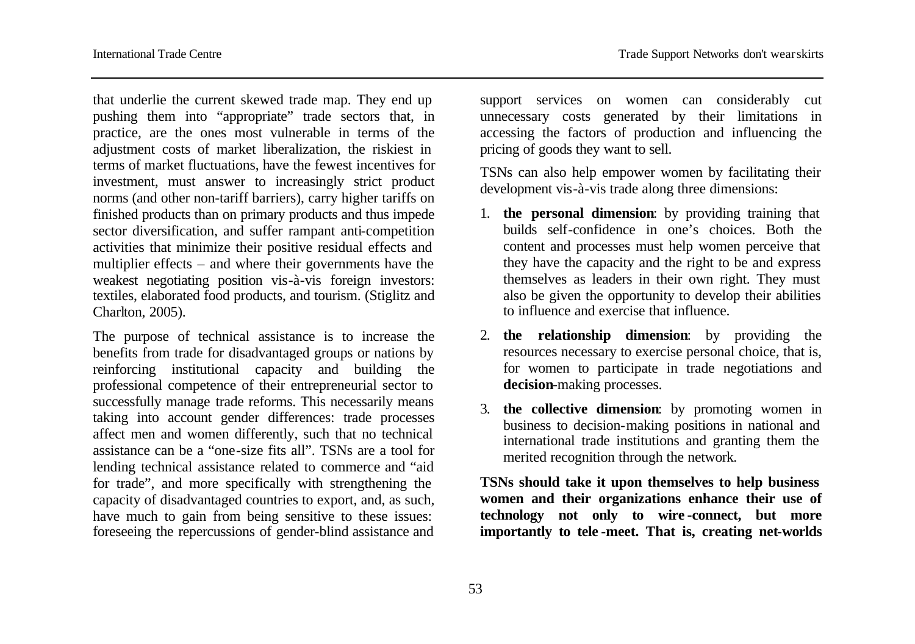that underlie the current skewed trade map. They end up pushing them into "appropriate" trade sectors that, in practice, are the ones most vulnerable in terms of the adjustment costs of market liberalization, the riskiest in terms of market fluctuations, have the fewest incentives for investment, must answer to increasingly strict product norms (and other non-tariff barriers), carry higher tariffs on finished products than on primary products and thus impede sector diversification, and suffer rampant anti-competition activities that minimize their positive residual effects and multiplier effects – and where their governments have the weakest negotiating position vis-à-vis foreign investors: textiles, elaborated food products, and tourism. (Stiglitz and Charlton, 2005).

The purpose of technical assistance is to increase the benefits from trade for disadvantaged groups or nations by reinforcing institutional capacity and building the professional competence of their entrepreneurial sector to successfully manage trade reforms. This necessarily means taking into account gender differences: trade processes affect men and women differently, such that no technical assistance can be a "one-size fits all". TSNs are a tool for lending technical assistance related to commerce and "aid for trade", and more specifically with strengthening the capacity of disadvantaged countries to export, and, as such, have much to gain from being sensitive to these issues: foreseeing the repercussions of gender-blind assistance and support services on women can considerably cut unnecessary costs generated by their limitations in accessing the factors of production and influencing the pricing of goods they want to sell.

TSNs can also help empower women by facilitating their development vis-à-vis trade along three dimensions:

1. **the personal dimension**: by providing training that builds self-confidence in one's choices. Both the content and processes must help women perceive that they have the capacity and the right to be and express themselves as leaders in their own right. They must also be given the opportunity to develop their abilities to influence and exercise that influence.
2. **the relationship dimension**: by providing the resources necessary to exercise personal choice, that is, for women to participate in trade negotiations and **decision**-making processes.
3. **the collective dimension**: by promoting women in business to decision-making positions in national and international trade institutions and granting them the merited recognition through the network.

**TSNs should take it upon themselves to help business women and their organizations enhance their use of technology not only to wire-connect, but more importantly to tele-meet. That is, creating net-worlds**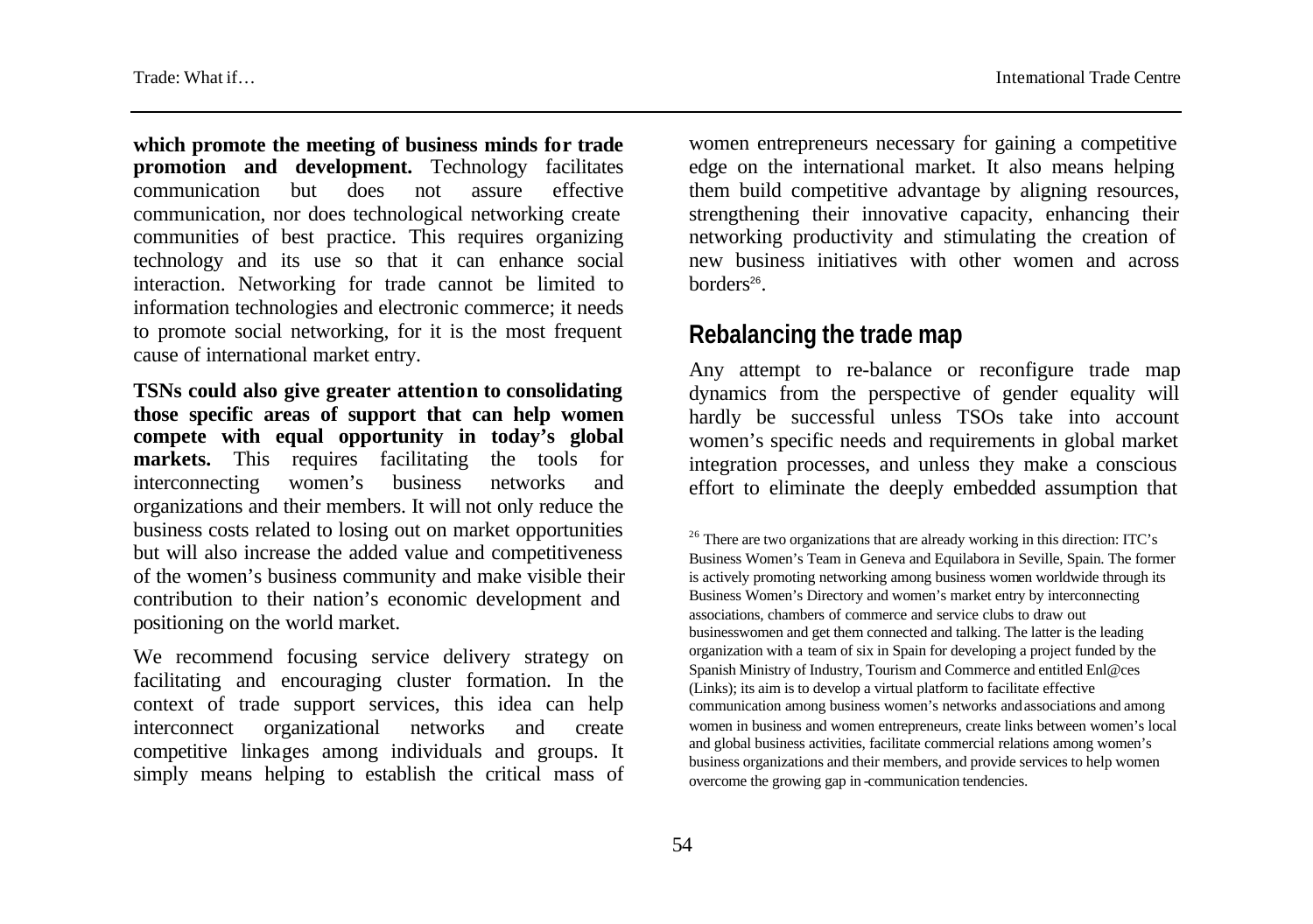**which promote the meeting of business minds for trade promotion and development.** Technology facilitates communication but does not assure effective communication, nor does technological networking create communities of best practice. This requires organizing technology and its use so that it can enhance social interaction. Networking for trade cannot be limited to information technologies and electronic commerce; it needs to promote social networking, for it is the most frequent cause of international market entry.

**TSNs could also give greater attention to consolidating those specific areas of support that can help women compete with equal opportunity in today's global markets.** This requires facilitating the tools for interconnecting women's business networks and organizations and their members. It will not only reduce the business costs related to losing out on market opportunities but will also increase the added value and competitiveness of the women's business community and make visible their contribution to their nation's economic development and positioning on the world market.

We recommend focusing service delivery strategy on facilitating and encouraging cluster formation. In the context of trade support services, this idea can help interconnect organizational networks and create competitive linkages among individuals and groups. It simply means helping to establish the critical mass of women entrepreneurs necessary for gaining a competitive edge on the international market. It also means helping them build competitive advantage by aligning resources, strengthening their innovative capacity, enhancing their networking productivity and stimulating the creation of new business initiatives with other women and across borders[26].

## Rebalancing the trade map

Any attempt to re-balance or reconfigure trade map dynamics from the perspective of gender equality will hardly be successful unless TSOs take into account women's specific needs and requirements in global market integration processes, and unless they make a conscious effort to eliminate the deeply embedded assumption that

[26] There are two organizations that are already working in this direction: ITC's Business Women's Team in Geneva and Equilabora in Seville, Spain. The former is actively promoting networking among business women worldwide through its Business Women's Directory and women's market entry by interconnecting associations, chambers of commerce and service clubs to draw out businesswomen and get them connected and talking. The latter is the leading organization with a team of six in Spain for developing a project funded by the Spanish Ministry of Industry, Tourism and Commerce and entitled Enl@ces (Links); its aim is to develop a virtual platform to facilitate effective communication among business women's networks and associations and among women in business and women entrepreneurs, create links between women's local and global business activities, facilitate commercial relations among women's business organizations and their members, and provide services to help women overcome the growing gap in-communication tendencies.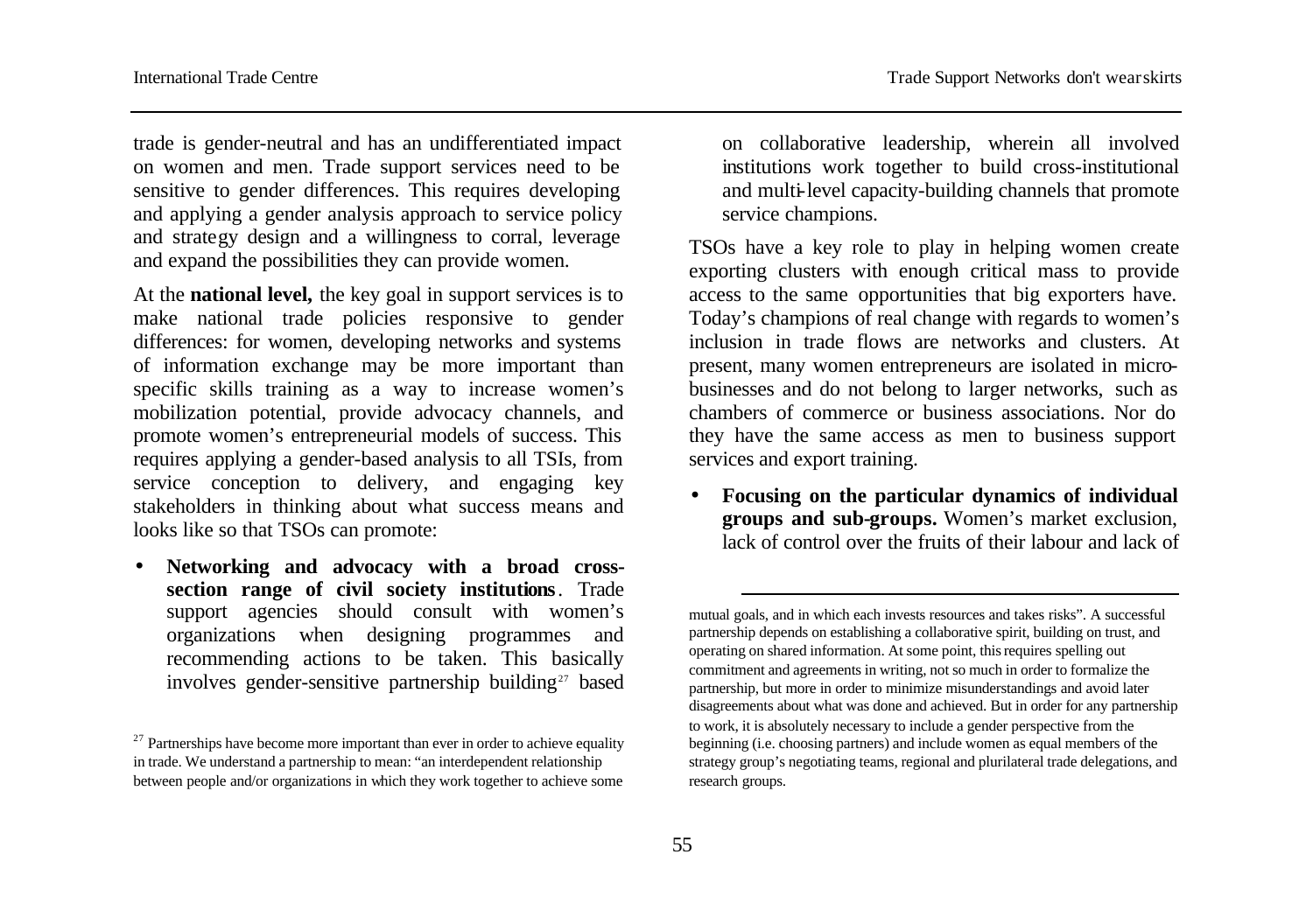trade is gender-neutral and has an undifferentiated impact on women and men. Trade support services need to be sensitive to gender differences. This requires developing and applying a gender analysis approach to service policy and strategy design and a willingness to corral, leverage and expand the possibilities they can provide women.

At the **national level,** the key goal in support services is to make national trade policies responsive to gender differences: for women, developing networks and systems of information exchange may be more important than specific skills training as a way to increase women's mobilization potential, provide advocacy channels, and promote women's entrepreneurial models of success. This requires applying a gender-based analysis to all TSIs, from service conception to delivery, and engaging key stakeholders in thinking about what success means and looks like so that TSOs can promote:

- **Networking and advocacy with a broad cross-section range of civil society institutions**. Trade support agencies should consult with women's organizations when designing programmes and recommending actions to be taken. This basically involves gender-sensitive partnership building[27] based on collaborative leadership, wherein all involved institutions work together to build cross-institutional and multi-level capacity-building channels that promote service champions.

TSOs have a key role to play in helping women create exporting clusters with enough critical mass to provide access to the same opportunities that big exporters have. Today's champions of real change with regards to women's inclusion in trade flows are networks and clusters. At present, many women entrepreneurs are isolated in micro-businesses and do not belong to larger networks, such as chambers of commerce or business associations. Nor do they have the same access as men to business support services and export training.

- **Focusing on the particular dynamics of individual groups and sub-groups.** Women's market exclusion, lack of control over the fruits of their labour and lack of

[27] Partnerships have become more important than ever in order to achieve equality in trade. We understand a partnership to mean: "an interdependent relationship between people and/or organizations in which they work together to achieve some mutual goals, and in which each invests resources and takes risks". A successful partnership depends on establishing a collaborative spirit, building on trust, and operating on shared information. At some point, this requires spelling out commitment and agreements in writing, not so much in order to formalize the partnership, but more in order to minimize misunderstandings and avoid later disagreements about what was done and achieved. But in order for any partnership to work, it is absolutely necessary to include a gender perspective from the beginning (i.e. choosing partners) and include women as equal members of the strategy group's negotiating teams, regional and plurilateral trade delegations, and research groups.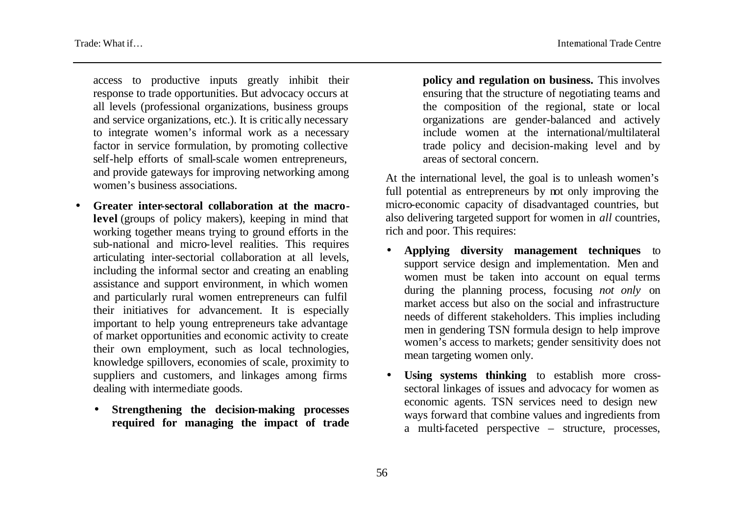access to productive inputs greatly inhibit their response to trade opportunities. But advocacy occurs at all levels (professional organizations, business groups and service organizations, etc.). It is critically necessary to integrate women's informal work as a necessary factor in service formulation, by promoting collective self-help efforts of small-scale women entrepreneurs, and provide gateways for improving networking among women's business associations.

- **Greater inter-sectoral collaboration at the macro-level** (groups of policy makers), keeping in mind that working together means trying to ground efforts in the sub-national and micro-level realities. This requires articulating inter-sectorial collaboration at all levels, including the informal sector and creating an enabling assistance and support environment, in which women and particularly rural women entrepreneurs can fulfil their initiatives for advancement. It is especially important to help young entrepreneurs take advantage of market opportunities and economic activity to create their own employment, such as local technologies, knowledge spillovers, economies of scale, proximity to suppliers and customers, and linkages among firms dealing with intermediate goods.

  - **Strengthening the decision-making processes required for managing the impact of trade policy and regulation on business.** This involves ensuring that the structure of negotiating teams and the composition of the regional, state or local organizations are gender-balanced and actively include women at the international/multilateral trade policy and decision-making level and by areas of sectoral concern.

At the international level, the goal is to unleash women's full potential as entrepreneurs by not only improving the micro-economic capacity of disadvantaged countries, but also delivering targeted support for women in *all* countries, rich and poor. This requires:

- **Applying diversity management techniques** to support service design and implementation. Men and women must be taken into account on equal terms during the planning process, focusing *not only* on market access but also on the social and infrastructure needs of different stakeholders. This implies including men in gendering TSN formula design to help improve women's access to markets; gender sensitivity does not mean targeting women only.

- **Using systems thinking** to establish more cross-sectoral linkages of issues and advocacy for women as economic agents. TSN services need to design new ways forward that combine values and ingredients from a multi-faceted perspective – structure, processes,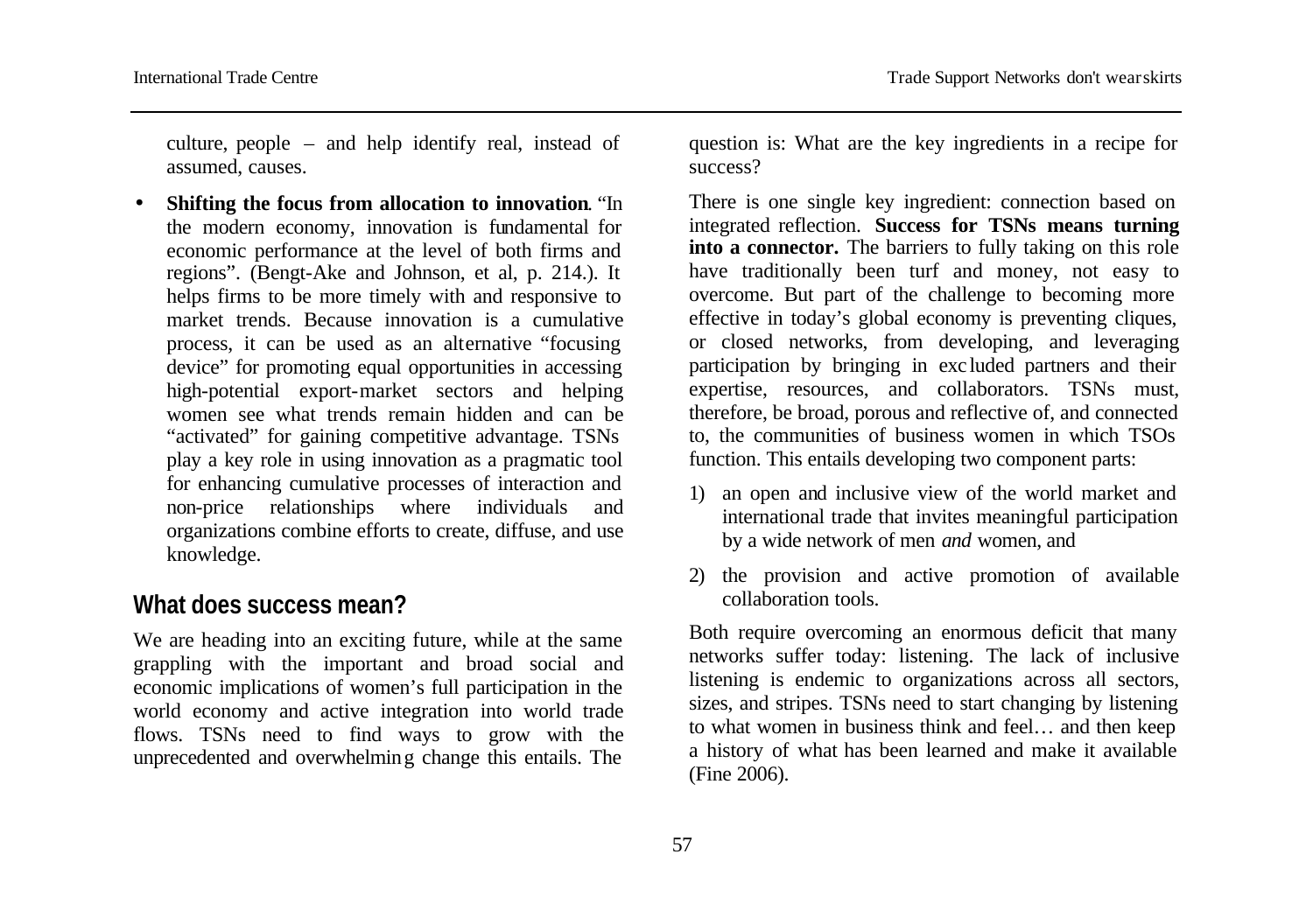culture, people – and help identify real, instead of assumed, causes.

- **Shifting the focus from allocation to innovation**. "In the modern economy, innovation is fundamental for economic performance at the level of both firms and regions". (Bengt-Ake and Johnson, et al, p. 214.). It helps firms to be more timely with and responsive to market trends. Because innovation is a cumulative process, it can be used as an alternative "focusing device" for promoting equal opportunities in accessing high-potential export-market sectors and helping women see what trends remain hidden and can be "activated" for gaining competitive advantage. TSNs play a key role in using innovation as a pragmatic tool for enhancing cumulative processes of interaction and non-price relationships where individuals and organizations combine efforts to create, diffuse, and use knowledge.

## What does success mean?

We are heading into an exciting future, while at the same grappling with the important and broad social and economic implications of women's full participation in the world economy and active integration into world trade flows. TSNs need to find ways to grow with the unprecedented and overwhelming change this entails. The question is: What are the key ingredients in a recipe for success?

There is one single key ingredient: connection based on integrated reflection. **Success for TSNs means turning into a connector.** The barriers to fully taking on this role have traditionally been turf and money, not easy to overcome. But part of the challenge to becoming more effective in today's global economy is preventing cliques, or closed networks, from developing, and leveraging participation by bringing in excluded partners and their expertise, resources, and collaborators. TSNs must, therefore, be broad, porous and reflective of, and connected to, the communities of business women in which TSOs function. This entails developing two component parts:

1) an open and inclusive view of the world market and international trade that invites meaningful participation by a wide network of men *and* women, and
2) the provision and active promotion of available collaboration tools.

Both require overcoming an enormous deficit that many networks suffer today: listening. The lack of inclusive listening is endemic to organizations across all sectors, sizes, and stripes. TSNs need to start changing by listening to what women in business think and feel… and then keep a history of what has been learned and make it available (Fine 2006).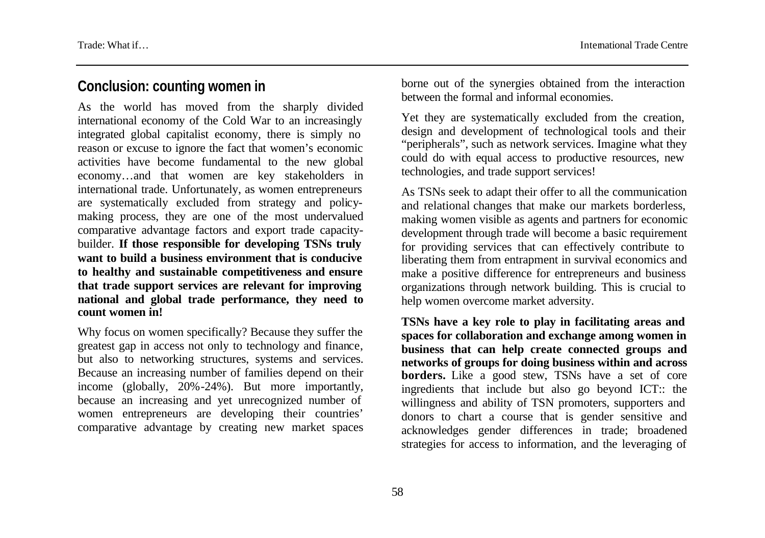## Conclusion: counting women in

As the world has moved from the sharply divided international economy of the Cold War to an increasingly integrated global capitalist economy, there is simply no reason or excuse to ignore the fact that women's economic activities have become fundamental to the new global economy…and that women are key stakeholders in international trade. Unfortunately, as women entrepreneurs are systematically excluded from strategy and policy-making process, they are one of the most undervalued comparative advantage factors and export trade capacity-builder. **If those responsible for developing TSNs truly want to build a business environment that is conducive to healthy and sustainable competitiveness and ensure that trade support services are relevant for improving national and global trade performance, they need to count women in!**

Why focus on women specifically? Because they suffer the greatest gap in access not only to technology and finance, but also to networking structures, systems and services. Because an increasing number of families depend on their income (globally, 20%-24%). But more importantly, because an increasing and yet unrecognized number of women entrepreneurs are developing their countries' comparative advantage by creating new market spaces borne out of the synergies obtained from the interaction between the formal and informal economies.

Yet they are systematically excluded from the creation, design and development of technological tools and their "peripherals", such as network services. Imagine what they could do with equal access to productive resources, new technologies, and trade support services!

As TSNs seek to adapt their offer to all the communication and relational changes that make our markets borderless, making women visible as agents and partners for economic development through trade will become a basic requirement for providing services that can effectively contribute to liberating them from entrapment in survival economics and make a positive difference for entrepreneurs and business organizations through network building. This is crucial to help women overcome market adversity.

**TSNs have a key role to play in facilitating areas and spaces for collaboration and exchange among women in business that can help create connected groups and networks of groups for doing business within and across borders.** Like a good stew, TSNs have a set of core ingredients that include but also go beyond ICT:: the willingness and ability of TSN promoters, supporters and donors to chart a course that is gender sensitive and acknowledges gender differences in trade; broadened strategies for access to information, and the leveraging of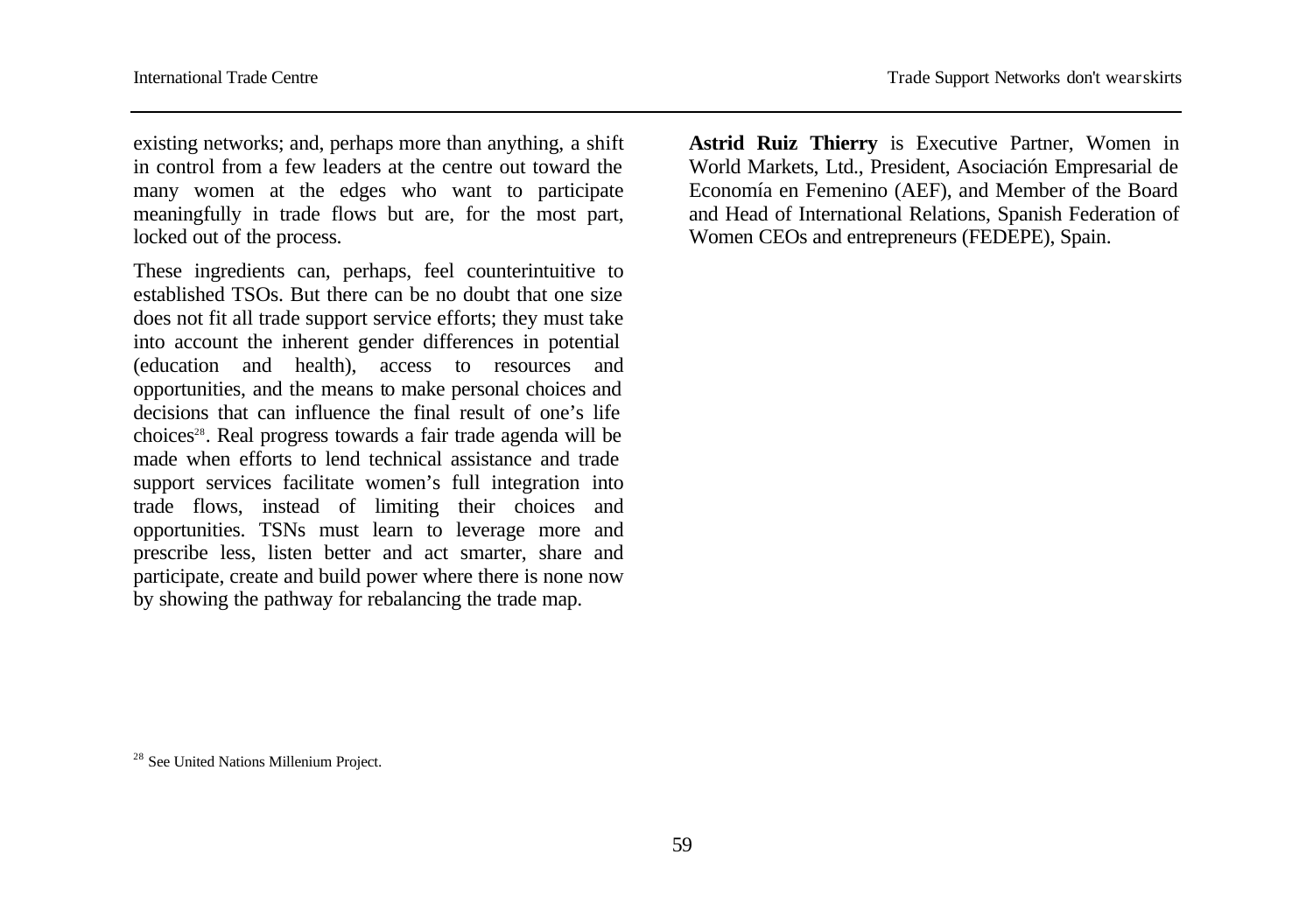existing networks; and, perhaps more than anything, a shift in control from a few leaders at the centre out toward the many women at the edges who want to participate meaningfully in trade flows but are, for the most part, locked out of the process.

These ingredients can, perhaps, feel counterintuitive to established TSOs. But there can be no doubt that one size does not fit all trade support service efforts; they must take into account the inherent gender differences in potential (education and health), access to resources and opportunities, and the means to make personal choices and decisions that can influence the final result of one's life choices[28]. Real progress towards a fair trade agenda will be made when efforts to lend technical assistance and trade support services facilitate women's full integration into trade flows, instead of limiting their choices and opportunities. TSNs must learn to leverage more and prescribe less, listen better and act smarter, share and participate, create and build power where there is none now by showing the pathway for rebalancing the trade map.

**Astrid Ruiz Thierry** is Executive Partner, Women in World Markets, Ltd., President, Asociación Empresarial de Economía en Femenino (AEF), and Member of the Board and Head of International Relations, Spanish Federation of Women CEOs and entrepreneurs (FEDEPE), Spain.

[28] See United Nations Millenium Project.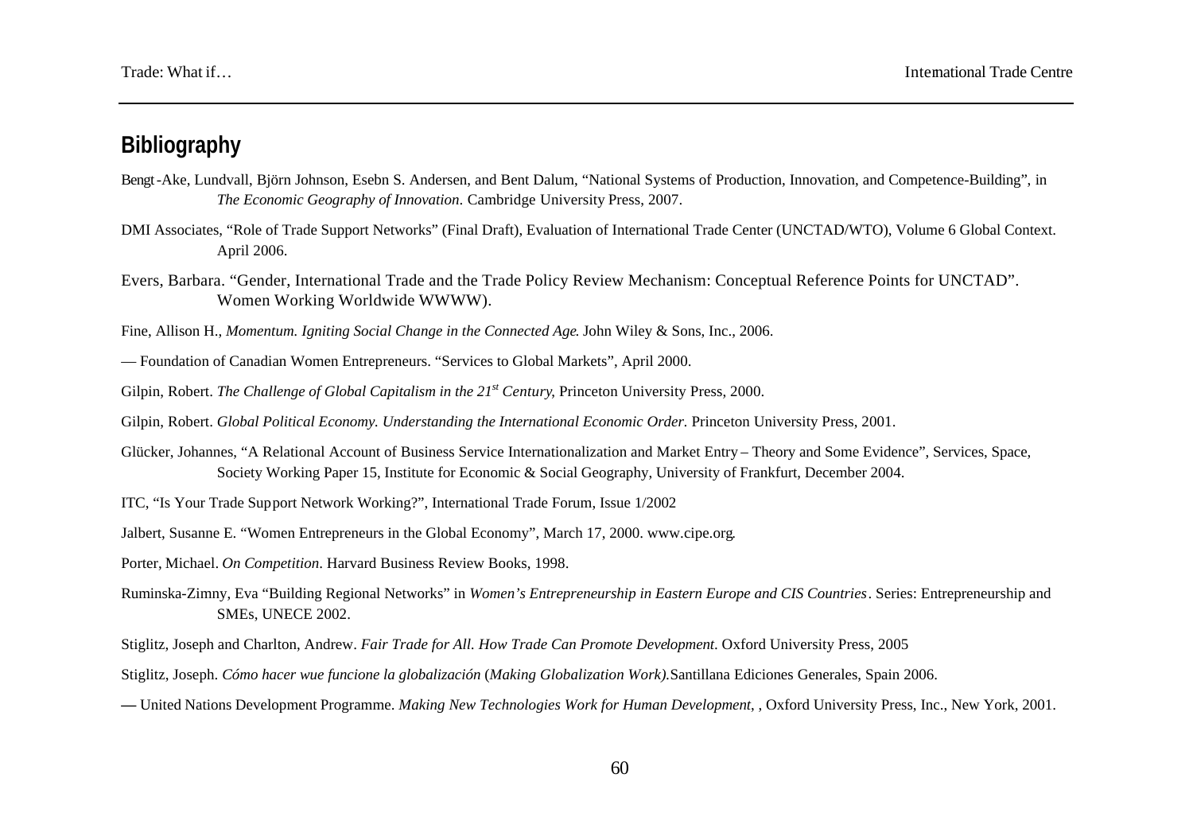## Bibliography

Bengt-Ake, Lundvall, Björn Johnson, Esebn S. Andersen, and Bent Dalum, "National Systems of Production, Innovation, and Competence-Building", in *The Economic Geography of Innovation.* Cambridge University Press, 2007.

DMI Associates, "Role of Trade Support Networks" (Final Draft), Evaluation of International Trade Center (UNCTAD/WTO), Volume 6 Global Context. April 2006.

Evers, Barbara. "Gender, International Trade and the Trade Policy Review Mechanism: Conceptual Reference Points for UNCTAD". Women Working Worldwide WWWW).

Fine, Allison H., *Momentum. Igniting Social Change in the Connected Age*. John Wiley & Sons, Inc., 2006.

— Foundation of Canadian Women Entrepreneurs. "Services to Global Markets", April 2000.

Gilpin, Robert. *The Challenge of Global Capitalism in the 21st Century*, Princeton University Press, 2000.

Gilpin, Robert. *Global Political Economy. Understanding the International Economic Order.* Princeton University Press, 2001.

Glücker, Johannes, "A Relational Account of Business Service Internationalization and Market Entry – Theory and Some Evidence", Services, Space, Society Working Paper 15, Institute for Economic & Social Geography, University of Frankfurt, December 2004.

ITC, "Is Your Trade Support Network Working?", International Trade Forum, Issue 1/2002

Jalbert, Susanne E. "Women Entrepreneurs in the Global Economy", March 17, 2000. www.cipe.org.

Porter, Michael. *On Competition*. Harvard Business Review Books, 1998.

Ruminska-Zimny, Eva "Building Regional Networks" in *Women's Entrepreneurship in Eastern Europe and CIS Countries*. Series: Entrepreneurship and SMEs, UNECE 2002.

Stiglitz, Joseph and Charlton, Andrew. *Fair Trade for All. How Trade Can Promote Development.* Oxford University Press, 2005

Stiglitz, Joseph. *Cómo hacer wue funcione la globalización* (*Making Globalization Work).* Santillana Ediciones Generales, Spain 2006.

— United Nations Development Programme. *Making New Technologies Work for Human Development*, , Oxford University Press, Inc., New York, 2001.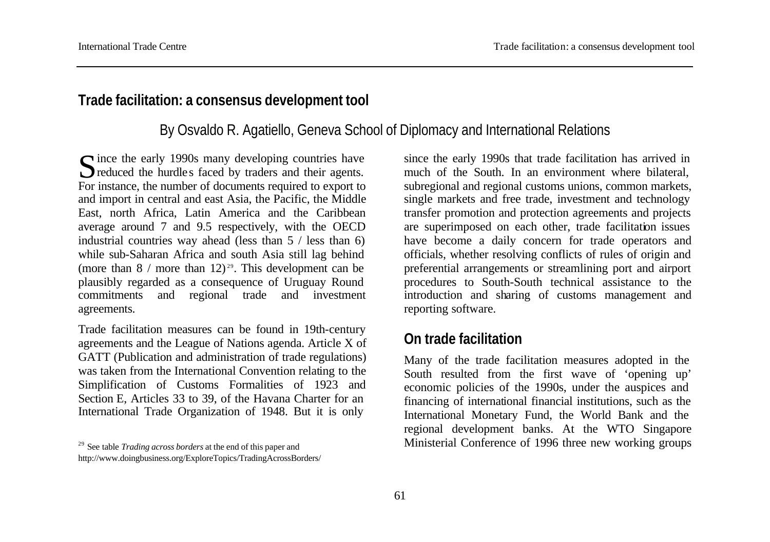## Trade facilitation: a consensus development tool

By Osvaldo R. Agatiello, Geneva School of Diplomacy and International Relations

Since the early 1990s many developing countries have reduced the hurdles faced by traders and their agents. For instance, the number of documents required to export to and import in central and east Asia, the Pacific, the Middle East, north Africa, Latin America and the Caribbean average around 7 and 9.5 respectively, with the OECD industrial countries way ahead (less than 5 / less than 6) while sub-Saharan Africa and south Asia still lag behind (more than 8 / more than 12)[29]. This development can be plausibly regarded as a consequence of Uruguay Round commitments and regional trade and investment agreements.

Trade facilitation measures can be found in 19th-century agreements and the League of Nations agenda. Article X of GATT (Publication and administration of trade regulations) was taken from the International Convention relating to the Simplification of Customs Formalities of 1923 and Section E, Articles 33 to 39, of the Havana Charter for an International Trade Organization of 1948. But it is only since the early 1990s that trade facilitation has arrived in much of the South. In an environment where bilateral, subregional and regional customs unions, common markets, single markets and free trade, investment and technology transfer promotion and protection agreements and projects are superimposed on each other, trade facilitation issues have become a daily concern for trade operators and officials, whether resolving conflicts of rules of origin and preferential arrangements or streamlining port and airport procedures to South-South technical assistance to the introduction and sharing of customs management and reporting software.

### On trade facilitation

Many of the trade facilitation measures adopted in the South resulted from the first wave of 'opening up' economic policies of the 1990s, under the auspices and financing of international financial institutions, such as the International Monetary Fund, the World Bank and the regional development banks. At the WTO Singapore Ministerial Conference of 1996 three new working groups

[29] See table *Trading across borders* at the end of this paper and http://www.doingbusiness.org/ExploreTopics/TradingAcrossBorders/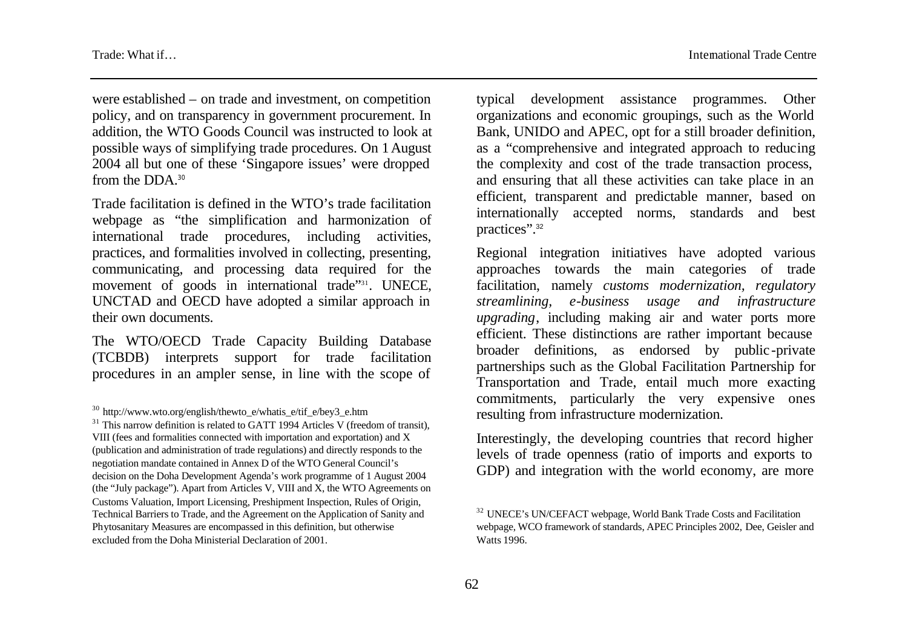were established – on trade and investment, on competition policy, and on transparency in government procurement. In addition, the WTO Goods Council was instructed to look at possible ways of simplifying trade procedures. On 1 August 2004 all but one of these 'Singapore issues' were dropped from the DDA.[30]

Trade facilitation is defined in the WTO's trade facilitation webpage as "the simplification and harmonization of international trade procedures, including activities, practices, and formalities involved in collecting, presenting, communicating, and processing data required for the movement of goods in international trade"[31]. UNECE, UNCTAD and OECD have adopted a similar approach in their own documents.

The WTO/OECD Trade Capacity Building Database (TCBDB) interprets support for trade facilitation procedures in an ampler sense, in line with the scope of typical development assistance programmes. Other organizations and economic groupings, such as the World Bank, UNIDO and APEC, opt for a still broader definition, as a "comprehensive and integrated approach to reducing the complexity and cost of the trade transaction process, and ensuring that all these activities can take place in an efficient, transparent and predictable manner, based on internationally accepted norms, standards and best practices".[32]

Regional integration initiatives have adopted various approaches towards the main categories of trade facilitation, namely *customs modernization, regulatory streamlining, e-business usage and infrastructure upgrading*, including making air and water ports more efficient. These distinctions are rather important because broader definitions, as endorsed by public-private partnerships such as the Global Facilitation Partnership for Transportation and Trade, entail much more exacting commitments, particularly the very expensive ones resulting from infrastructure modernization.

Interestingly, the developing countries that record higher levels of trade openness (ratio of imports and exports to GDP) and integration with the world economy, are more

---

[30] http://www.wto.org/english/thewto_e/whatis_e/tif_e/bey3_e.htm

[31] This narrow definition is related to GATT 1994 Articles V (freedom of transit), VIII (fees and formalities connected with importation and exportation) and X (publication and administration of trade regulations) and directly responds to the negotiation mandate contained in Annex D of the WTO General Council's decision on the Doha Development Agenda's work programme of 1 August 2004 (the "July package"). Apart from Articles V, VIII and X, the WTO Agreements on Customs Valuation, Import Licensing, Preshipment Inspection, Rules of Origin, Technical Barriers to Trade, and the Agreement on the Application of Sanity and Phytosanitary Measures are encompassed in this definition, but otherwise excluded from the Doha Ministerial Declaration of 2001.

[32] UNECE's UN/CEFACT webpage, World Bank Trade Costs and Facilitation webpage, WCO framework of standards, APEC Principles 2002, Dee, Geisler and Watts 1996.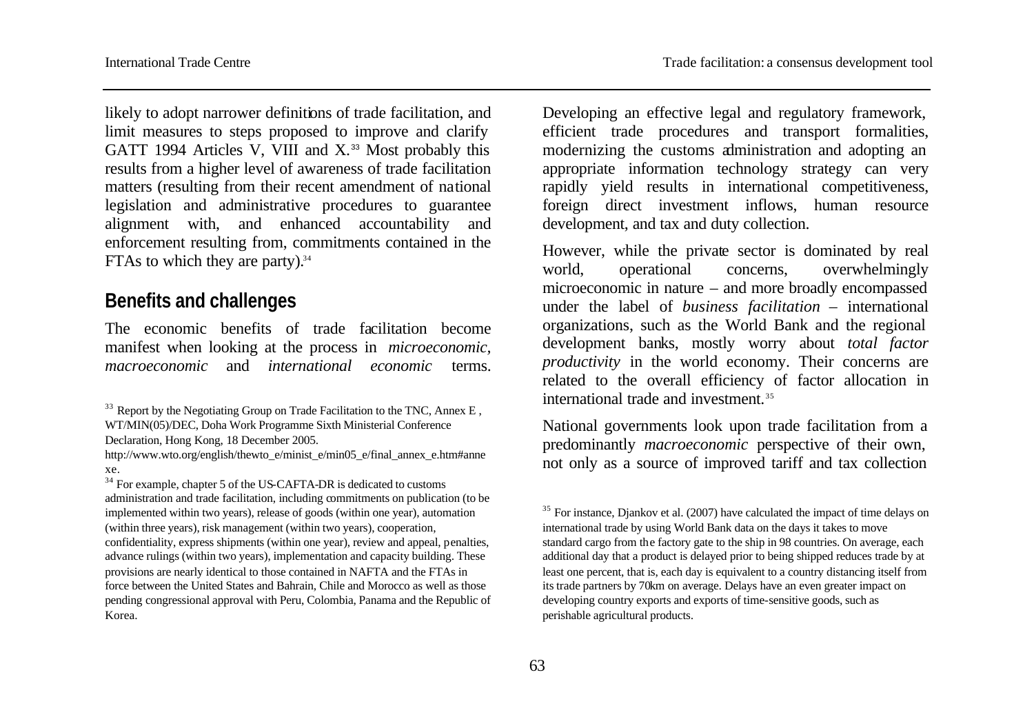likely to adopt narrower definitions of trade facilitation, and limit measures to steps proposed to improve and clarify GATT 1994 Articles V, VIII and X.[33] Most probably this results from a higher level of awareness of trade facilitation matters (resulting from their recent amendment of national legislation and administrative procedures to guarantee alignment with, and enhanced accountability and enforcement resulting from, commitments contained in the FTAs to which they are party).[34]

## Benefits and challenges

The economic benefits of trade facilitation become manifest when looking at the process in *microeconomic, macroeconomic* and *international economic* terms. Developing an effective legal and regulatory framework, efficient trade procedures and transport formalities, modernizing the customs administration and adopting an appropriate information technology strategy can very rapidly yield results in international competitiveness, foreign direct investment inflows, human resource development, and tax and duty collection.

However, while the private sector is dominated by real world, operational concerns, overwhelmingly microeconomic in nature – and more broadly encompassed under the label of *business facilitation* – international organizations, such as the World Bank and the regional development banks, mostly worry about *total factor productivity* in the world economy. Their concerns are related to the overall efficiency of factor allocation in international trade and investment.[35]

National governments look upon trade facilitation from a predominantly *macroeconomic* perspective of their own, not only as a source of improved tariff and tax collection

[33] Report by the Negotiating Group on Trade Facilitation to the TNC, Annex E , WT/MIN(05)/DEC, Doha Work Programme Sixth Ministerial Conference Declaration, Hong Kong, 18 December 2005. http://www.wto.org/english/thewto_e/minist_e/min05_e/final_annex_e.htm#annexe.

[34] For example, chapter 5 of the US-CAFTA-DR is dedicated to customs administration and trade facilitation, including commitments on publication (to be implemented within two years), release of goods (within one year), automation (within three years), risk management (within two years), cooperation, confidentiality, express shipments (within one year), review and appeal, penalties, advance rulings (within two years), implementation and capacity building. These provisions are nearly identical to those contained in NAFTA and the FTAs in force between the United States and Bahrain, Chile and Morocco as well as those pending congressional approval with Peru, Colombia, Panama and the Republic of Korea.

[35] For instance, Djankov et al. (2007) have calculated the impact of time delays on international trade by using World Bank data on the days it takes to move standard cargo from the factory gate to the ship in 98 countries. On average, each additional day that a product is delayed prior to being shipped reduces trade by at least one percent, that is, each day is equivalent to a country distancing itself from its trade partners by 70km on average. Delays have an even greater impact on developing country exports and exports of time-sensitive goods, such as perishable agricultural products.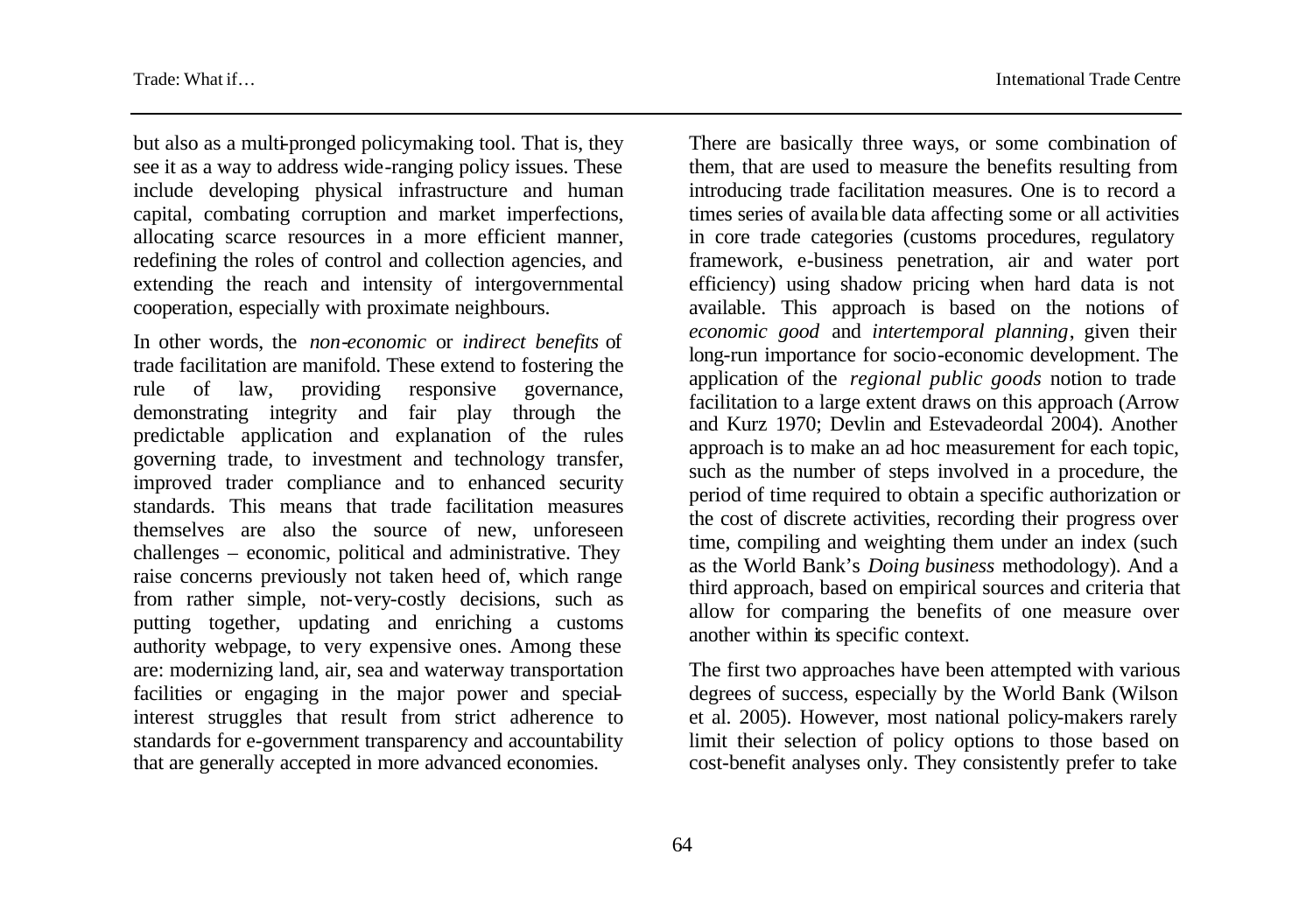but also as a multi-pronged policymaking tool. That is, they see it as a way to address wide-ranging policy issues. These include developing physical infrastructure and human capital, combating corruption and market imperfections, allocating scarce resources in a more efficient manner, redefining the roles of control and collection agencies, and extending the reach and intensity of intergovernmental cooperation, especially with proximate neighbours.

In other words, the *non-economic* or *indirect benefits* of trade facilitation are manifold. These extend to fostering the rule of law, providing responsive governance, demonstrating integrity and fair play through the predictable application and explanation of the rules governing trade, to investment and technology transfer, improved trader compliance and to enhanced security standards. This means that trade facilitation measures themselves are also the source of new, unforeseen challenges – economic, political and administrative. They raise concerns previously not taken heed of, which range from rather simple, not-very-costly decisions, such as putting together, updating and enriching a customs authority webpage, to very expensive ones. Among these are: modernizing land, air, sea and waterway transportation facilities or engaging in the major power and special-interest struggles that result from strict adherence to standards for e-government transparency and accountability that are generally accepted in more advanced economies.

There are basically three ways, or some combination of them, that are used to measure the benefits resulting from introducing trade facilitation measures. One is to record a times series of available data affecting some or all activities in core trade categories (customs procedures, regulatory framework, e-business penetration, air and water port efficiency) using shadow pricing when hard data is not available. This approach is based on the notions of *economic good* and *intertemporal planning*, given their long-run importance for socio-economic development. The application of the *regional public goods* notion to trade facilitation to a large extent draws on this approach (Arrow and Kurz 1970; Devlin and Estevadeordal 2004). Another approach is to make an ad hoc measurement for each topic, such as the number of steps involved in a procedure, the period of time required to obtain a specific authorization or the cost of discrete activities, recording their progress over time, compiling and weighting them under an index (such as the World Bank's *Doing business* methodology). And a third approach, based on empirical sources and criteria that allow for comparing the benefits of one measure over another within its specific context.

The first two approaches have been attempted with various degrees of success, especially by the World Bank (Wilson et al. 2005). However, most national policy-makers rarely limit their selection of policy options to those based on cost-benefit analyses only. They consistently prefer to take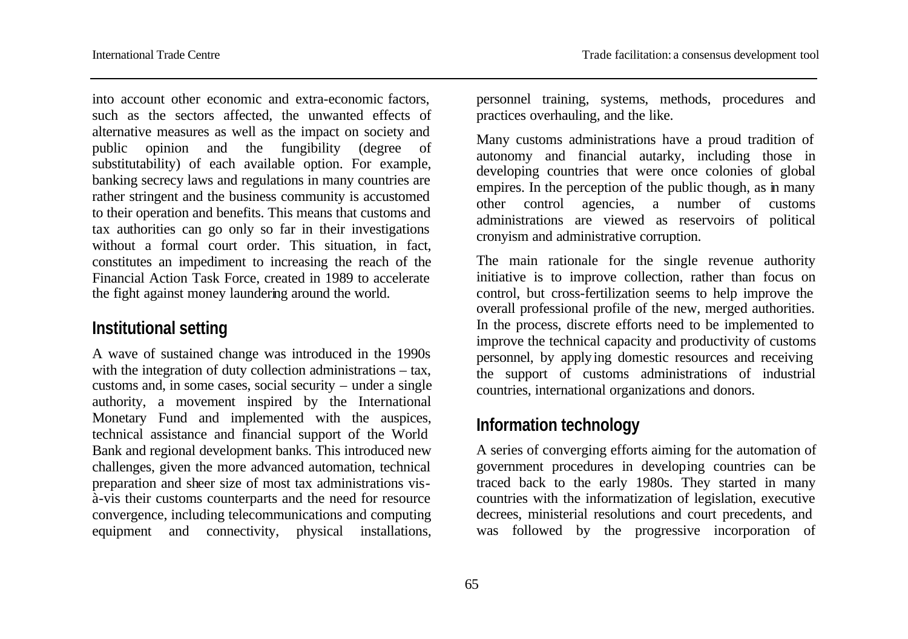into account other economic and extra-economic factors, such as the sectors affected, the unwanted effects of alternative measures as well as the impact on society and public opinion and the fungibility (degree of substitutability) of each available option. For example, banking secrecy laws and regulations in many countries are rather stringent and the business community is accustomed to their operation and benefits. This means that customs and tax authorities can go only so far in their investigations without a formal court order. This situation, in fact, constitutes an impediment to increasing the reach of the Financial Action Task Force, created in 1989 to accelerate the fight against money laundering around the world.

## Institutional setting

A wave of sustained change was introduced in the 1990s with the integration of duty collection administrations – tax, customs and, in some cases, social security – under a single authority, a movement inspired by the International Monetary Fund and implemented with the auspices, technical assistance and financial support of the World Bank and regional development banks. This introduced new challenges, given the more advanced automation, technical preparation and sheer size of most tax administrations vis-à-vis their customs counterparts and the need for resource convergence, including telecommunications and computing equipment and connectivity, physical installations, personnel training, systems, methods, procedures and practices overhauling, and the like.

Many customs administrations have a proud tradition of autonomy and financial autarky, including those in developing countries that were once colonies of global empires. In the perception of the public though, as in many other control agencies, a number of customs administrations are viewed as reservoirs of political cronyism and administrative corruption.

The main rationale for the single revenue authority initiative is to improve collection, rather than focus on control, but cross-fertilization seems to help improve the overall professional profile of the new, merged authorities. In the process, discrete efforts need to be implemented to improve the technical capacity and productivity of customs personnel, by applying domestic resources and receiving the support of customs administrations of industrial countries, international organizations and donors.

## Information technology

A series of converging efforts aiming for the automation of government procedures in developing countries can be traced back to the early 1980s. They started in many countries with the informatization of legislation, executive decrees, ministerial resolutions and court precedents, and was followed by the progressive incorporation of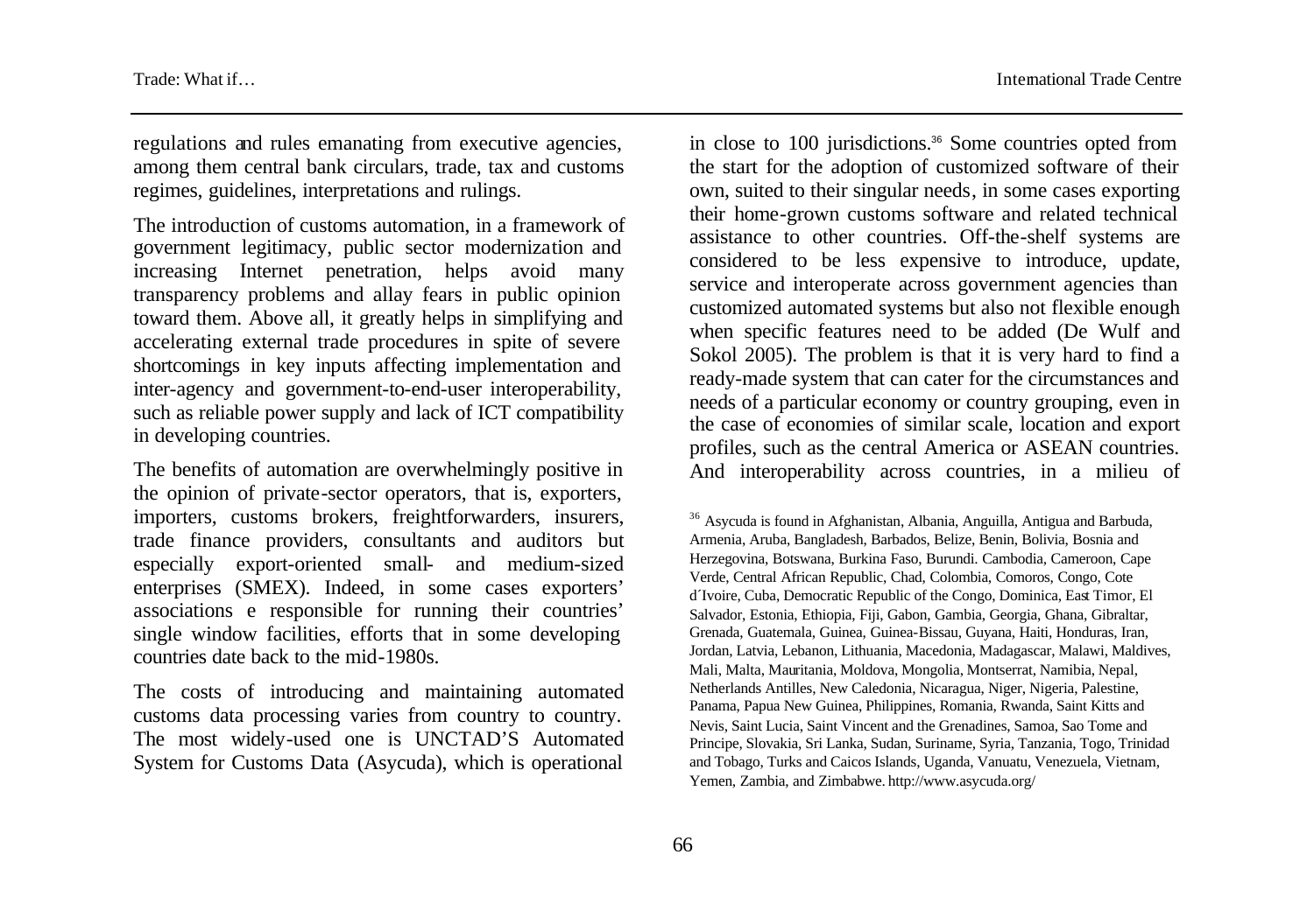regulations and rules emanating from executive agencies, among them central bank circulars, trade, tax and customs regimes, guidelines, interpretations and rulings.

The introduction of customs automation, in a framework of government legitimacy, public sector modernization and increasing Internet penetration, helps avoid many transparency problems and allay fears in public opinion toward them. Above all, it greatly helps in simplifying and accelerating external trade procedures in spite of severe shortcomings in key inputs affecting implementation and inter-agency and government-to-end-user interoperability, such as reliable power supply and lack of ICT compatibility in developing countries.

The benefits of automation are overwhelmingly positive in the opinion of private-sector operators, that is, exporters, importers, customs brokers, freightforwarders, insurers, trade finance providers, consultants and auditors but especially export-oriented small- and medium-sized enterprises (SMEX). Indeed, in some cases exporters' associations e responsible for running their countries' single window facilities, efforts that in some developing countries date back to the mid-1980s.

The costs of introducing and maintaining automated customs data processing varies from country to country. The most widely-used one is UNCTAD'S Automated System for Customs Data (Asycuda), which is operational in close to 100 jurisdictions.[36] Some countries opted from the start for the adoption of customized software of their own, suited to their singular needs, in some cases exporting their home-grown customs software and related technical assistance to other countries. Off-the-shelf systems are considered to be less expensive to introduce, update, service and interoperate across government agencies than customized automated systems but also not flexible enough when specific features need to be added (De Wulf and Sokol 2005). The problem is that it is very hard to find a ready-made system that can cater for the circumstances and needs of a particular economy or country grouping, even in the case of economies of similar scale, location and export profiles, such as the central America or ASEAN countries. And interoperability across countries, in a milieu of

[36] Asycuda is found in Afghanistan, Albania, Anguilla, Antigua and Barbuda, Armenia, Aruba, Bangladesh, Barbados, Belize, Benin, Bolivia, Bosnia and Herzegovina, Botswana, Burkina Faso, Burundi. Cambodia, Cameroon, Cape Verde, Central African Republic, Chad, Colombia, Comoros, Congo, Cote d´Ivoire, Cuba, Democratic Republic of the Congo, Dominica, East Timor, El Salvador, Estonia, Ethiopia, Fiji, Gabon, Gambia, Georgia, Ghana, Gibraltar, Grenada, Guatemala, Guinea, Guinea-Bissau, Guyana, Haiti, Honduras, Iran, Jordan, Latvia, Lebanon, Lithuania, Macedonia, Madagascar, Malawi, Maldives, Mali, Malta, Mauritania, Moldova, Mongolia, Montserrat, Namibia, Nepal, Netherlands Antilles, New Caledonia, Nicaragua, Niger, Nigeria, Palestine, Panama, Papua New Guinea, Philippines, Romania, Rwanda, Saint Kitts and Nevis, Saint Lucia, Saint Vincent and the Grenadines, Samoa, Sao Tome and Principe, Slovakia, Sri Lanka, Sudan, Suriname, Syria, Tanzania, Togo, Trinidad and Tobago, Turks and Caicos Islands, Uganda, Vanuatu, Venezuela, Vietnam, Yemen, Zambia, and Zimbabwe. http://www.asycuda.org/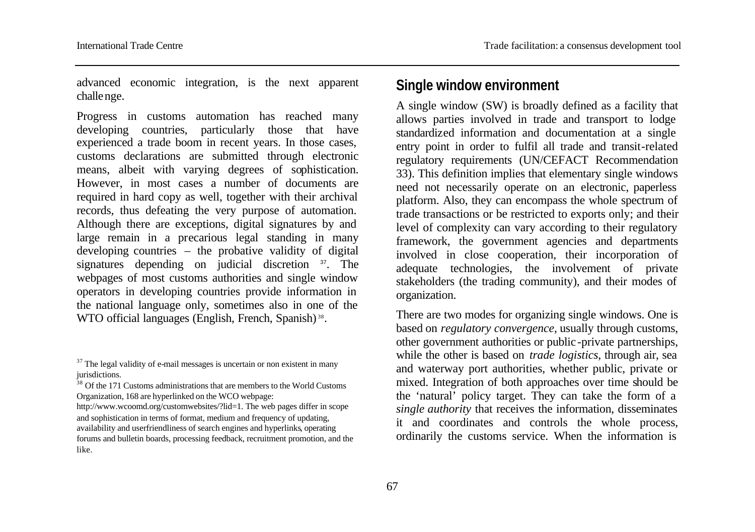advanced economic integration, is the next apparent challenge.

Progress in customs automation has reached many developing countries, particularly those that have experienced a trade boom in recent years. In those cases, customs declarations are submitted through electronic means, albeit with varying degrees of sophistication. However, in most cases a number of documents are required in hard copy as well, together with their archival records, thus defeating the very purpose of automation. Although there are exceptions, digital signatures by and large remain in a precarious legal standing in many developing countries – the probative validity of digital signatures depending on judicial discretion [37]. The webpages of most customs authorities and single window operators in developing countries provide information in the national language only, sometimes also in one of the WTO official languages (English, French, Spanish) [38].

[37] The legal validity of e-mail messages is uncertain or non existent in many jurisdictions.

[38] Of the 171 Customs administrations that are members to the World Customs Organization, 168 are hyperlinked on the WCO webpage: http://www.wcoomd.org/customwebsites/?lid=1. The web pages differ in scope and sophistication in terms of format, medium and frequency of updating, availability and userfriendliness of search engines and hyperlinks, operating forums and bulletin boards, processing feedback, recruitment promotion, and the like.

## Single window environment

A single window (SW) is broadly defined as a facility that allows parties involved in trade and transport to lodge standardized information and documentation at a single entry point in order to fulfil all trade and transit-related regulatory requirements (UN/CEFACT Recommendation 33). This definition implies that elementary single windows need not necessarily operate on an electronic, paperless platform. Also, they can encompass the whole spectrum of trade transactions or be restricted to exports only; and their level of complexity can vary according to their regulatory framework, the government agencies and departments involved in close cooperation, their incorporation of adequate technologies, the involvement of private stakeholders (the trading community), and their modes of organization.

There are two modes for organizing single windows. One is based on *regulatory convergence*, usually through customs, other government authorities or public-private partnerships, while the other is based on *trade logistics*, through air, sea and waterway port authorities, whether public, private or mixed. Integration of both approaches over time should be the 'natural' policy target. They can take the form of a *single authority* that receives the information, disseminates it and coordinates and controls the whole process, ordinarily the customs service. When the information is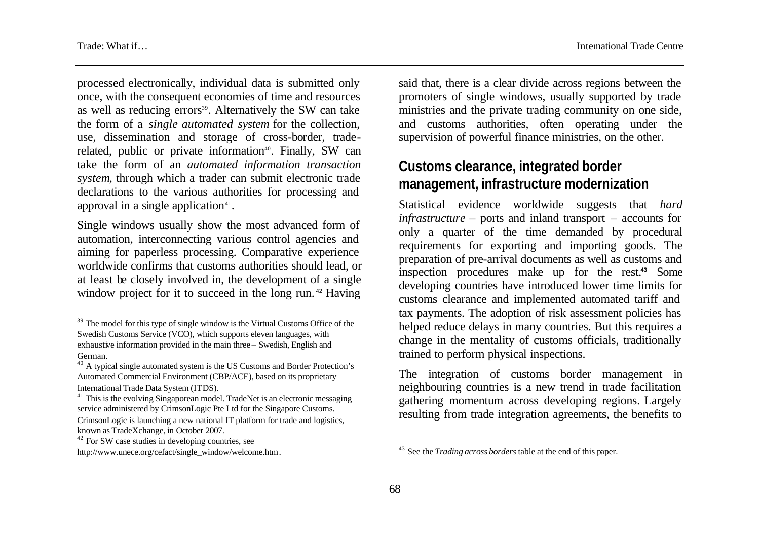processed electronically, individual data is submitted only once, with the consequent economies of time and resources as well as reducing errors[39]. Alternatively the SW can take the form of a *single automated system* for the collection, use, dissemination and storage of cross-border, trade-related, public or private information[40]. Finally, SW can take the form of an *automated information transaction system*, through which a trader can submit electronic trade declarations to the various authorities for processing and approval in a single application[41].

Single windows usually show the most advanced form of automation, interconnecting various control agencies and aiming for paperless processing. Comparative experience worldwide confirms that customs authorities should lead, or at least be closely involved in, the development of a single window project for it to succeed in the long run.[42] Having said that, there is a clear divide across regions between the promoters of single windows, usually supported by trade ministries and the private trading community on one side, and customs authorities, often operating under the supervision of powerful finance ministries, on the other.

## Customs clearance, integrated border management, infrastructure modernization

Statistical evidence worldwide suggests that *hard infrastructure* – ports and inland transport – accounts for only a quarter of the time demanded by procedural requirements for exporting and importing goods. The preparation of pre-arrival documents as well as customs and inspection procedures make up for the rest.[43] Some developing countries have introduced lower time limits for customs clearance and implemented automated tariff and tax payments. The adoption of risk assessment policies has helped reduce delays in many countries. But this requires a change in the mentality of customs officials, traditionally trained to perform physical inspections.

The integration of customs border management in neighbouring countries is a new trend in trade facilitation gathering momentum across developing regions. Largely resulting from trade integration agreements, the benefits to

---

[39] The model for this type of single window is the Virtual Customs Office of the Swedish Customs Service (VCO), which supports eleven languages, with exhaustive information provided in the main three – Swedish, English and German.

[40] A typical single automated system is the US Customs and Border Protection's Automated Commercial Environment (CBP/ACE), based on its proprietary International Trade Data System (ITDS).

[41] This is the evolving Singaporean model. TradeNet is an electronic messaging service administered by CrimsonLogic Pte Ltd for the Singapore Customs. CrimsonLogic is launching a new national IT platform for trade and logistics, known as TradeXchange, in October 2007.

[42] For SW case studies in developing countries, see http://www.unece.org/cefact/single_window/welcome.htm.

[43] See the *Trading across borders* table at the end of this paper.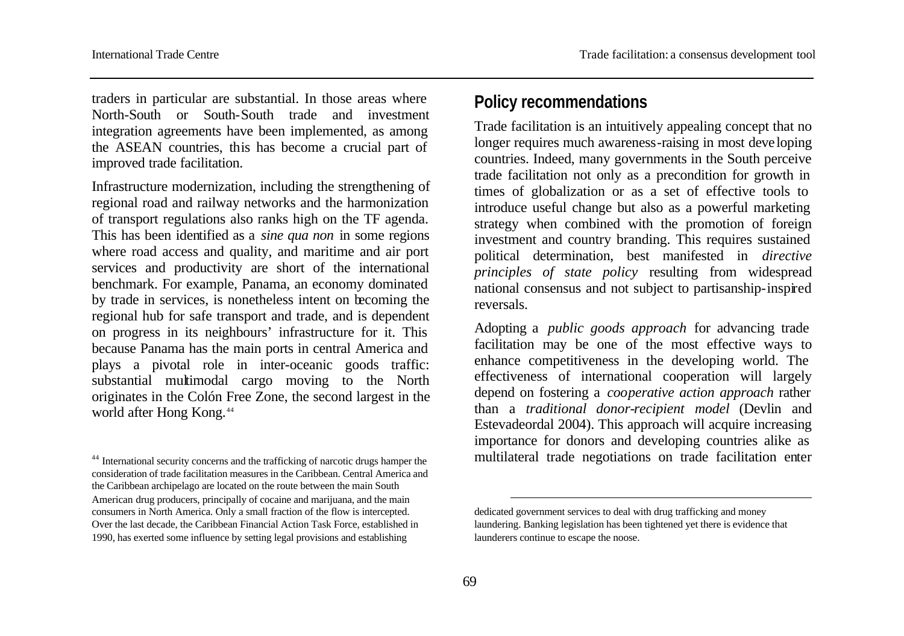traders in particular are substantial. In those areas where North-South or South-South trade and investment integration agreements have been implemented, as among the ASEAN countries, this has become a crucial part of improved trade facilitation.

Infrastructure modernization, including the strengthening of regional road and railway networks and the harmonization of transport regulations also ranks high on the TF agenda. This has been identified as a *sine qua non* in some regions where road access and quality, and maritime and air port services and productivity are short of the international benchmark. For example, Panama, an economy dominated by trade in services, is nonetheless intent on becoming the regional hub for safe transport and trade, and is dependent on progress in its neighbours' infrastructure for it. This because Panama has the main ports in central America and plays a pivotal role in inter-oceanic goods traffic: substantial multimodal cargo moving to the North originates in the Colón Free Zone, the second largest in the world after Hong Kong.[44]

## Policy recommendations

Trade facilitation is an intuitively appealing concept that no longer requires much awareness-raising in most developing countries. Indeed, many governments in the South perceive trade facilitation not only as a precondition for growth in times of globalization or as a set of effective tools to introduce useful change but also as a powerful marketing strategy when combined with the promotion of foreign investment and country branding. This requires sustained political determination, best manifested in *directive principles of state policy* resulting from widespread national consensus and not subject to partisanship-inspired reversals.

Adopting a *public goods approach* for advancing trade facilitation may be one of the most effective ways to enhance competitiveness in the developing world. The effectiveness of international cooperation will largely depend on fostering a *cooperative action approach* rather than a *traditional donor-recipient model* (Devlin and Estevadeordal 2004). This approach will acquire increasing importance for donors and developing countries alike as multilateral trade negotiations on trade facilitation enter

[44] International security concerns and the trafficking of narcotic drugs hamper the consideration of trade facilitation measures in the Caribbean. Central America and the Caribbean archipelago are located on the route between the main South American drug producers, principally of cocaine and marijuana, and the main consumers in North America. Only a small fraction of the flow is intercepted. Over the last decade, the Caribbean Financial Action Task Force, established in 1990, has exerted some influence by setting legal provisions and establishing dedicated government services to deal with drug trafficking and money laundering. Banking legislation has been tightened yet there is evidence that launderers continue to escape the noose.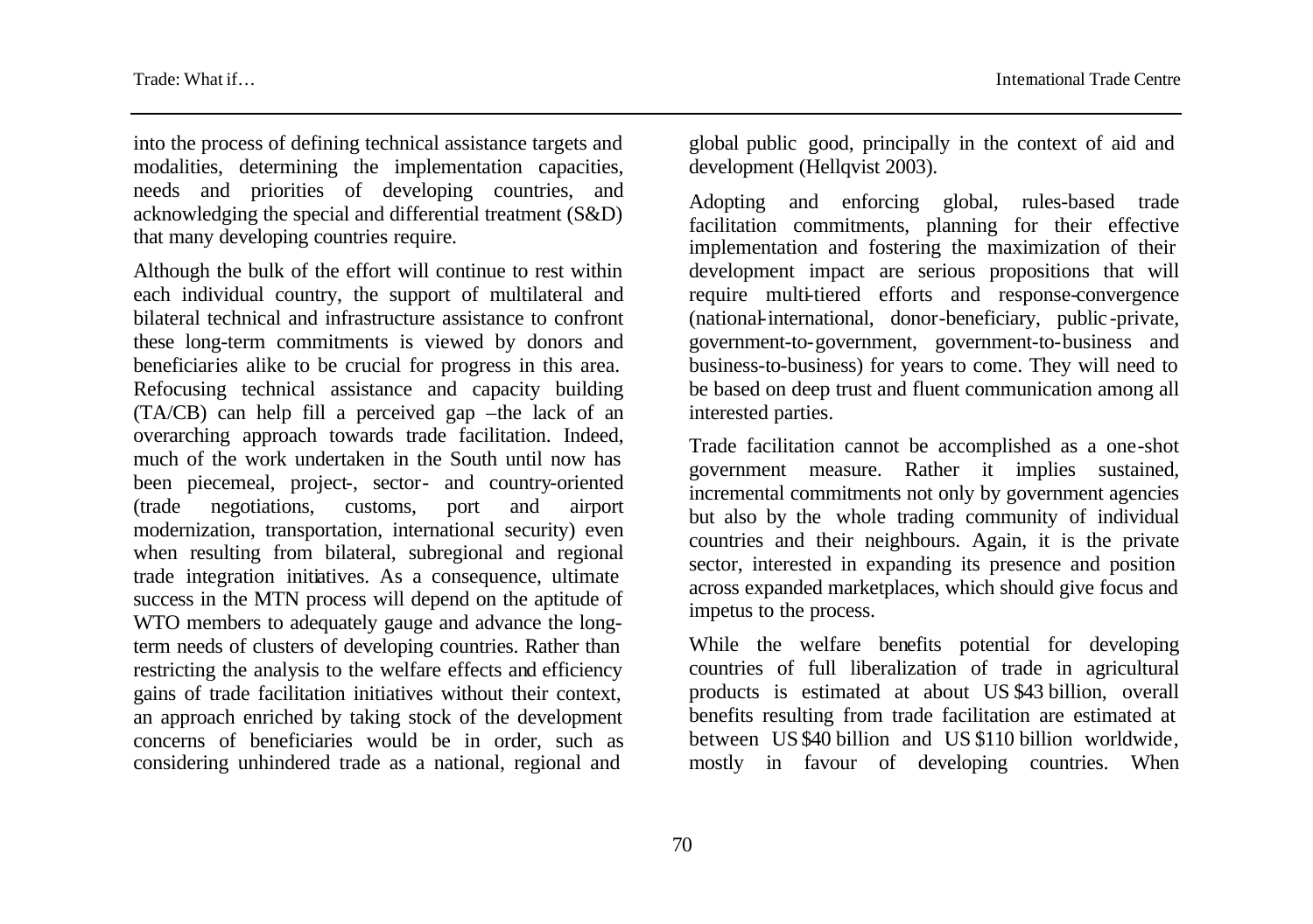into the process of defining technical assistance targets and modalities, determining the implementation capacities, needs and priorities of developing countries, and acknowledging the special and differential treatment (S&D) that many developing countries require.

Although the bulk of the effort will continue to rest within each individual country, the support of multilateral and bilateral technical and infrastructure assistance to confront these long-term commitments is viewed by donors and beneficiaries alike to be crucial for progress in this area. Refocusing technical assistance and capacity building (TA/CB) can help fill a perceived gap –the lack of an overarching approach towards trade facilitation. Indeed, much of the work undertaken in the South until now has been piecemeal, project-, sector- and country-oriented (trade negotiations, customs, port and airport modernization, transportation, international security) even when resulting from bilateral, subregional and regional trade integration initiatives. As a consequence, ultimate success in the MTN process will depend on the aptitude of WTO members to adequately gauge and advance the long-term needs of clusters of developing countries. Rather than restricting the analysis to the welfare effects and efficiency gains of trade facilitation initiatives without their context, an approach enriched by taking stock of the development concerns of beneficiaries would be in order, such as considering unhindered trade as a national, regional and global public good, principally in the context of aid and development (Hellqvist 2003).

Adopting and enforcing global, rules-based trade facilitation commitments, planning for their effective implementation and fostering the maximization of their development impact are serious propositions that will require multi-tiered efforts and response-convergence (national-international, donor-beneficiary, public-private, government-to-government, government-to-business and business-to-business) for years to come. They will need to be based on deep trust and fluent communication among all interested parties.

Trade facilitation cannot be accomplished as a one-shot government measure. Rather it implies sustained, incremental commitments not only by government agencies but also by the whole trading community of individual countries and their neighbours. Again, it is the private sector, interested in expanding its presence and position across expanded marketplaces, which should give focus and impetus to the process.

While the welfare benefits potential for developing countries of full liberalization of trade in agricultural products is estimated at about US $43 billion, overall benefits resulting from trade facilitation are estimated at between US $40 billion and US $110 billion worldwide, mostly in favour of developing countries. When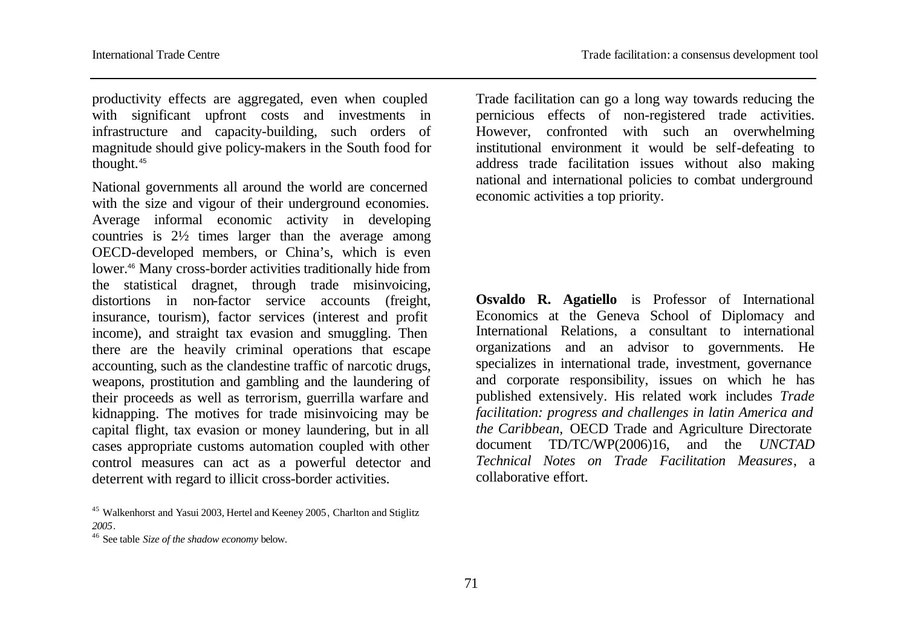productivity effects are aggregated, even when coupled with significant upfront costs and investments in infrastructure and capacity-building, such orders of magnitude should give policy-makers in the South food for thought.[45]

National governments all around the world are concerned with the size and vigour of their underground economies. Average informal economic activity in developing countries is 2½ times larger than the average among OECD-developed members, or China's, which is even lower.[46] Many cross-border activities traditionally hide from the statistical dragnet, through trade misinvoicing, distortions in non-factor service accounts (freight, insurance, tourism), factor services (interest and profit income), and straight tax evasion and smuggling. Then there are the heavily criminal operations that escape accounting, such as the clandestine traffic of narcotic drugs, weapons, prostitution and gambling and the laundering of their proceeds as well as terrorism, guerrilla warfare and kidnapping. The motives for trade misinvoicing may be capital flight, tax evasion or money laundering, but in all cases appropriate customs automation coupled with other control measures can act as a powerful detector and deterrent with regard to illicit cross-border activities.

Trade facilitation can go a long way towards reducing the pernicious effects of non-registered trade activities. However, confronted with such an overwhelming institutional environment it would be self-defeating to address trade facilitation issues without also making national and international policies to combat underground economic activities a top priority.

**Osvaldo R. Agatiello** is Professor of International Economics at the Geneva School of Diplomacy and International Relations, a consultant to international organizations and an advisor to governments. He specializes in international trade, investment, governance and corporate responsibility, issues on which he has published extensively. His related work includes *Trade facilitation: progress and challenges in latin America and the Caribbean*, OECD Trade and Agriculture Directorate document TD/TC/WP(2006)16, and the *UNCTAD Technical Notes on Trade Facilitation Measures*, a collaborative effort.

[45] Walkenhorst and Yasui 2003, Hertel and Keeney 2005, Charlton and Stiglitz *2005*.

[46] See table *Size of the shadow economy* below.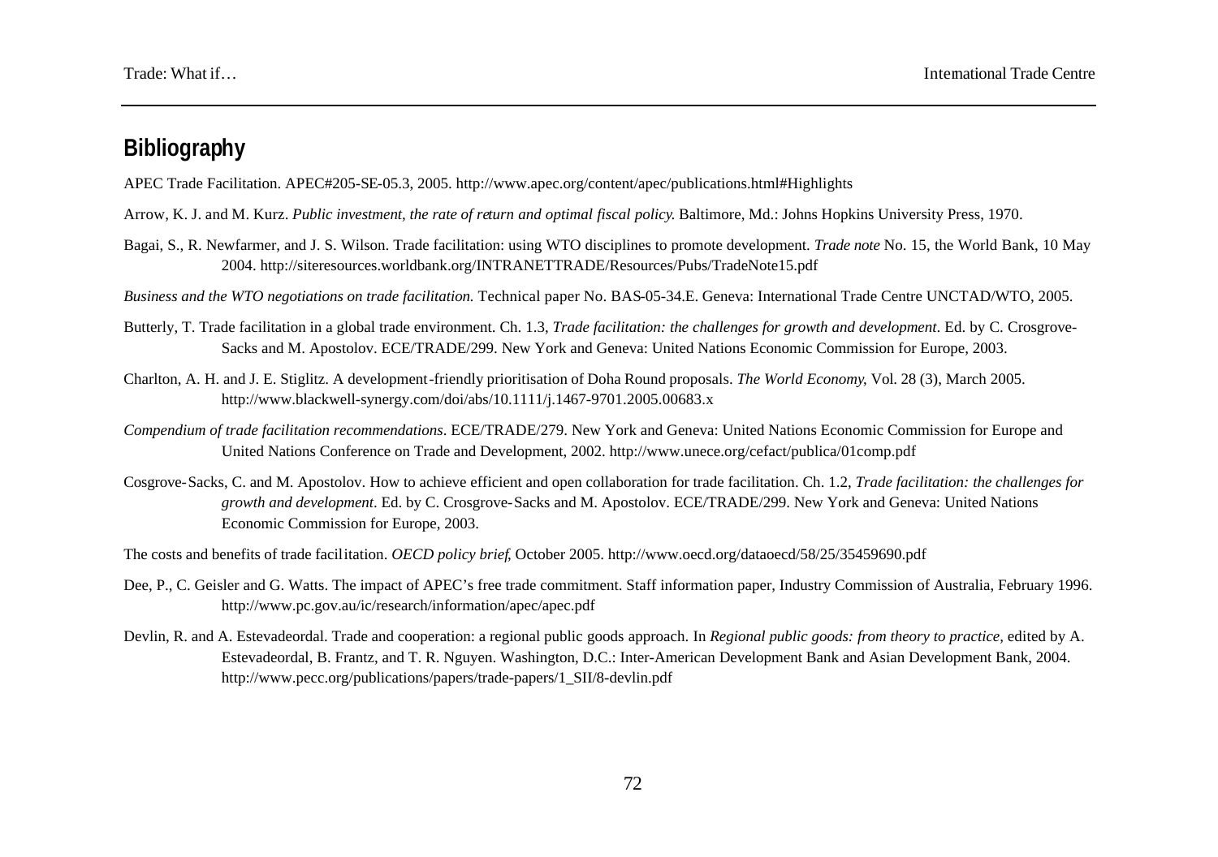## Bibliography

APEC Trade Facilitation. APEC#205-SE-05.3, 2005. http://www.apec.org/content/apec/publications.html#Highlights

Arrow, K. J. and M. Kurz. *Public investment, the rate of return and optimal fiscal policy*. Baltimore, Md.: Johns Hopkins University Press, 1970.

Bagai, S., R. Newfarmer, and J. S. Wilson. Trade facilitation: using WTO disciplines to promote development. *Trade note* No. 15, the World Bank, 10 May 2004. http://siteresources.worldbank.org/INTRANETTRADE/Resources/Pubs/TradeNote15.pdf

*Business and the WTO negotiations on trade facilitation*. Technical paper No. BAS-05-34.E. Geneva: International Trade Centre UNCTAD/WTO, 2005.

Butterly, T. Trade facilitation in a global trade environment. Ch. 1.3, *Trade facilitation: the challenges for growth and development*. Ed. by C. Crosgrove-Sacks and M. Apostolov. ECE/TRADE/299. New York and Geneva: United Nations Economic Commission for Europe, 2003.

Charlton, A. H. and J. E. Stiglitz. A development-friendly prioritisation of Doha Round proposals. *The World Economy*, Vol. 28 (3), March 2005. http://www.blackwell-synergy.com/doi/abs/10.1111/j.1467-9701.2005.00683.x

*Compendium of trade facilitation recommendations*. ECE/TRADE/279. New York and Geneva: United Nations Economic Commission for Europe and United Nations Conference on Trade and Development, 2002. http://www.unece.org/cefact/publica/01comp.pdf

Cosgrove-Sacks, C. and M. Apostolov. How to achieve efficient and open collaboration for trade facilitation. Ch. 1.2, *Trade facilitation: the challenges for growth and development*. Ed. by C. Crosgrove-Sacks and M. Apostolov. ECE/TRADE/299. New York and Geneva: United Nations Economic Commission for Europe, 2003.

The costs and benefits of trade facilitation. *OECD policy brief*, October 2005. http://www.oecd.org/dataoecd/58/25/35459690.pdf

Dee, P., C. Geisler and G. Watts. The impact of APEC's free trade commitment. Staff information paper, Industry Commission of Australia, February 1996. http://www.pc.gov.au/ic/research/information/apec/apec.pdf

Devlin, R. and A. Estevadeordal. Trade and cooperation: a regional public goods approach. In *Regional public goods: from theory to practice*, edited by A. Estevadeordal, B. Frantz, and T. R. Nguyen. Washington, D.C.: Inter-American Development Bank and Asian Development Bank, 2004. http://www.pecc.org/publications/papers/trade-papers/1_SII/8-devlin.pdf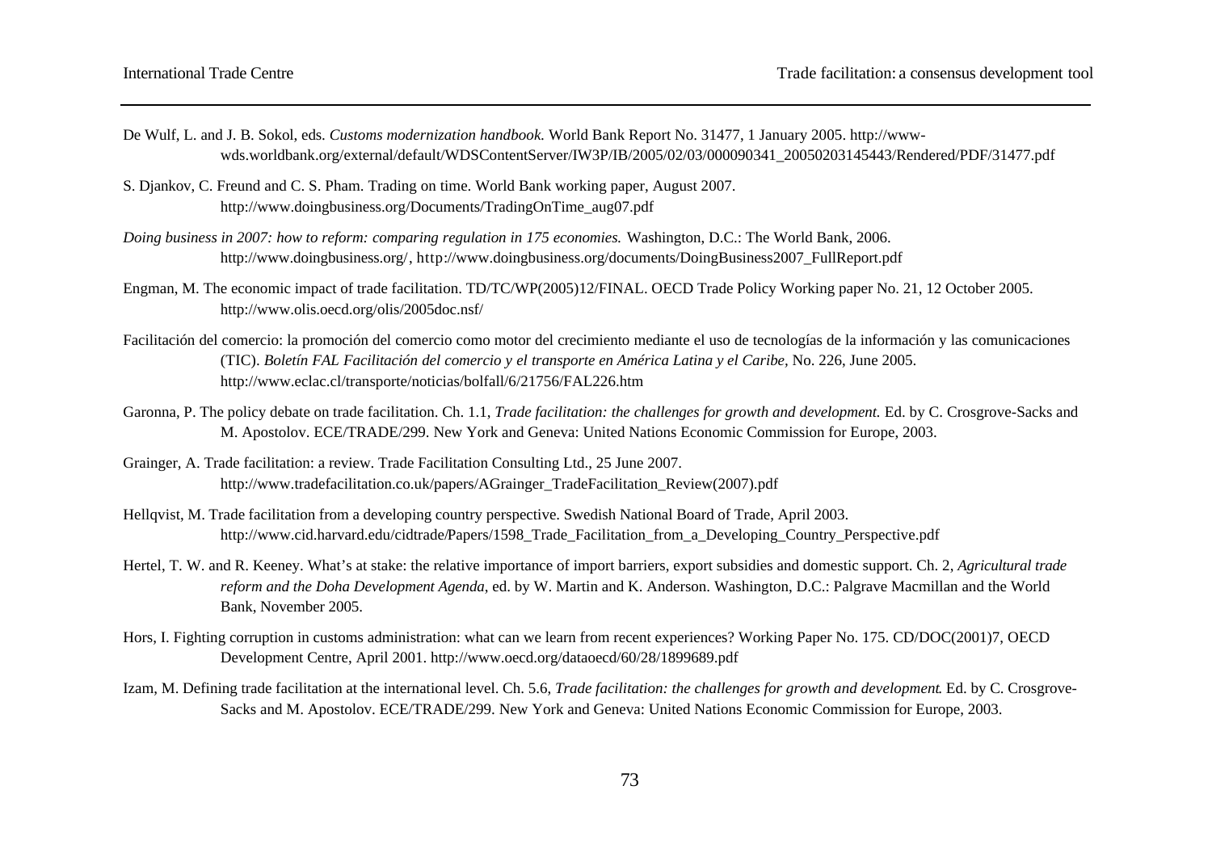De Wulf, L. and J. B. Sokol, eds. *Customs modernization handbook.* World Bank Report No. 31477, 1 January 2005. http://www-wds.worldbank.org/external/default/WDSContentServer/IW3P/IB/2005/02/03/000090341_20050203145443/Rendered/PDF/31477.pdf

S. Djankov, C. Freund and C. S. Pham. Trading on time. World Bank working paper, August 2007. http://www.doingbusiness.org/Documents/TradingOnTime_aug07.pdf

*Doing business in 2007: how to reform: comparing regulation in 175 economies.* Washington, D.C.: The World Bank, 2006. http://www.doingbusiness.org/, http://www.doingbusiness.org/documents/DoingBusiness2007_FullReport.pdf

Engman, M. The economic impact of trade facilitation. TD/TC/WP(2005)12/FINAL. OECD Trade Policy Working paper No. 21, 12 October 2005. http://www.olis.oecd.org/olis/2005doc.nsf/

Facilitación del comercio: la promoción del comercio como motor del crecimiento mediante el uso de tecnologías de la información y las comunicaciones (TIC). *Boletín FAL Facilitación del comercio y el transporte en América Latina y el Caribe,* No. 226, June 2005. http://www.eclac.cl/transporte/noticias/bolfall/6/21756/FAL226.htm

Garonna, P. The policy debate on trade facilitation. Ch. 1.1, *Trade facilitation: the challenges for growth and development.* Ed. by C. Crosgrove-Sacks and M. Apostolov. ECE/TRADE/299. New York and Geneva: United Nations Economic Commission for Europe, 2003.

Grainger, A. Trade facilitation: a review. Trade Facilitation Consulting Ltd., 25 June 2007. http://www.tradefacilitation.co.uk/papers/AGrainger_TradeFacilitation_Review(2007).pdf

Hellqvist, M. Trade facilitation from a developing country perspective. Swedish National Board of Trade, April 2003. http://www.cid.harvard.edu/cidtrade/Papers/1598_Trade_Facilitation_from_a_Developing_Country_Perspective.pdf

Hertel, T. W. and R. Keeney. What's at stake: the relative importance of import barriers, export subsidies and domestic support. Ch. 2, *Agricultural trade reform and the Doha Development Agenda*, ed. by W. Martin and K. Anderson. Washington, D.C.: Palgrave Macmillan and the World Bank, November 2005.

Hors, I. Fighting corruption in customs administration: what can we learn from recent experiences? Working Paper No. 175. CD/DOC(2001)7, OECD Development Centre, April 2001. http://www.oecd.org/dataoecd/60/28/1899689.pdf

Izam, M. Defining trade facilitation at the international level. Ch. 5.6, *Trade facilitation: the challenges for growth and development.* Ed. by C. Crosgrove-Sacks and M. Apostolov. ECE/TRADE/299. New York and Geneva: United Nations Economic Commission for Europe, 2003.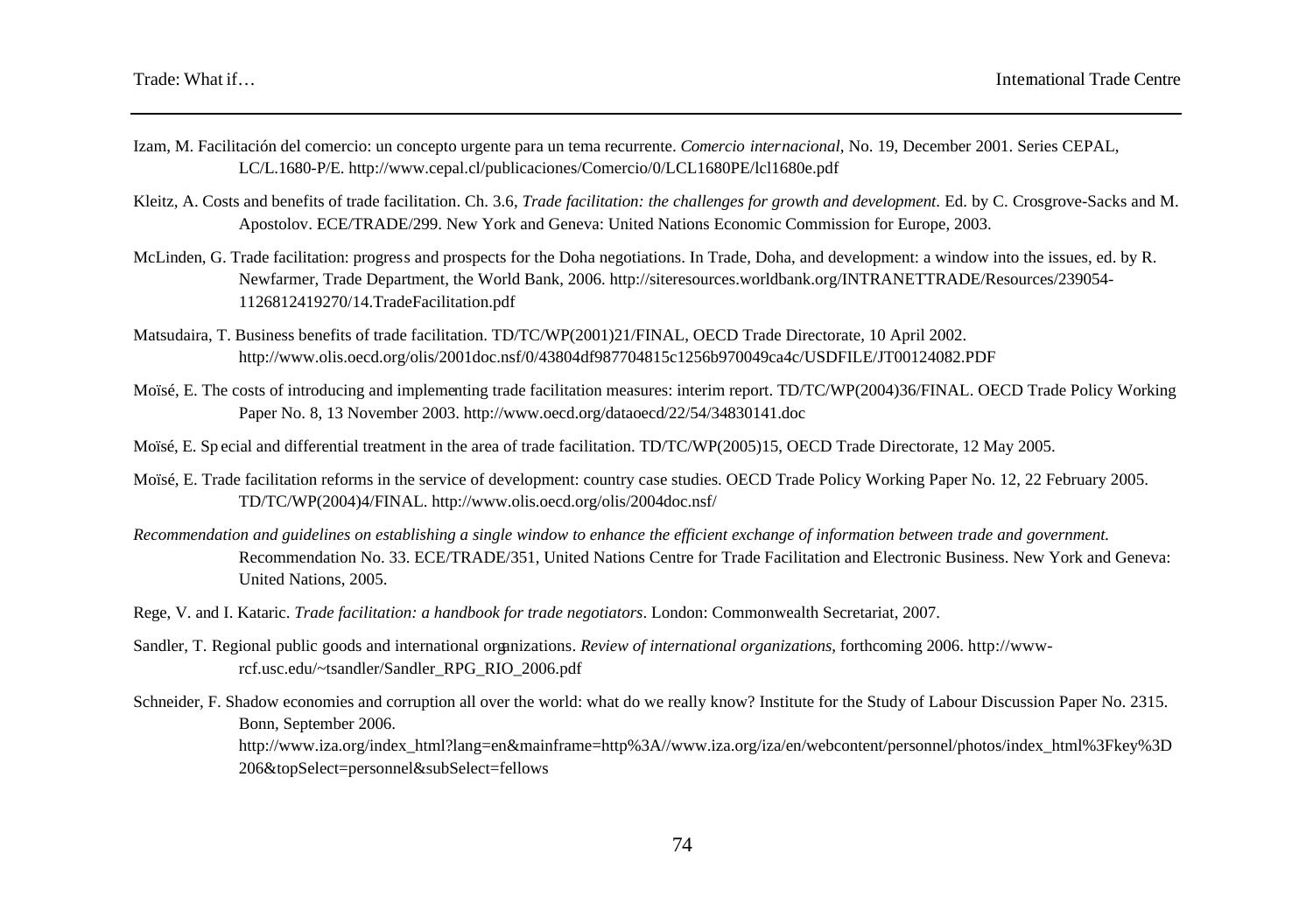Izam, M. Facilitación del comercio: un concepto urgente para un tema recurrente. *Comercio internacional*, No. 19, December 2001. Series CEPAL, LC/L.1680-P/E. http://www.cepal.cl/publicaciones/Comercio/0/LCL1680PE/lcl1680e.pdf

Kleitz, A. Costs and benefits of trade facilitation. Ch. 3.6, *Trade facilitation: the challenges for growth and development*. Ed. by C. Crosgrove-Sacks and M. Apostolov. ECE/TRADE/299. New York and Geneva: United Nations Economic Commission for Europe, 2003.

McLinden, G. Trade facilitation: progress and prospects for the Doha negotiations. In Trade, Doha, and development: a window into the issues, ed. by R. Newfarmer, Trade Department, the World Bank, 2006. http://siteresources.worldbank.org/INTRANETTRADE/Resources/239054-1126812419270/14.TradeFacilitation.pdf

Matsudaira, T. Business benefits of trade facilitation. TD/TC/WP(2001)21/FINAL, OECD Trade Directorate, 10 April 2002. http://www.olis.oecd.org/olis/2001doc.nsf/0/43804df987704815c1256b970049ca4c/USDFILE/JT00124082.PDF

Moïsé, E. The costs of introducing and implementing trade facilitation measures: interim report. TD/TC/WP(2004)36/FINAL. OECD Trade Policy Working Paper No. 8, 13 November 2003. http://www.oecd.org/dataoecd/22/54/34830141.doc

Moïsé, E. Special and differential treatment in the area of trade facilitation. TD/TC/WP(2005)15, OECD Trade Directorate, 12 May 2005.

Moïsé, E. Trade facilitation reforms in the service of development: country case studies. OECD Trade Policy Working Paper No. 12, 22 February 2005. TD/TC/WP(2004)4/FINAL. http://www.olis.oecd.org/olis/2004doc.nsf/

*Recommendation and guidelines on establishing a single window to enhance the efficient exchange of information between trade and government.* Recommendation No. 33. ECE/TRADE/351, United Nations Centre for Trade Facilitation and Electronic Business. New York and Geneva: United Nations, 2005.

Rege, V. and I. Kataric. *Trade facilitation: a handbook for trade negotiators*. London: Commonwealth Secretariat, 2007.

Sandler, T. Regional public goods and international organizations. *Review of international organizations*, forthcoming 2006. http://www-rcf.usc.edu/~tsandler/Sandler_RPG_RIO_2006.pdf

Schneider, F. Shadow economies and corruption all over the world: what do we really know? Institute for the Study of Labour Discussion Paper No. 2315. Bonn, September 2006. http://www.iza.org/index_html?lang=en&mainframe=http%3A//www.iza.org/iza/en/webcontent/personnel/photos/index_html%3Fkey%3D206&topSelect=personnel&subSelect=fellows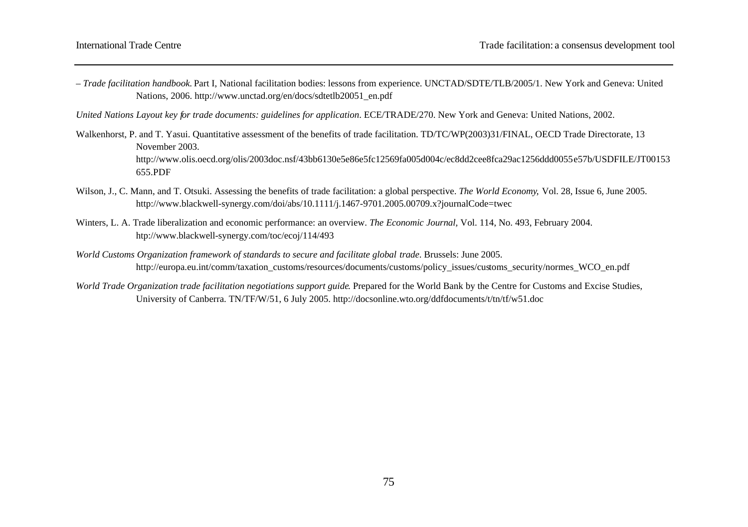– *Trade facilitation handbook*. Part I, National facilitation bodies: lessons from experience. UNCTAD/SDTE/TLB/2005/1. New York and Geneva: United Nations, 2006. http://www.unctad.org/en/docs/sdtetlb20051_en.pdf

*United Nations Layout key for trade documents: guidelines for application*. ECE/TRADE/270. New York and Geneva: United Nations, 2002.

Walkenhorst, P. and T. Yasui. Quantitative assessment of the benefits of trade facilitation. TD/TC/WP(2003)31/FINAL, OECD Trade Directorate, 13 November 2003. http://www.olis.oecd.org/olis/2003doc.nsf/43bb6130e5e86e5fc12569fa005d004c/ec8dd2cee8fca29ac1256ddd0055e57b/USDFILE/JT00153655.PDF

Wilson, J., C. Mann, and T. Otsuki. Assessing the benefits of trade facilitation: a global perspective. *The World Economy*, Vol. 28, Issue 6, June 2005. http://www.blackwell-synergy.com/doi/abs/10.1111/j.1467-9701.2005.00709.x?journalCode=twec

Winters, L. A. Trade liberalization and economic performance: an overview. *The Economic Journal*, Vol. 114, No. 493, February 2004. htp://www.blackwell-synergy.com/toc/ecoj/114/493

*World Customs Organization framework of standards to secure and facilitate global trade*. Brussels: June 2005. http://europa.eu.int/comm/taxation_customs/resources/documents/customs/policy_issues/customs_security/normes_WCO_en.pdf

*World Trade Organization trade facilitation negotiations support guide*. Prepared for the World Bank by the Centre for Customs and Excise Studies, University of Canberra. TN/TF/W/51, 6 July 2005. http://docsonline.wto.org/ddfdocuments/t/tn/tf/w51.doc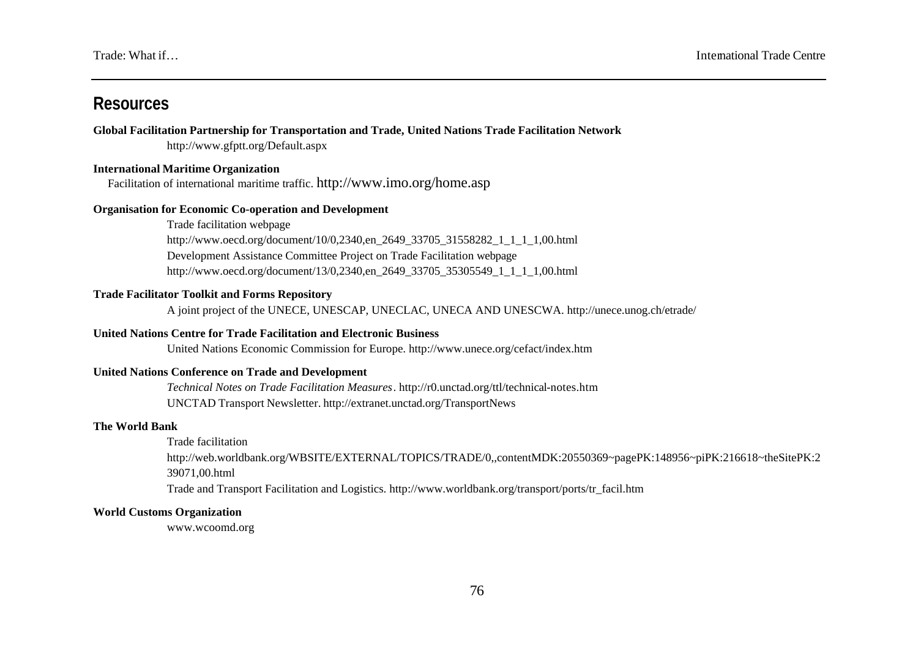## Resources

**Global Facilitation Partnership for Transportation and Trade, United Nations Trade Facilitation Network**

http://www.gfptt.org/Default.aspx

**International Maritime Organization**

Facilitation of international maritime traffic. http://www.imo.org/home.asp

**Organisation for Economic Co-operation and Development**

Trade facilitation webpage

http://www.oecd.org/document/10/0,2340,en_2649_33705_31558282_1_1_1_1,00.html

Development Assistance Committee Project on Trade Facilitation webpage

http://www.oecd.org/document/13/0,2340,en_2649_33705_35305549_1_1_1_1,00.html

**Trade Facilitator Toolkit and Forms Repository**

A joint project of the UNECE, UNESCAP, UNECLAC, UNECA AND UNESCWA. http://unece.unog.ch/etrade/

**United Nations Centre for Trade Facilitation and Electronic Business**

United Nations Economic Commission for Europe. http://www.unece.org/cefact/index.htm

**United Nations Conference on Trade and Development**

*Technical Notes on Trade Facilitation Measures*. http://r0.unctad.org/ttl/technical-notes.htm

UNCTAD Transport Newsletter. http://extranet.unctad.org/TransportNews

**The World Bank**

Trade facilitation

http://web.worldbank.org/WBSITE/EXTERNAL/TOPICS/TRADE/0,,contentMDK:20550369~pagePK:148956~piPK:216618~theSitePK:239071,00.html

Trade and Transport Facilitation and Logistics. http://www.worldbank.org/transport/ports/tr_facil.htm

**World Customs Organization**

www.wcoomd.org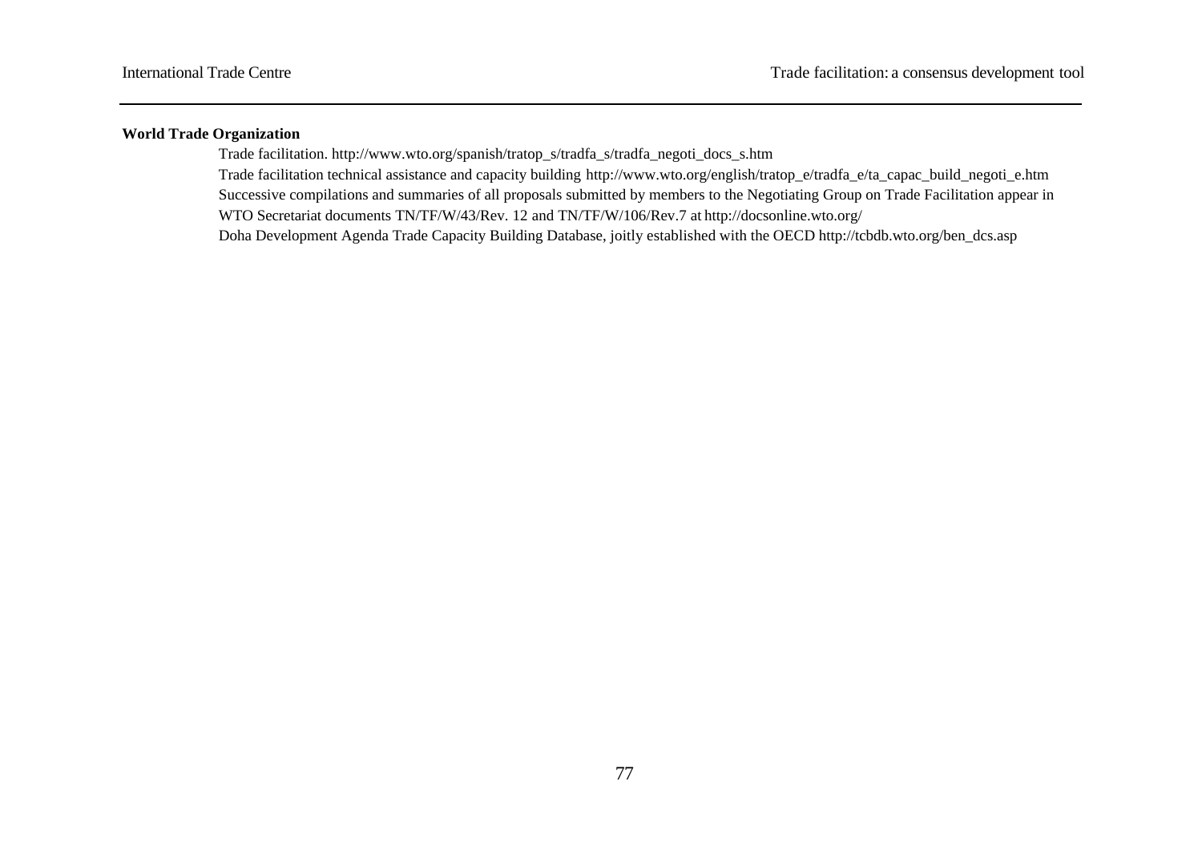**World Trade Organization**

Trade facilitation. http://www.wto.org/spanish/tratop_s/tradfa_s/tradfa_negoti_docs_s.htm

Trade facilitation technical assistance and capacity building http://www.wto.org/english/tratop_e/tradfa_e/ta_capac_build_negoti_e.htm

Successive compilations and summaries of all proposals submitted by members to the Negotiating Group on Trade Facilitation appear in WTO Secretariat documents TN/TF/W/43/Rev. 12 and TN/TF/W/106/Rev.7 at http://docsonline.wto.org/

Doha Development Agenda Trade Capacity Building Database, joitly established with the OECD http://tcbdb.wto.org/ben_dcs.asp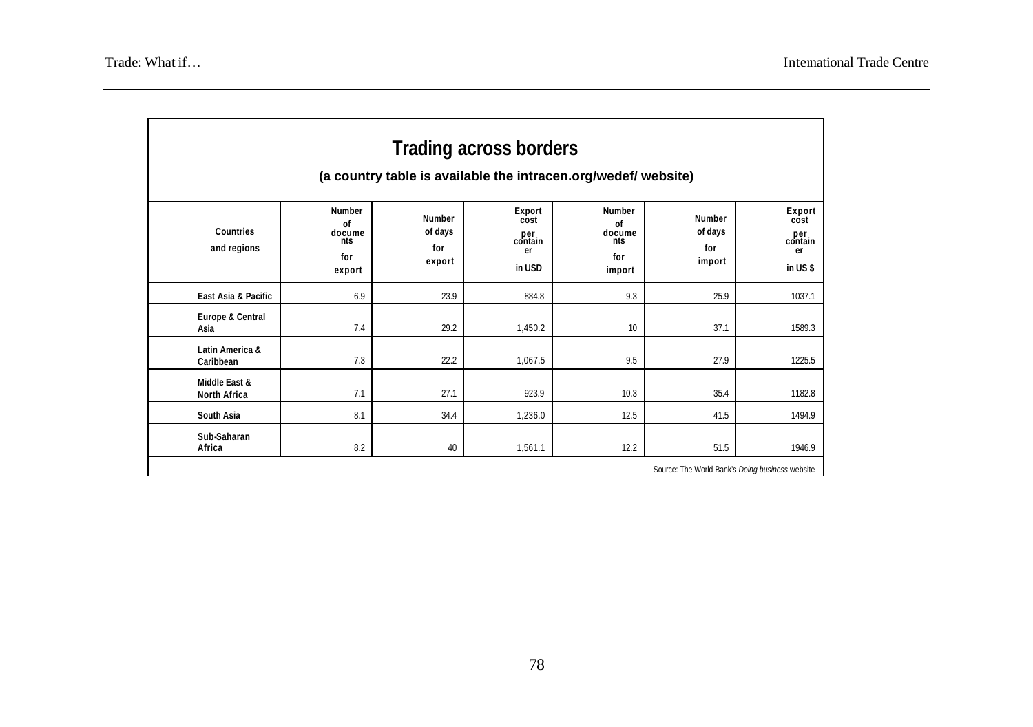## Trading across borders

**(a country table is available the intracen.org/wedef/ website)**

| Countries and regions | Number of documents for export | Number of days for export | Export cost per container in USD | Number of documents for import | Number of days for import | Export cost per container in US $ |
|---|---|---|---|---|---|---|
| East Asia & Pacific | 6.9 | 23.9 | 884.8 | 9.3 | 25.9 | 1037.1 |
| Europe & Central Asia | 7.4 | 29.2 | 1,450.2 | 10 | 37.1 | 1589.3 |
| Latin America & Caribbean | 7.3 | 22.2 | 1,067.5 | 9.5 | 27.9 | 1225.5 |
| Middle East & North Africa | 7.1 | 27.1 | 923.9 | 10.3 | 35.4 | 1182.8 |
| South Asia | 8.1 | 34.4 | 1,236.0 | 12.5 | 41.5 | 1494.9 |
| Sub-Saharan Africa | 8.2 | 40 | 1,561.1 | 12.2 | 51.5 | 1946.9 |

Source: The World Bank's *Doing business* website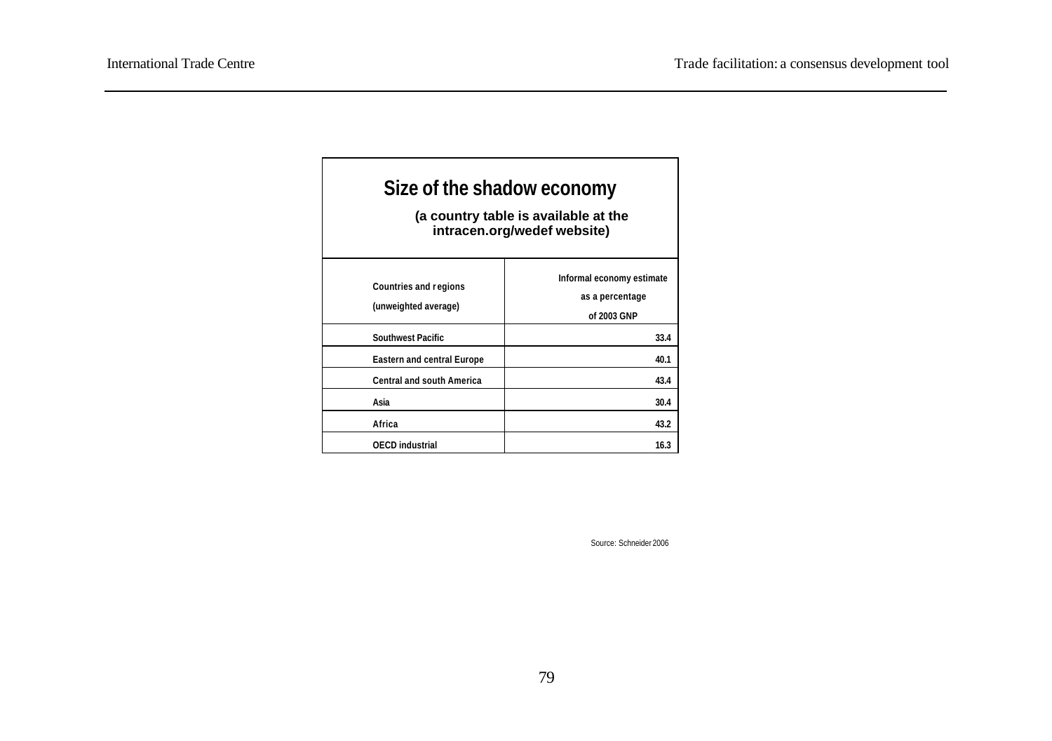## Size of the shadow economy

**(a country table is available at the intracen.org/wedef website)**

| Countries and regions (unweighted average) | Informal economy estimate as a percentage of 2003 GNP |
|---|---|
| Southwest Pacific | 33.4 |
| Eastern and central Europe | 40.1 |
| Central and south America | 43.4 |
| Asia | 30.4 |
| Africa | 43.2 |
| OECD industrial | 16.3 |

Source: Schneider 2006